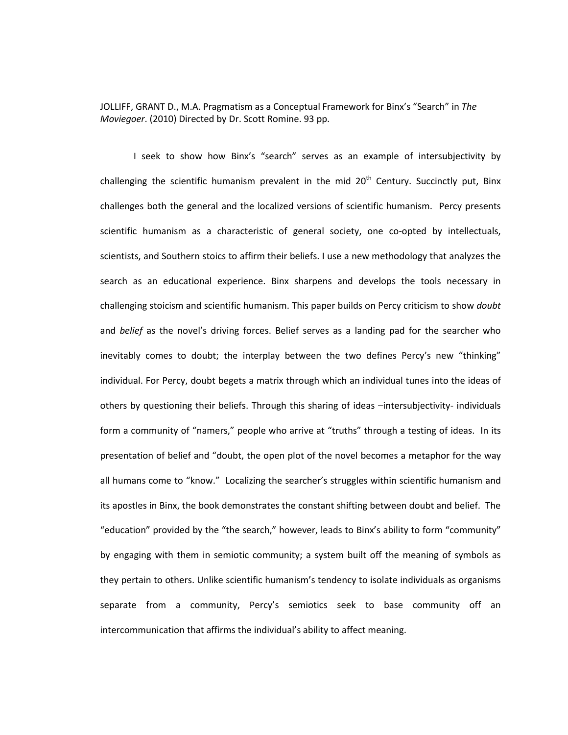JOLLIFF, GRANT D., M.A. Pragmatism as a Conceptual Framework for Binx's "Search" in *The Moviegoer*. (2010) Directed by Dr. Scott Romine. 93 pp.

I seek to show how Binx's "search" serves as an example of intersubjectivity by challenging the scientific humanism prevalent in the mid 20th Century. Succinctly put, Binx challenges both the general and the localized versions of scientific humanism. Percy presents scientific humanism as a characteristic of general society, one co-opted by intellectuals, scientists, and Southern stoics to affirm their beliefs. I use a new methodology that analyzes the search as an educational experience. Binx sharpens and develops the tools necessary in challenging stoicism and scientific humanism. This paper builds on Percy criticism to show *doubt* and *belief* as the novel's driving forces. Belief serves as a landing pad for the searcher who inevitably comes to doubt; the interplay between the two defines Percy's new "thinking" individual. For Percy, doubt begets a matrix through which an individual tunes into the ideas of others by questioning their beliefs. Through this sharing of ideas –intersubjectivity- individuals form a community of "namers," people who arrive at "truths" through a testing of ideas. In its presentation of belief and "doubt, the open plot of the novel becomes a metaphor for the way all humans come to "know." Localizing the searcher's struggles within scientific humanism and its apostles in Binx, the book demonstrates the constant shifting between doubt and belief. The "education" provided by the "the search," however, leads to Binx's ability to form "community" by engaging with them in semiotic community; a system built off the meaning of symbols as they pertain to others. Unlike scientific humanism's tendency to isolate individuals as organisms separate from a community, Percy's semiotics seek to base community off an intercommunication that affirms the individual's ability to affect meaning.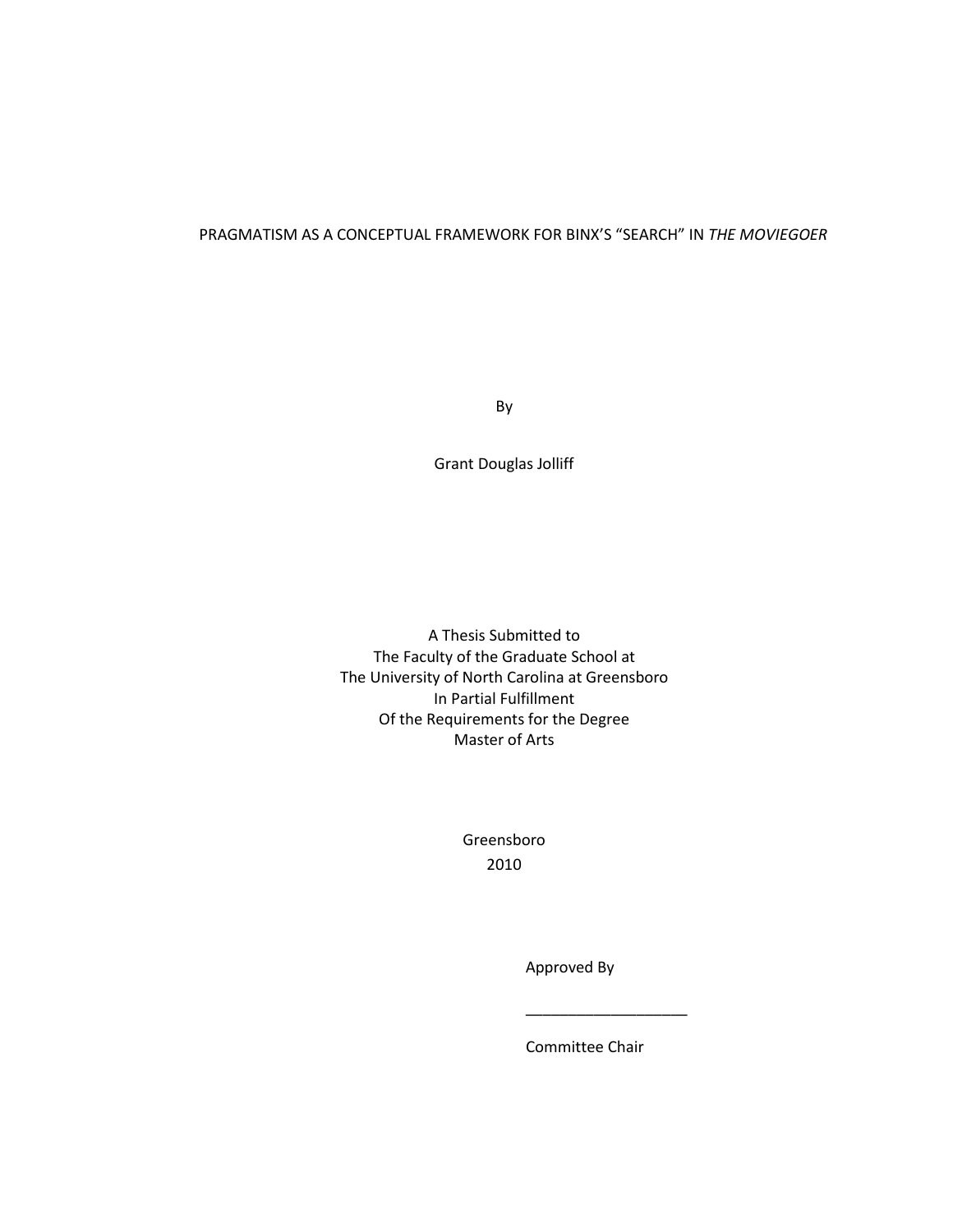PRAGMATISM AS A CONCEPTUAL FRAMEWORK FOR BINX'S "SEARCH" IN *THE MOVIEGOER*

By

Grant Douglas Jolliff

A Thesis Submitted to
The Faculty of the Graduate School at
The University of North Carolina at Greensboro
In Partial Fulfillment
Of the Requirements for the Degree
Master of Arts

Greensboro
2010

Approved By

___________________

Committee Chair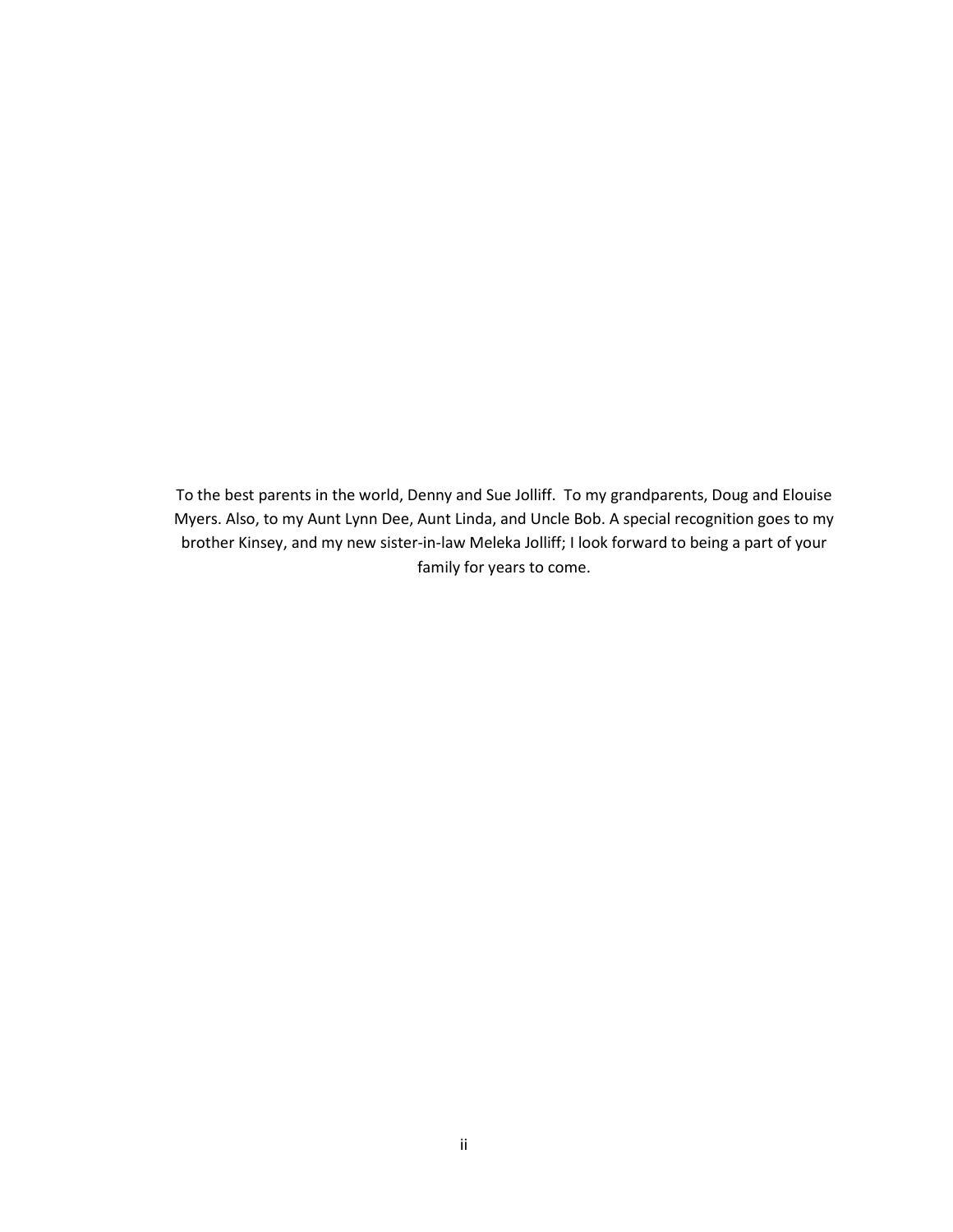To the best parents in the world, Denny and Sue Jolliff. To my grandparents, Doug and Elouise Myers. Also, to my Aunt Lynn Dee, Aunt Linda, and Uncle Bob. A special recognition goes to my brother Kinsey, and my new sister-in-law Meleka Jolliff; I look forward to being a part of your family for years to come.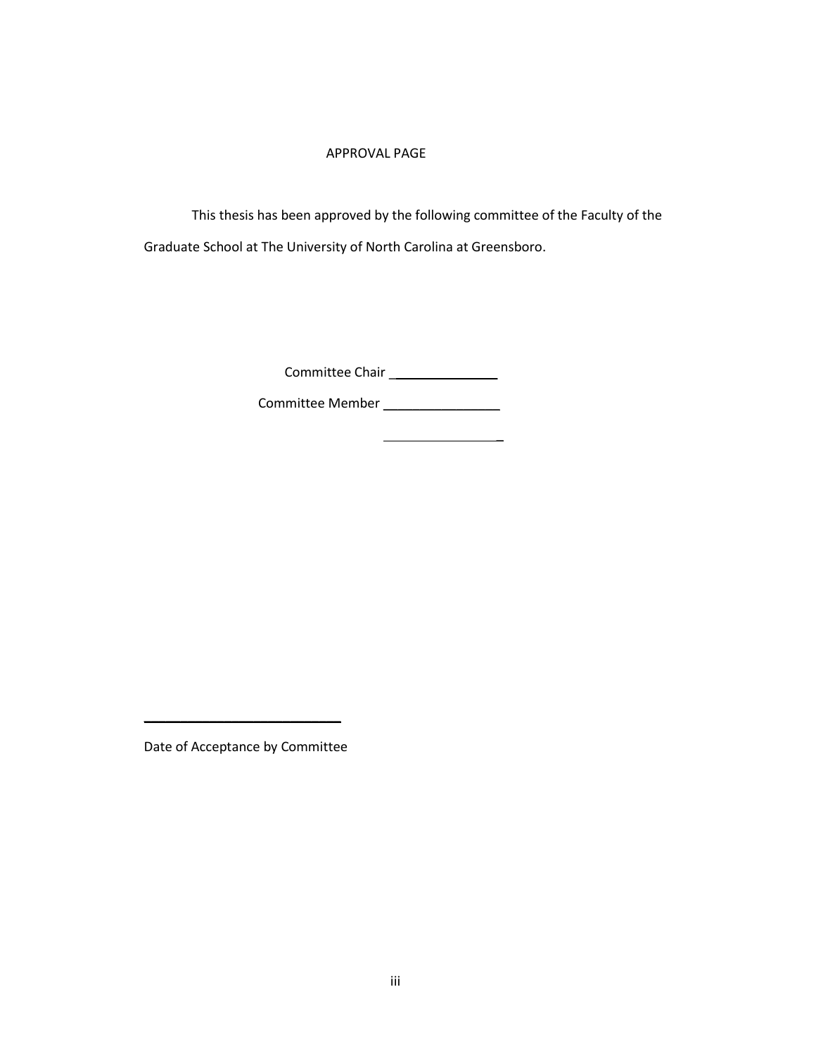APPROVAL PAGE

This thesis has been approved by the following committee of the Faculty of the Graduate School at The University of North Carolina at Greensboro.

Committee Chair ________________

Committee Member ________________

________________

____________________________

Date of Acceptance by Committee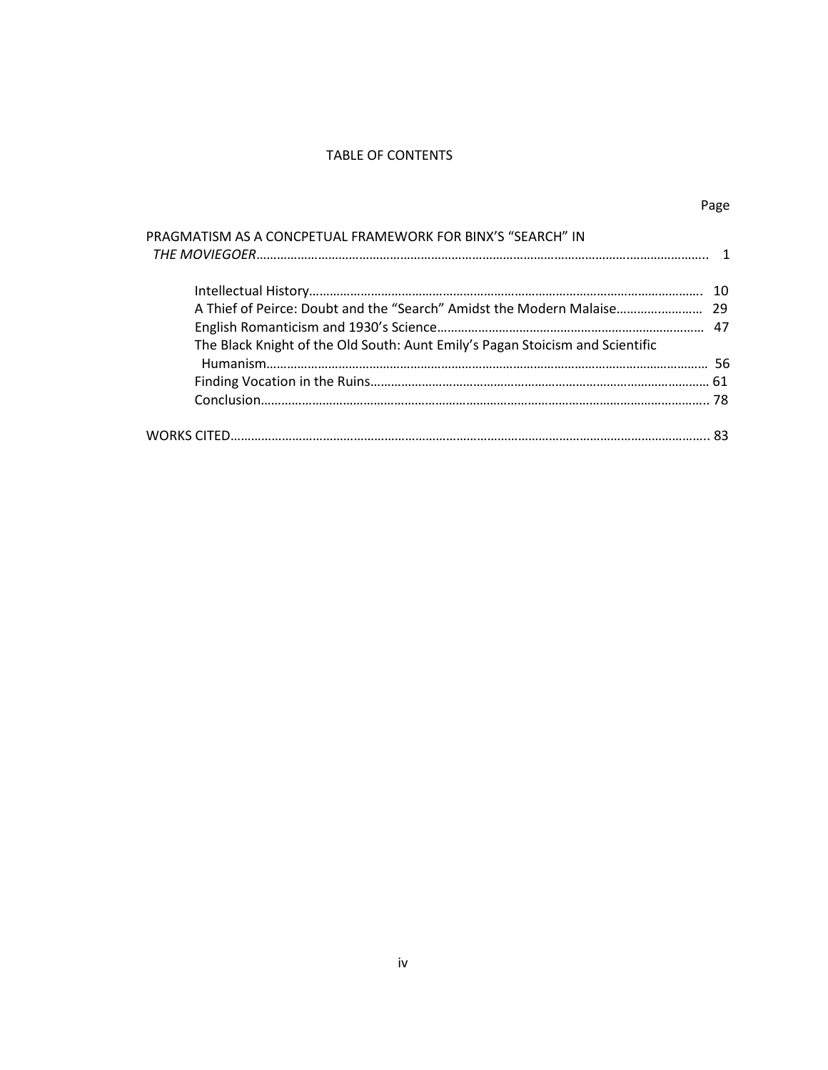# TABLE OF CONTENTS

| | Page |
|---|---|
| PRAGMATISM AS A CONCPETUAL FRAMEWORK FOR BINX'S "SEARCH" IN *THE MOVIEGOER* | 1 |
| Intellectual History | 10 |
| A Thief of Peirce: Doubt and the "Search" Amidst the Modern Malaise | 29 |
| English Romanticism and 1930's Science | 47 |
| The Black Knight of the Old South: Aunt Emily's Pagan Stoicism and Scientific Humanism | 56 |
| Finding Vocation in the Ruins | 61 |
| Conclusion | 78 |
| WORKS CITED | 83 |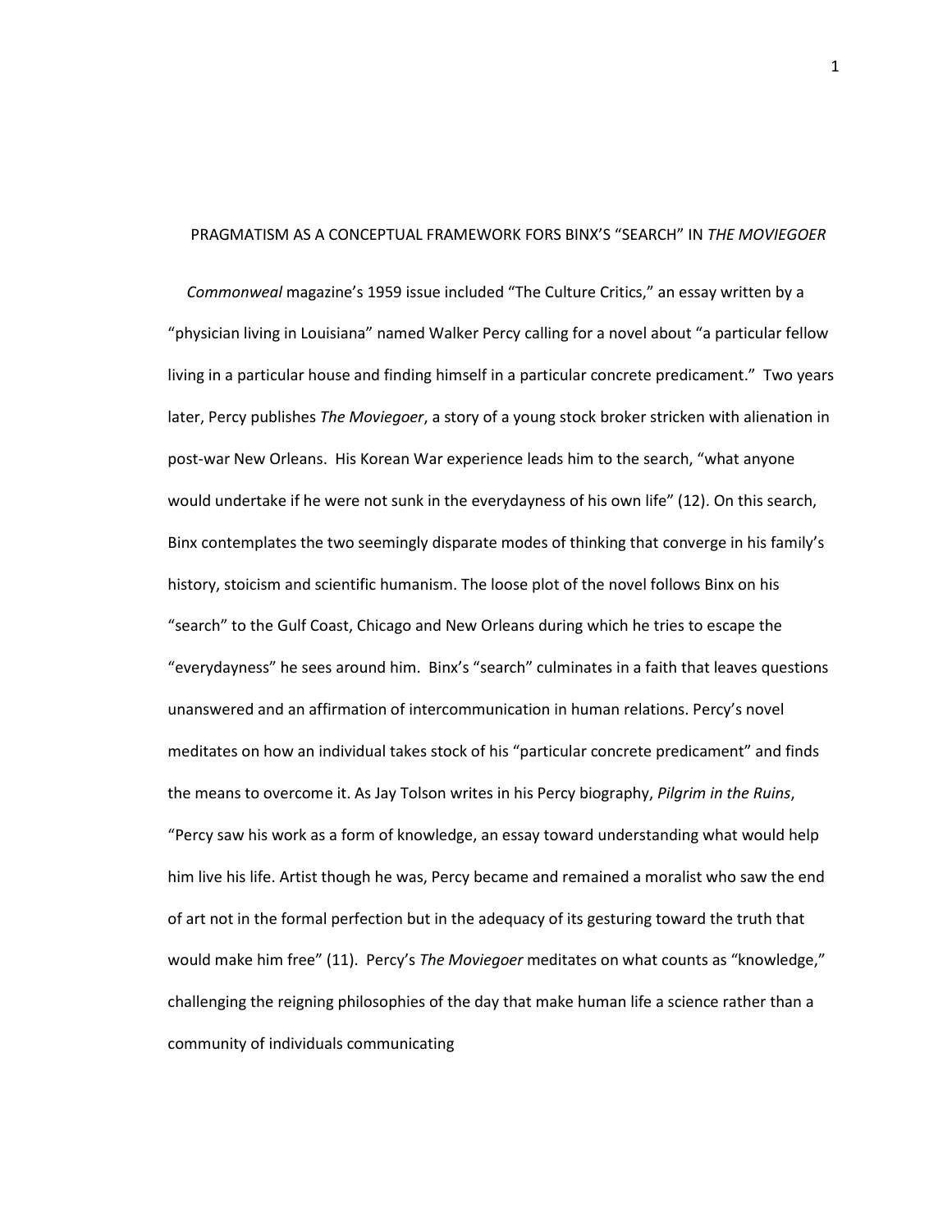# PRAGMATISM AS A CONCEPTUAL FRAMEWORK FORS BINX'S "SEARCH" IN *THE MOVIEGOER*

*Commonweal* magazine's 1959 issue included "The Culture Critics," an essay written by a "physician living in Louisiana" named Walker Percy calling for a novel about "a particular fellow living in a particular house and finding himself in a particular concrete predicament." Two years later, Percy publishes *The Moviegoer*, a story of a young stock broker stricken with alienation in post-war New Orleans. His Korean War experience leads him to the search, "what anyone would undertake if he were not sunk in the everydayness of his own life" (12). On this search, Binx contemplates the two seemingly disparate modes of thinking that converge in his family's history, stoicism and scientific humanism. The loose plot of the novel follows Binx on his "search" to the Gulf Coast, Chicago and New Orleans during which he tries to escape the "everydayness" he sees around him. Binx's "search" culminates in a faith that leaves questions unanswered and an affirmation of intercommunication in human relations. Percy's novel meditates on how an individual takes stock of his "particular concrete predicament" and finds the means to overcome it. As Jay Tolson writes in his Percy biography, *Pilgrim in the Ruins*, "Percy saw his work as a form of knowledge, an essay toward understanding what would help him live his life. Artist though he was, Percy became and remained a moralist who saw the end of art not in the formal perfection but in the adequacy of its gesturing toward the truth that would make him free" (11). Percy's *The Moviegoer* meditates on what counts as "knowledge," challenging the reigning philosophies of the day that make human life a science rather than a community of individuals communicating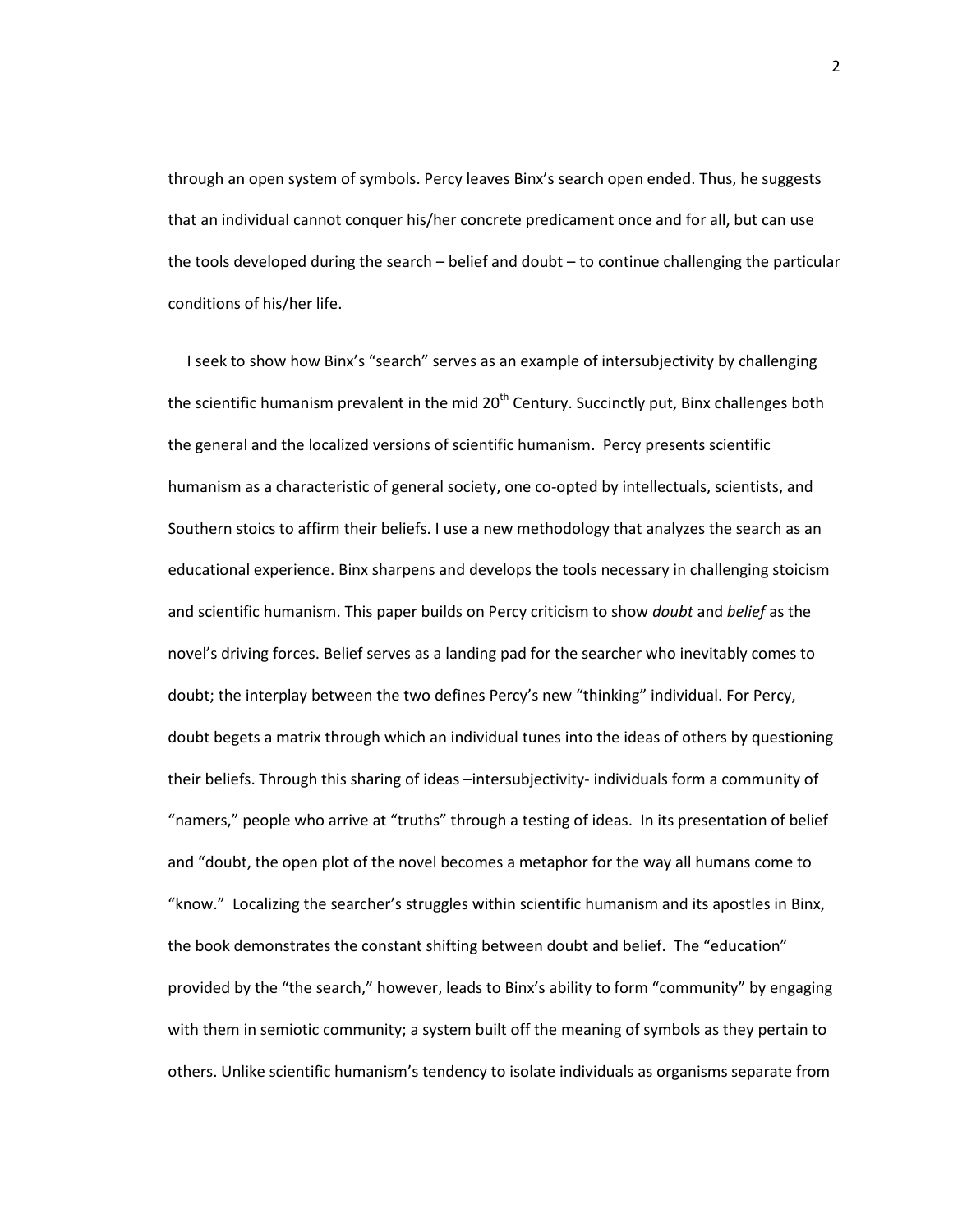through an open system of symbols. Percy leaves Binx's search open ended. Thus, he suggests that an individual cannot conquer his/her concrete predicament once and for all, but can use the tools developed during the search – belief and doubt – to continue challenging the particular conditions of his/her life.

I seek to show how Binx's "search" serves as an example of intersubjectivity by challenging the scientific humanism prevalent in the mid 20th Century. Succinctly put, Binx challenges both the general and the localized versions of scientific humanism. Percy presents scientific humanism as a characteristic of general society, one co-opted by intellectuals, scientists, and Southern stoics to affirm their beliefs. I use a new methodology that analyzes the search as an educational experience. Binx sharpens and develops the tools necessary in challenging stoicism and scientific humanism. This paper builds on Percy criticism to show *doubt* and *belief* as the novel's driving forces. Belief serves as a landing pad for the searcher who inevitably comes to doubt; the interplay between the two defines Percy's new "thinking" individual. For Percy, doubt begets a matrix through which an individual tunes into the ideas of others by questioning their beliefs. Through this sharing of ideas –intersubjectivity- individuals form a community of "namers," people who arrive at "truths" through a testing of ideas. In its presentation of belief and "doubt, the open plot of the novel becomes a metaphor for the way all humans come to "know." Localizing the searcher's struggles within scientific humanism and its apostles in Binx, the book demonstrates the constant shifting between doubt and belief. The "education" provided by the "the search," however, leads to Binx's ability to form "community" by engaging with them in semiotic community; a system built off the meaning of symbols as they pertain to others. Unlike scientific humanism's tendency to isolate individuals as organisms separate from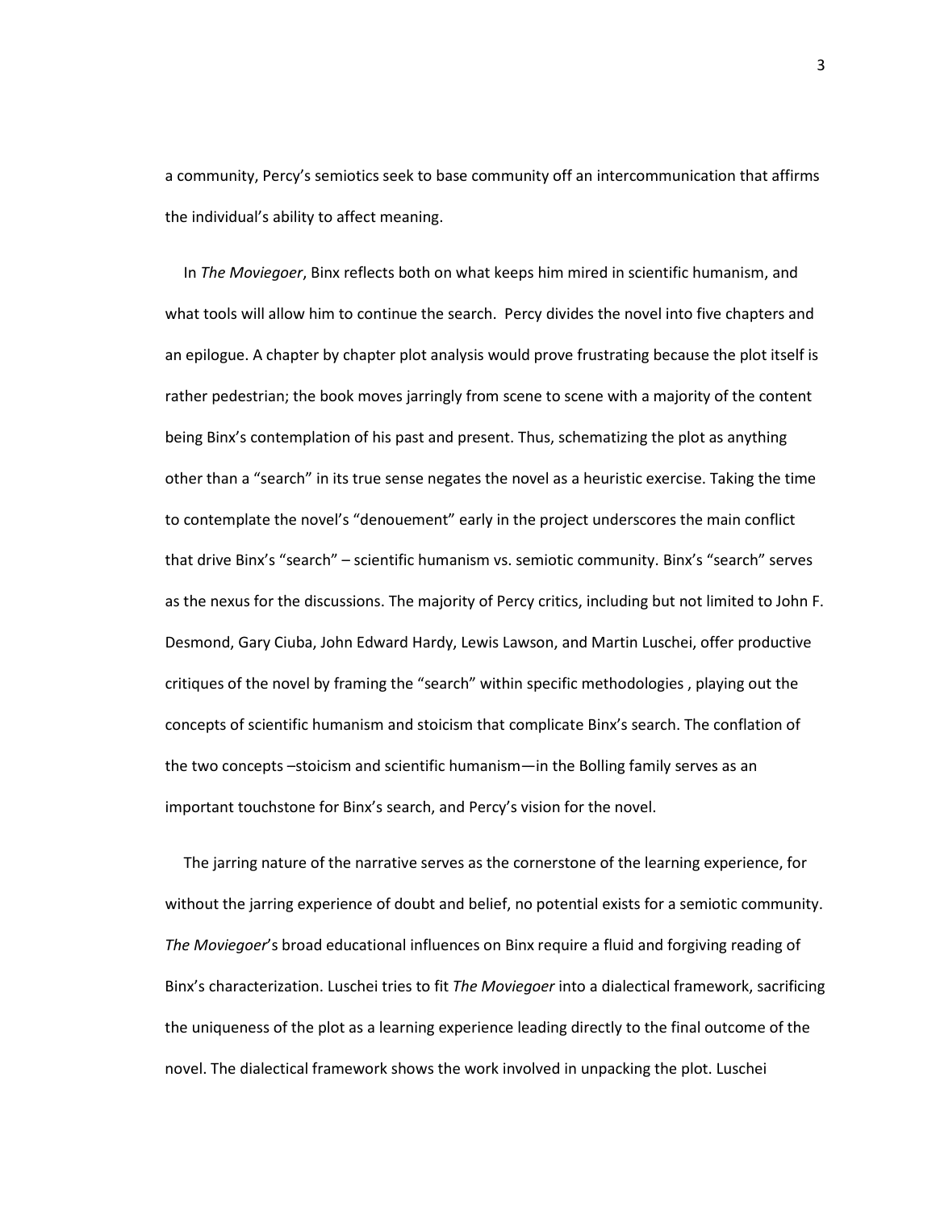a community, Percy's semiotics seek to base community off an intercommunication that affirms the individual's ability to affect meaning.

In *The Moviegoer*, Binx reflects both on what keeps him mired in scientific humanism, and what tools will allow him to continue the search. Percy divides the novel into five chapters and an epilogue. A chapter by chapter plot analysis would prove frustrating because the plot itself is rather pedestrian; the book moves jarringly from scene to scene with a majority of the content being Binx's contemplation of his past and present. Thus, schematizing the plot as anything other than a "search" in its true sense negates the novel as a heuristic exercise. Taking the time to contemplate the novel's "denouement" early in the project underscores the main conflict that drive Binx's "search" – scientific humanism vs. semiotic community. Binx's "search" serves as the nexus for the discussions. The majority of Percy critics, including but not limited to John F. Desmond, Gary Ciuba, John Edward Hardy, Lewis Lawson, and Martin Luschei, offer productive critiques of the novel by framing the "search" within specific methodologies , playing out the concepts of scientific humanism and stoicism that complicate Binx's search. The conflation of the two concepts –stoicism and scientific humanism—in the Bolling family serves as an important touchstone for Binx's search, and Percy's vision for the novel.

The jarring nature of the narrative serves as the cornerstone of the learning experience, for without the jarring experience of doubt and belief, no potential exists for a semiotic community. *The Moviegoer*'s broad educational influences on Binx require a fluid and forgiving reading of Binx's characterization. Luschei tries to fit *The Moviegoer* into a dialectical framework, sacrificing the uniqueness of the plot as a learning experience leading directly to the final outcome of the novel. The dialectical framework shows the work involved in unpacking the plot. Luschei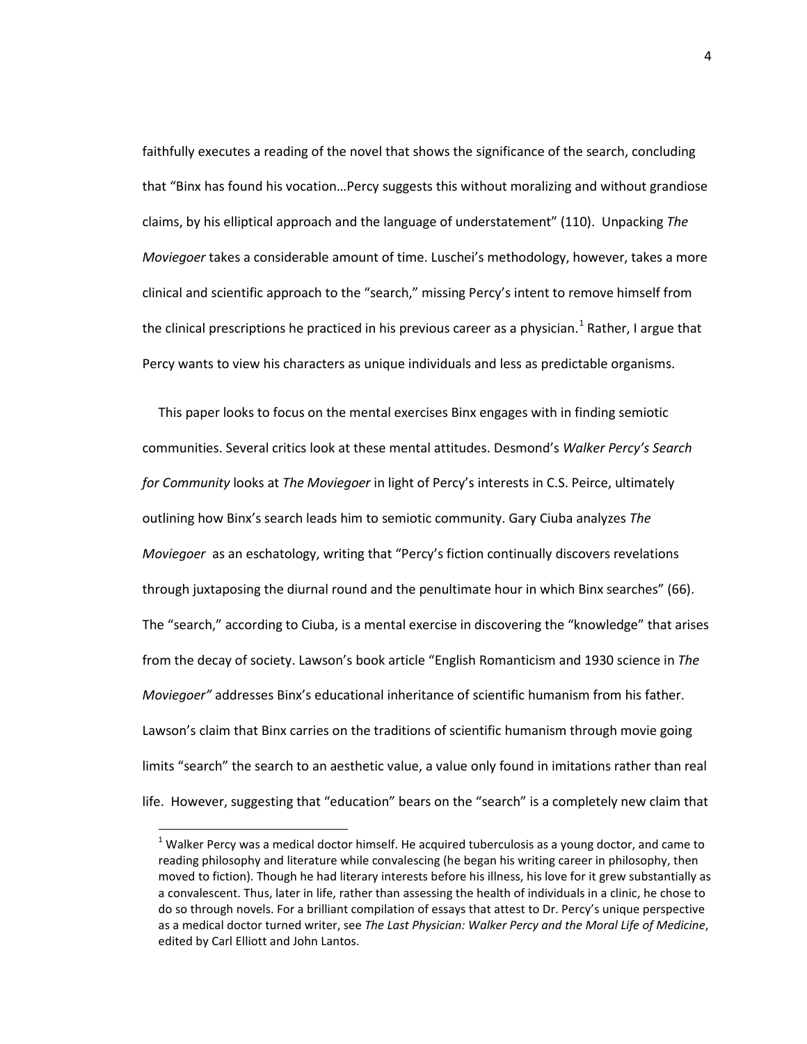faithfully executes a reading of the novel that shows the significance of the search, concluding that "Binx has found his vocation…Percy suggests this without moralizing and without grandiose claims, by his elliptical approach and the language of understatement" (110). Unpacking *The Moviegoer* takes a considerable amount of time. Luschei's methodology, however, takes a more clinical and scientific approach to the "search," missing Percy's intent to remove himself from the clinical prescriptions he practiced in his previous career as a physician.[1] Rather, I argue that Percy wants to view his characters as unique individuals and less as predictable organisms.

This paper looks to focus on the mental exercises Binx engages with in finding semiotic communities. Several critics look at these mental attitudes. Desmond's *Walker Percy's Search for Community* looks at *The Moviegoer* in light of Percy's interests in C.S. Peirce, ultimately outlining how Binx's search leads him to semiotic community. Gary Ciuba analyzes *The Moviegoer* as an eschatology, writing that "Percy's fiction continually discovers revelations through juxtaposing the diurnal round and the penultimate hour in which Binx searches" (66). The "search," according to Ciuba, is a mental exercise in discovering the "knowledge" that arises from the decay of society. Lawson's book article "English Romanticism and 1930 science in *The Moviegoer*" addresses Binx's educational inheritance of scientific humanism from his father. Lawson's claim that Binx carries on the traditions of scientific humanism through movie going limits "search" the search to an aesthetic value, a value only found in imitations rather than real life. However, suggesting that "education" bears on the "search" is a completely new claim that

[1] Walker Percy was a medical doctor himself. He acquired tuberculosis as a young doctor, and came to reading philosophy and literature while convalescing (he began his writing career in philosophy, then moved to fiction). Though he had literary interests before his illness, his love for it grew substantially as a convalescent. Thus, later in life, rather than assessing the health of individuals in a clinic, he chose to do so through novels. For a brilliant compilation of essays that attest to Dr. Percy's unique perspective as a medical doctor turned writer, see *The Last Physician: Walker Percy and the Moral Life of Medicine*, edited by Carl Elliott and John Lantos.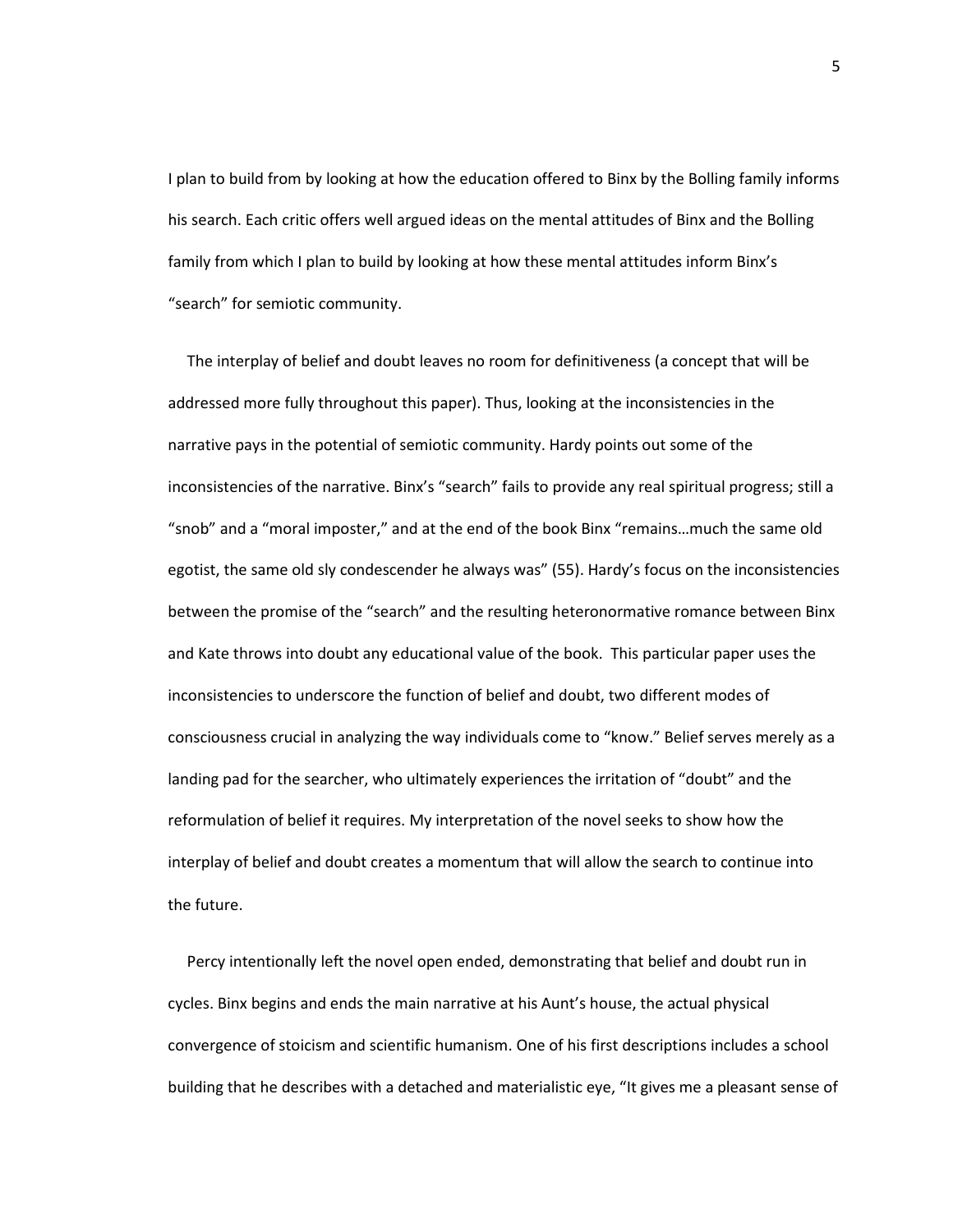I plan to build from by looking at how the education offered to Binx by the Bolling family informs his search. Each critic offers well argued ideas on the mental attitudes of Binx and the Bolling family from which I plan to build by looking at how these mental attitudes inform Binx's "search" for semiotic community.

The interplay of belief and doubt leaves no room for definitiveness (a concept that will be addressed more fully throughout this paper). Thus, looking at the inconsistencies in the narrative pays in the potential of semiotic community. Hardy points out some of the inconsistencies of the narrative. Binx's "search" fails to provide any real spiritual progress; still a "snob" and a "moral imposter," and at the end of the book Binx "remains…much the same old egotist, the same old sly condescender he always was" (55). Hardy's focus on the inconsistencies between the promise of the "search" and the resulting heteronormative romance between Binx and Kate throws into doubt any educational value of the book. This particular paper uses the inconsistencies to underscore the function of belief and doubt, two different modes of consciousness crucial in analyzing the way individuals come to "know." Belief serves merely as a landing pad for the searcher, who ultimately experiences the irritation of "doubt" and the reformulation of belief it requires. My interpretation of the novel seeks to show how the interplay of belief and doubt creates a momentum that will allow the search to continue into the future.

Percy intentionally left the novel open ended, demonstrating that belief and doubt run in cycles. Binx begins and ends the main narrative at his Aunt's house, the actual physical convergence of stoicism and scientific humanism. One of his first descriptions includes a school building that he describes with a detached and materialistic eye, "It gives me a pleasant sense of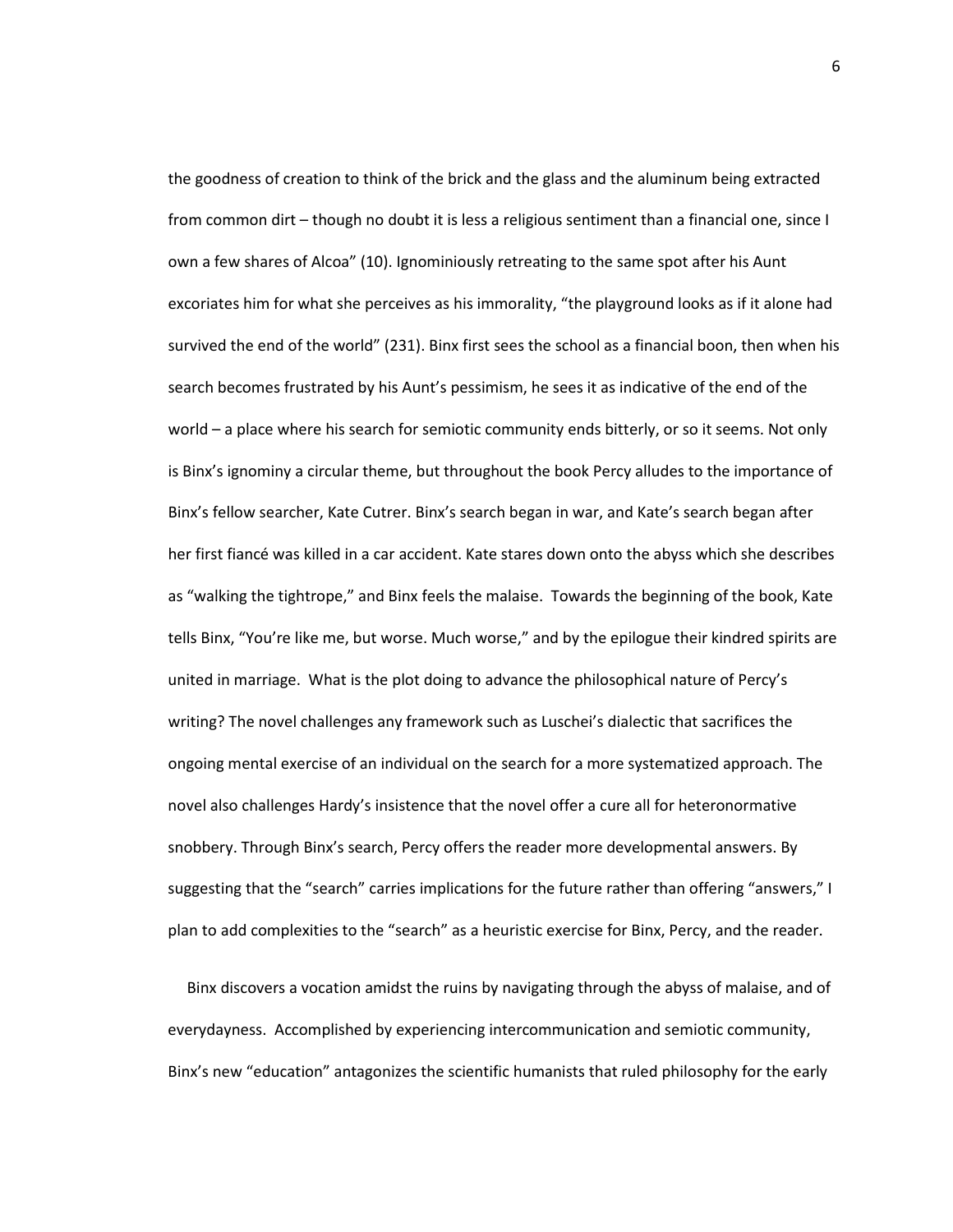the goodness of creation to think of the brick and the glass and the aluminum being extracted from common dirt – though no doubt it is less a religious sentiment than a financial one, since I own a few shares of Alcoa" (10). Ignominiously retreating to the same spot after his Aunt excoriates him for what she perceives as his immorality, "the playground looks as if it alone had survived the end of the world" (231). Binx first sees the school as a financial boon, then when his search becomes frustrated by his Aunt's pessimism, he sees it as indicative of the end of the world – a place where his search for semiotic community ends bitterly, or so it seems. Not only is Binx's ignominy a circular theme, but throughout the book Percy alludes to the importance of Binx's fellow searcher, Kate Cutrer. Binx's search began in war, and Kate's search began after her first fiancé was killed in a car accident. Kate stares down onto the abyss which she describes as "walking the tightrope," and Binx feels the malaise. Towards the beginning of the book, Kate tells Binx, "You're like me, but worse. Much worse," and by the epilogue their kindred spirits are united in marriage. What is the plot doing to advance the philosophical nature of Percy's writing? The novel challenges any framework such as Luschei's dialectic that sacrifices the ongoing mental exercise of an individual on the search for a more systematized approach. The novel also challenges Hardy's insistence that the novel offer a cure all for heteronormative snobbery. Through Binx's search, Percy offers the reader more developmental answers. By suggesting that the "search" carries implications for the future rather than offering "answers," I plan to add complexities to the "search" as a heuristic exercise for Binx, Percy, and the reader.

Binx discovers a vocation amidst the ruins by navigating through the abyss of malaise, and of everydayness. Accomplished by experiencing intercommunication and semiotic community, Binx's new "education" antagonizes the scientific humanists that ruled philosophy for the early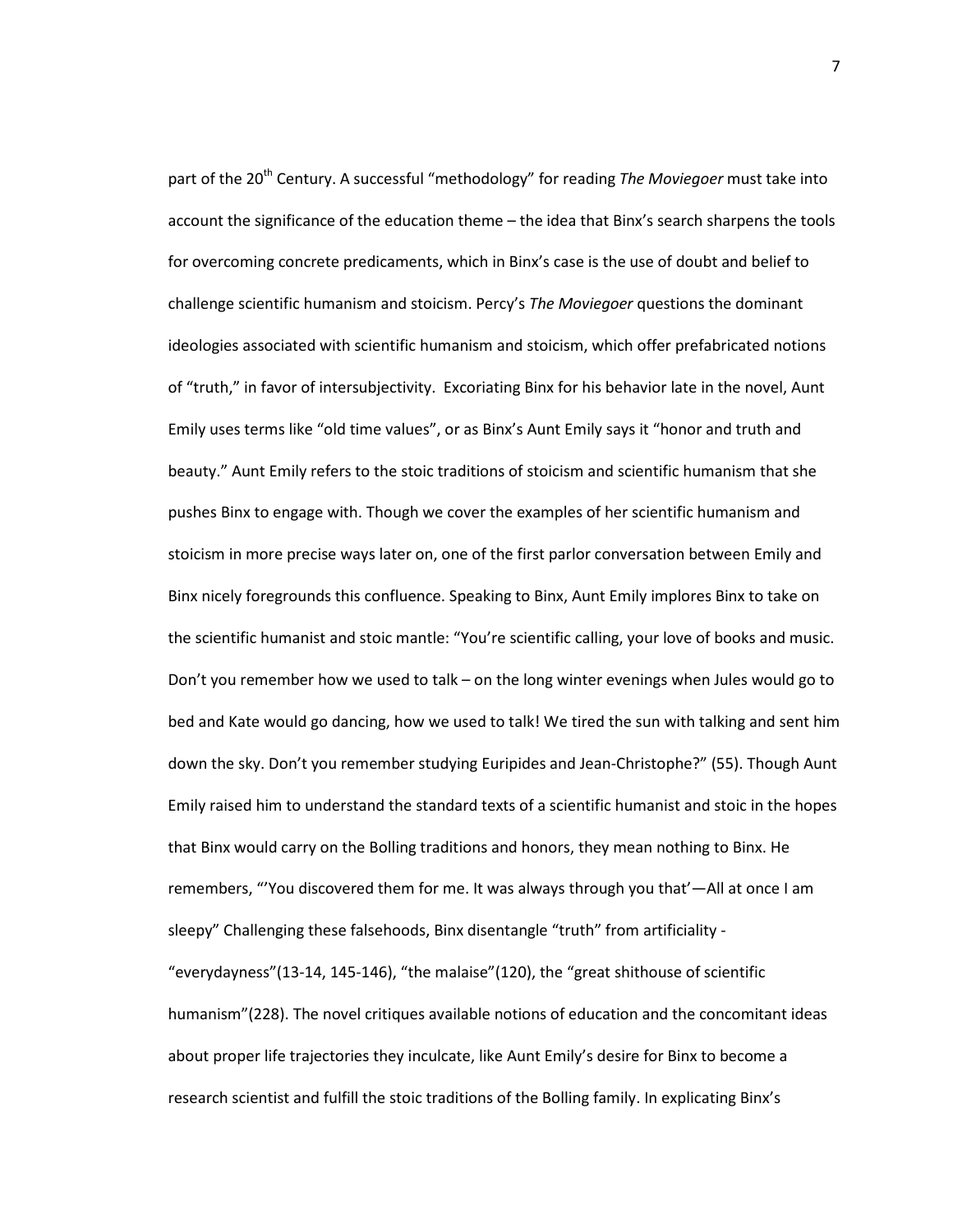part of the 20th Century. A successful "methodology" for reading *The Moviegoer* must take into account the significance of the education theme – the idea that Binx's search sharpens the tools for overcoming concrete predicaments, which in Binx's case is the use of doubt and belief to challenge scientific humanism and stoicism. Percy's *The Moviegoer* questions the dominant ideologies associated with scientific humanism and stoicism, which offer prefabricated notions of "truth," in favor of intersubjectivity. Excoriating Binx for his behavior late in the novel, Aunt Emily uses terms like "old time values", or as Binx's Aunt Emily says it "honor and truth and beauty." Aunt Emily refers to the stoic traditions of stoicism and scientific humanism that she pushes Binx to engage with. Though we cover the examples of her scientific humanism and stoicism in more precise ways later on, one of the first parlor conversation between Emily and Binx nicely foregrounds this confluence. Speaking to Binx, Aunt Emily implores Binx to take on the scientific humanist and stoic mantle: "You're scientific calling, your love of books and music. Don't you remember how we used to talk – on the long winter evenings when Jules would go to bed and Kate would go dancing, how we used to talk! We tired the sun with talking and sent him down the sky. Don't you remember studying Euripides and Jean-Christophe?" (55). Though Aunt Emily raised him to understand the standard texts of a scientific humanist and stoic in the hopes that Binx would carry on the Bolling traditions and honors, they mean nothing to Binx. He remembers, "'You discovered them for me. It was always through you that'—All at once I am sleepy" Challenging these falsehoods, Binx disentangle "truth" from artificiality - "everydayness"(13-14, 145-146), "the malaise"(120), the "great shithouse of scientific humanism"(228). The novel critiques available notions of education and the concomitant ideas about proper life trajectories they inculcate, like Aunt Emily's desire for Binx to become a research scientist and fulfill the stoic traditions of the Bolling family. In explicating Binx's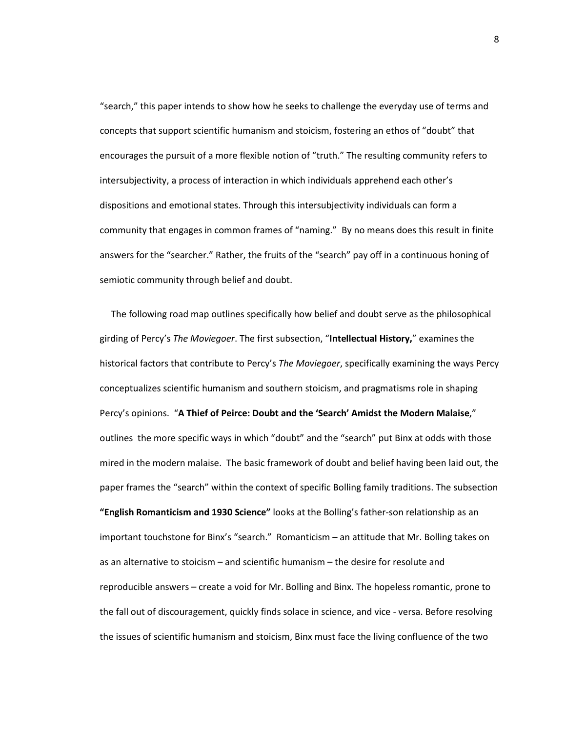"search," this paper intends to show how he seeks to challenge the everyday use of terms and concepts that support scientific humanism and stoicism, fostering an ethos of "doubt" that encourages the pursuit of a more flexible notion of "truth." The resulting community refers to intersubjectivity, a process of interaction in which individuals apprehend each other's dispositions and emotional states. Through this intersubjectivity individuals can form a community that engages in common frames of "naming." By no means does this result in finite answers for the "searcher." Rather, the fruits of the "search" pay off in a continuous honing of semiotic community through belief and doubt.

The following road map outlines specifically how belief and doubt serve as the philosophical girding of Percy's *The Moviegoer*. The first subsection, "**Intellectual History,**" examines the historical factors that contribute to Percy's *The Moviegoer*, specifically examining the ways Percy conceptualizes scientific humanism and southern stoicism, and pragmatisms role in shaping Percy's opinions. "**A Thief of Peirce: Doubt and the 'Search' Amidst the Modern Malaise**," outlines the more specific ways in which "doubt" and the "search" put Binx at odds with those mired in the modern malaise. The basic framework of doubt and belief having been laid out, the paper frames the "search" within the context of specific Bolling family traditions. The subsection **"English Romanticism and 1930 Science"** looks at the Bolling's father-son relationship as an important touchstone for Binx's "search." Romanticism – an attitude that Mr. Bolling takes on as an alternative to stoicism – and scientific humanism – the desire for resolute and reproducible answers – create a void for Mr. Bolling and Binx. The hopeless romantic, prone to the fall out of discouragement, quickly finds solace in science, and vice - versa. Before resolving the issues of scientific humanism and stoicism, Binx must face the living confluence of the two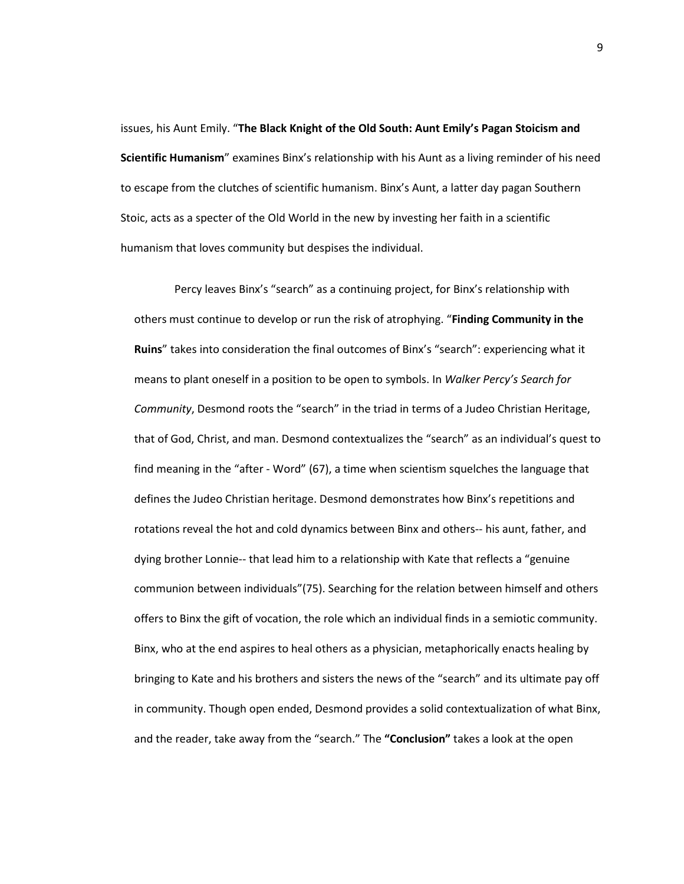issues, his Aunt Emily. "**The Black Knight of the Old South: Aunt Emily's Pagan Stoicism and Scientific Humanism**" examines Binx's relationship with his Aunt as a living reminder of his need to escape from the clutches of scientific humanism. Binx's Aunt, a latter day pagan Southern Stoic, acts as a specter of the Old World in the new by investing her faith in a scientific humanism that loves community but despises the individual.

Percy leaves Binx's "search" as a continuing project, for Binx's relationship with others must continue to develop or run the risk of atrophying. "**Finding Community in the Ruins**" takes into consideration the final outcomes of Binx's "search": experiencing what it means to plant oneself in a position to be open to symbols. In *Walker Percy's Search for Community*, Desmond roots the "search" in the triad in terms of a Judeo Christian Heritage, that of God, Christ, and man. Desmond contextualizes the "search" as an individual's quest to find meaning in the "after - Word" (67), a time when scientism squelches the language that defines the Judeo Christian heritage. Desmond demonstrates how Binx's repetitions and rotations reveal the hot and cold dynamics between Binx and others-- his aunt, father, and dying brother Lonnie-- that lead him to a relationship with Kate that reflects a "genuine communion between individuals"(75). Searching for the relation between himself and others offers to Binx the gift of vocation, the role which an individual finds in a semiotic community. Binx, who at the end aspires to heal others as a physician, metaphorically enacts healing by bringing to Kate and his brothers and sisters the news of the "search" and its ultimate pay off in community. Though open ended, Desmond provides a solid contextualization of what Binx, and the reader, take away from the "search." The **"Conclusion"** takes a look at the open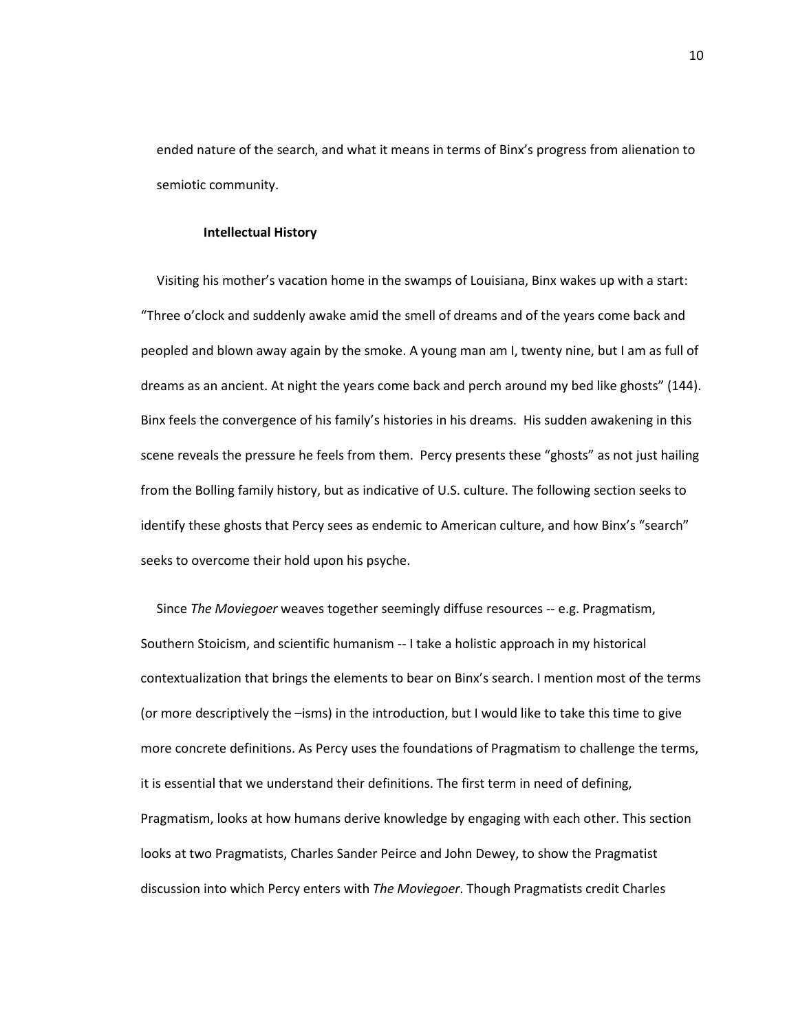ended nature of the search, and what it means in terms of Binx's progress from alienation to semiotic community.

### Intellectual History

Visiting his mother's vacation home in the swamps of Louisiana, Binx wakes up with a start: "Three o'clock and suddenly awake amid the smell of dreams and of the years come back and peopled and blown away again by the smoke. A young man am I, twenty nine, but I am as full of dreams as an ancient. At night the years come back and perch around my bed like ghosts" (144). Binx feels the convergence of his family's histories in his dreams. His sudden awakening in this scene reveals the pressure he feels from them. Percy presents these "ghosts" as not just hailing from the Bolling family history, but as indicative of U.S. culture. The following section seeks to identify these ghosts that Percy sees as endemic to American culture, and how Binx's "search" seeks to overcome their hold upon his psyche.

Since *The Moviegoer* weaves together seemingly diffuse resources -- e.g. Pragmatism, Southern Stoicism, and scientific humanism -- I take a holistic approach in my historical contextualization that brings the elements to bear on Binx's search. I mention most of the terms (or more descriptively the –isms) in the introduction, but I would like to take this time to give more concrete definitions. As Percy uses the foundations of Pragmatism to challenge the terms, it is essential that we understand their definitions. The first term in need of defining, Pragmatism, looks at how humans derive knowledge by engaging with each other. This section looks at two Pragmatists, Charles Sander Peirce and John Dewey, to show the Pragmatist discussion into which Percy enters with *The Moviegoer*. Though Pragmatists credit Charles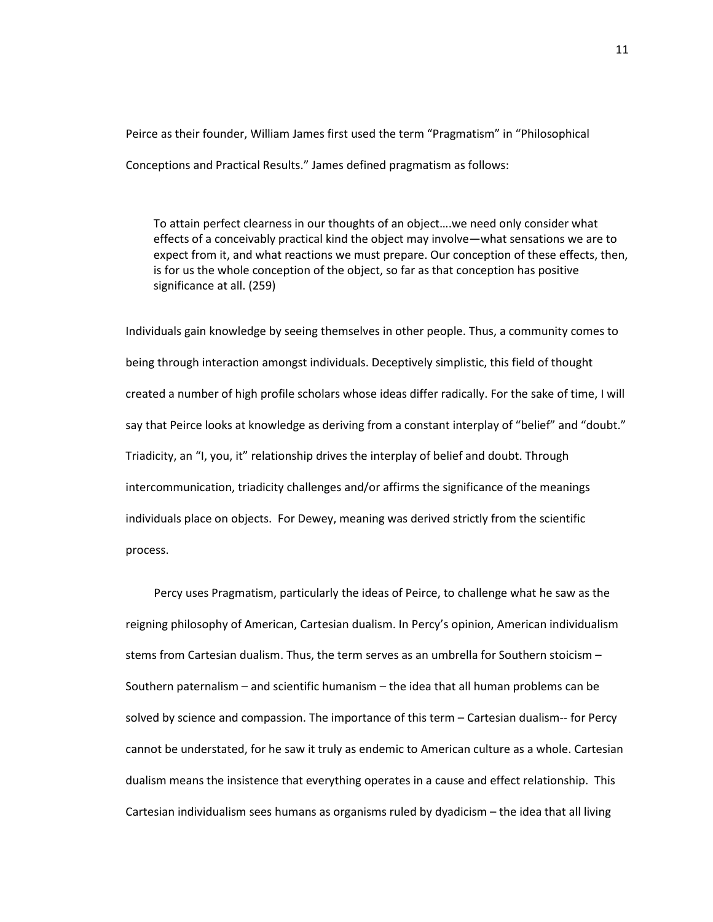Peirce as their founder, William James first used the term "Pragmatism" in "Philosophical Conceptions and Practical Results." James defined pragmatism as follows:

> To attain perfect clearness in our thoughts of an object….we need only consider what effects of a conceivably practical kind the object may involve—what sensations we are to expect from it, and what reactions we must prepare. Our conception of these effects, then, is for us the whole conception of the object, so far as that conception has positive significance at all. (259)

Individuals gain knowledge by seeing themselves in other people. Thus, a community comes to being through interaction amongst individuals. Deceptively simplistic, this field of thought created a number of high profile scholars whose ideas differ radically. For the sake of time, I will say that Peirce looks at knowledge as deriving from a constant interplay of "belief" and "doubt." Triadicity, an "I, you, it" relationship drives the interplay of belief and doubt. Through intercommunication, triadicity challenges and/or affirms the significance of the meanings individuals place on objects. For Dewey, meaning was derived strictly from the scientific process.

Percy uses Pragmatism, particularly the ideas of Peirce, to challenge what he saw as the reigning philosophy of American, Cartesian dualism. In Percy's opinion, American individualism stems from Cartesian dualism. Thus, the term serves as an umbrella for Southern stoicism – Southern paternalism – and scientific humanism – the idea that all human problems can be solved by science and compassion. The importance of this term – Cartesian dualism-- for Percy cannot be understated, for he saw it truly as endemic to American culture as a whole. Cartesian dualism means the insistence that everything operates in a cause and effect relationship. This Cartesian individualism sees humans as organisms ruled by dyadicism – the idea that all living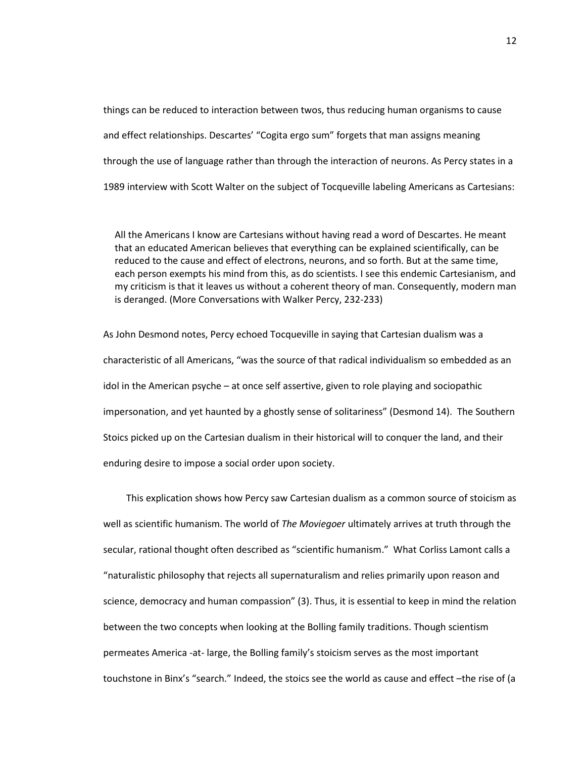things can be reduced to interaction between twos, thus reducing human organisms to cause and effect relationships. Descartes' "Cogita ergo sum" forgets that man assigns meaning through the use of language rather than through the interaction of neurons. As Percy states in a 1989 interview with Scott Walter on the subject of Tocqueville labeling Americans as Cartesians:

> All the Americans I know are Cartesians without having read a word of Descartes. He meant that an educated American believes that everything can be explained scientifically, can be reduced to the cause and effect of electrons, neurons, and so forth. But at the same time, each person exempts his mind from this, as do scientists. I see this endemic Cartesianism, and my criticism is that it leaves us without a coherent theory of man. Consequently, modern man is deranged. (More Conversations with Walker Percy, 232-233)

As John Desmond notes, Percy echoed Tocqueville in saying that Cartesian dualism was a characteristic of all Americans, "was the source of that radical individualism so embedded as an idol in the American psyche – at once self assertive, given to role playing and sociopathic impersonation, and yet haunted by a ghostly sense of solitariness" (Desmond 14). The Southern Stoics picked up on the Cartesian dualism in their historical will to conquer the land, and their enduring desire to impose a social order upon society.

This explication shows how Percy saw Cartesian dualism as a common source of stoicism as well as scientific humanism. The world of *The Moviegoer* ultimately arrives at truth through the secular, rational thought often described as "scientific humanism." What Corliss Lamont calls a "naturalistic philosophy that rejects all supernaturalism and relies primarily upon reason and science, democracy and human compassion" (3). Thus, it is essential to keep in mind the relation between the two concepts when looking at the Bolling family traditions. Though scientism permeates America -at- large, the Bolling family's stoicism serves as the most important touchstone in Binx's "search." Indeed, the stoics see the world as cause and effect –the rise of (a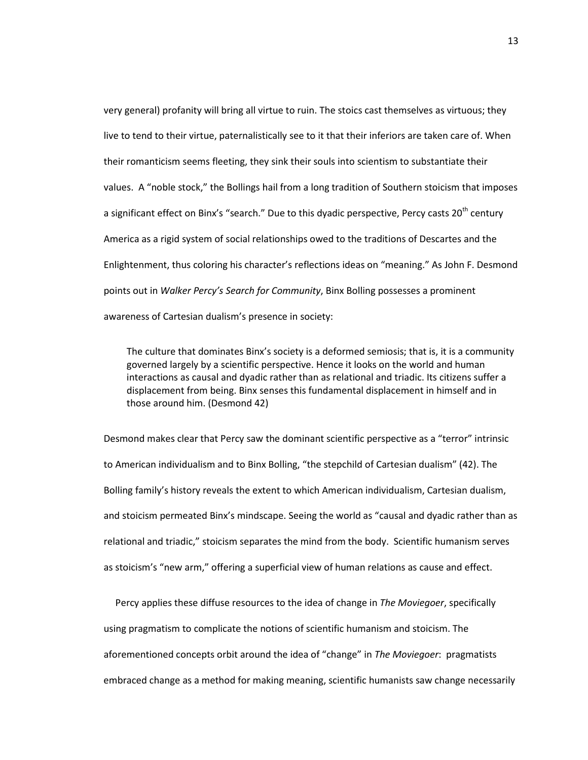very general) profanity will bring all virtue to ruin. The stoics cast themselves as virtuous; they live to tend to their virtue, paternalistically see to it that their inferiors are taken care of. When their romanticism seems fleeting, they sink their souls into scientism to substantiate their values. A "noble stock," the Bollings hail from a long tradition of Southern stoicism that imposes a significant effect on Binx's "search." Due to this dyadic perspective, Percy casts 20th century America as a rigid system of social relationships owed to the traditions of Descartes and the Enlightenment, thus coloring his character's reflections ideas on "meaning." As John F. Desmond points out in *Walker Percy's Search for Community*, Binx Bolling possesses a prominent awareness of Cartesian dualism's presence in society:

> The culture that dominates Binx's society is a deformed semiosis; that is, it is a community governed largely by a scientific perspective. Hence it looks on the world and human interactions as causal and dyadic rather than as relational and triadic. Its citizens suffer a displacement from being. Binx senses this fundamental displacement in himself and in those around him. (Desmond 42)

Desmond makes clear that Percy saw the dominant scientific perspective as a "terror" intrinsic to American individualism and to Binx Bolling, "the stepchild of Cartesian dualism" (42). The Bolling family's history reveals the extent to which American individualism, Cartesian dualism, and stoicism permeated Binx's mindscape. Seeing the world as "causal and dyadic rather than as relational and triadic," stoicism separates the mind from the body. Scientific humanism serves as stoicism's "new arm," offering a superficial view of human relations as cause and effect.

Percy applies these diffuse resources to the idea of change in *The Moviegoer*, specifically using pragmatism to complicate the notions of scientific humanism and stoicism. The aforementioned concepts orbit around the idea of "change" in *The Moviegoer*: pragmatists embraced change as a method for making meaning, scientific humanists saw change necessarily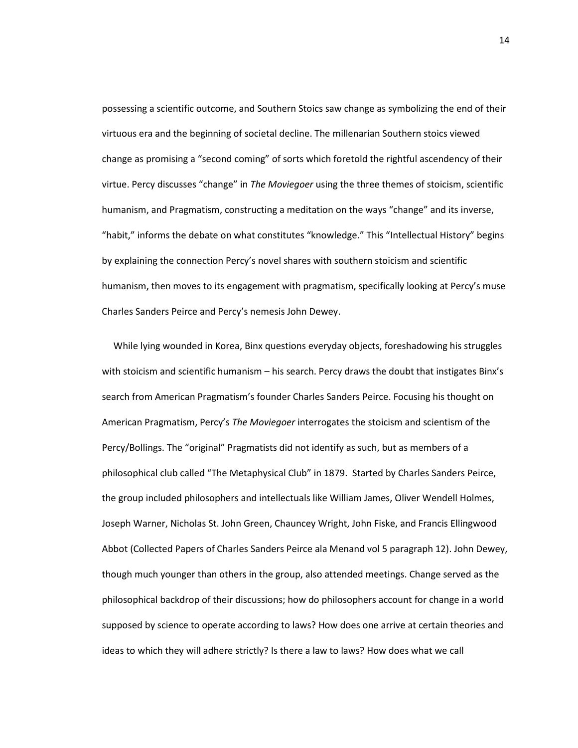possessing a scientific outcome, and Southern Stoics saw change as symbolizing the end of their virtuous era and the beginning of societal decline. The millenarian Southern stoics viewed change as promising a "second coming" of sorts which foretold the rightful ascendency of their virtue. Percy discusses "change" in *The Moviegoer* using the three themes of stoicism, scientific humanism, and Pragmatism, constructing a meditation on the ways "change" and its inverse, "habit," informs the debate on what constitutes "knowledge." This "Intellectual History" begins by explaining the connection Percy's novel shares with southern stoicism and scientific humanism, then moves to its engagement with pragmatism, specifically looking at Percy's muse Charles Sanders Peirce and Percy's nemesis John Dewey.

While lying wounded in Korea, Binx questions everyday objects, foreshadowing his struggles with stoicism and scientific humanism – his search. Percy draws the doubt that instigates Binx's search from American Pragmatism's founder Charles Sanders Peirce. Focusing his thought on American Pragmatism, Percy's *The Moviegoer* interrogates the stoicism and scientism of the Percy/Bollings. The "original" Pragmatists did not identify as such, but as members of a philosophical club called "The Metaphysical Club" in 1879. Started by Charles Sanders Peirce, the group included philosophers and intellectuals like William James, Oliver Wendell Holmes, Joseph Warner, Nicholas St. John Green, Chauncey Wright, John Fiske, and Francis Ellingwood Abbot (Collected Papers of Charles Sanders Peirce ala Menand vol 5 paragraph 12). John Dewey, though much younger than others in the group, also attended meetings. Change served as the philosophical backdrop of their discussions; how do philosophers account for change in a world supposed by science to operate according to laws? How does one arrive at certain theories and ideas to which they will adhere strictly? Is there a law to laws? How does what we call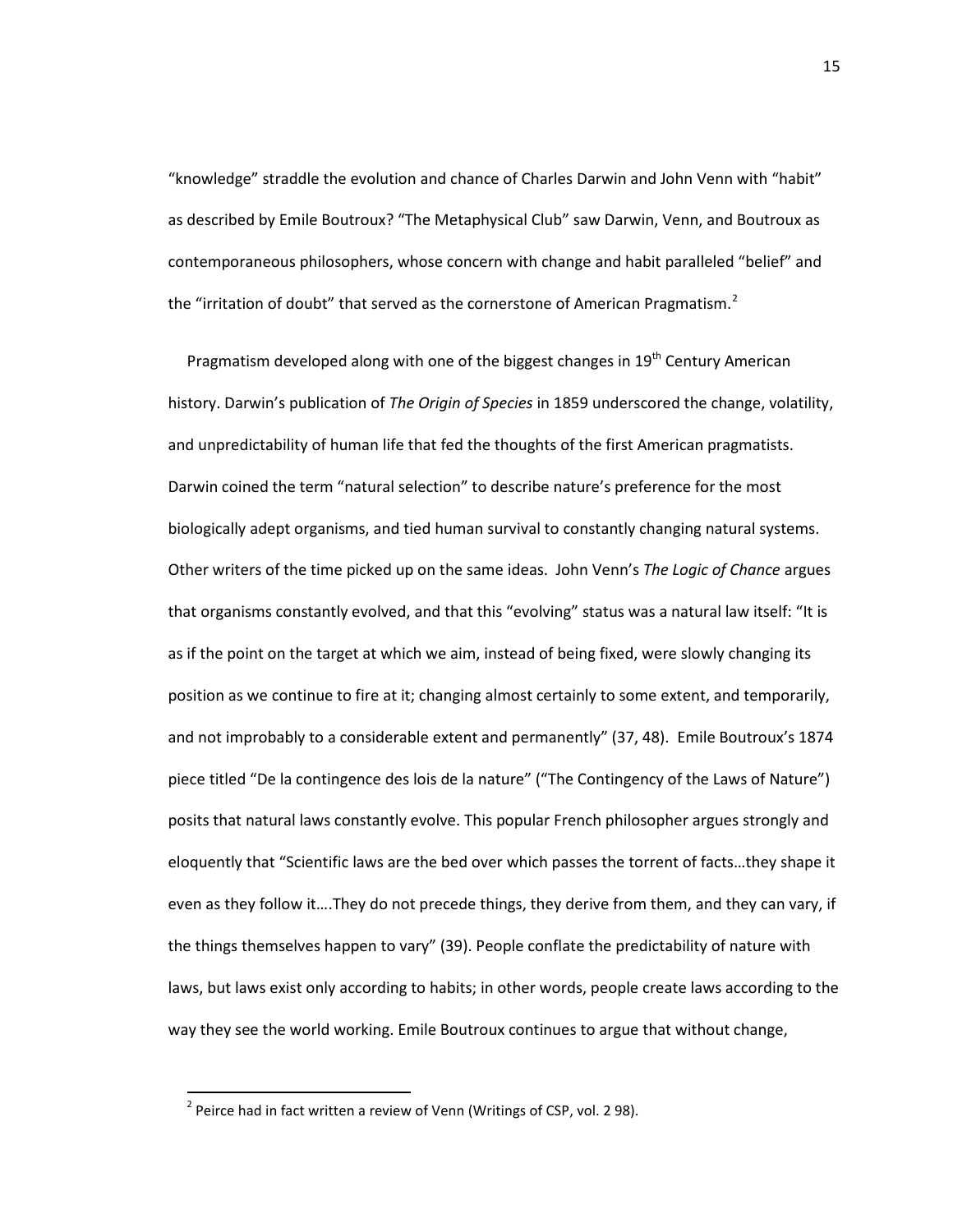"knowledge" straddle the evolution and chance of Charles Darwin and John Venn with "habit" as described by Emile Boutroux? "The Metaphysical Club" saw Darwin, Venn, and Boutroux as contemporaneous philosophers, whose concern with change and habit paralleled "belief" and the "irritation of doubt" that served as the cornerstone of American Pragmatism.[2]

Pragmatism developed along with one of the biggest changes in 19th Century American history. Darwin's publication of *The Origin of Species* in 1859 underscored the change, volatility, and unpredictability of human life that fed the thoughts of the first American pragmatists. Darwin coined the term "natural selection" to describe nature's preference for the most biologically adept organisms, and tied human survival to constantly changing natural systems. Other writers of the time picked up on the same ideas. John Venn's *The Logic of Chance* argues that organisms constantly evolved, and that this "evolving" status was a natural law itself: "It is as if the point on the target at which we aim, instead of being fixed, were slowly changing its position as we continue to fire at it; changing almost certainly to some extent, and temporarily, and not improbably to a considerable extent and permanently" (37, 48). Emile Boutroux's 1874 piece titled "De la contingence des lois de la nature" ("The Contingency of the Laws of Nature") posits that natural laws constantly evolve. This popular French philosopher argues strongly and eloquently that "Scientific laws are the bed over which passes the torrent of facts…they shape it even as they follow it….They do not precede things, they derive from them, and they can vary, if the things themselves happen to vary" (39). People conflate the predictability of nature with laws, but laws exist only according to habits; in other words, people create laws according to the way they see the world working. Emile Boutroux continues to argue that without change,

[2] Peirce had in fact written a review of Venn (Writings of CSP, vol. 2 98).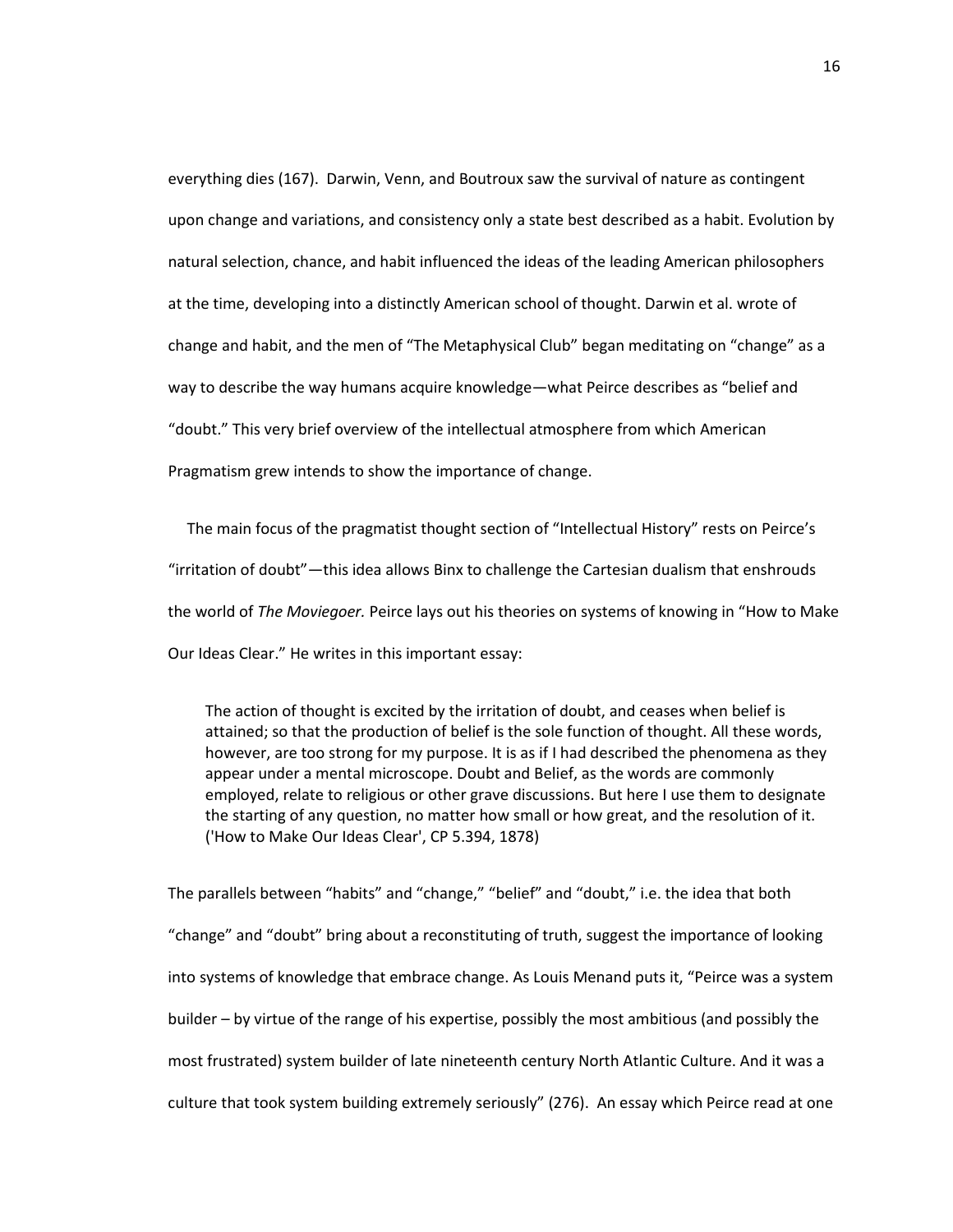everything dies (167). Darwin, Venn, and Boutroux saw the survival of nature as contingent upon change and variations, and consistency only a state best described as a habit. Evolution by natural selection, chance, and habit influenced the ideas of the leading American philosophers at the time, developing into a distinctly American school of thought. Darwin et al. wrote of change and habit, and the men of "The Metaphysical Club" began meditating on "change" as a way to describe the way humans acquire knowledge—what Peirce describes as "belief and "doubt." This very brief overview of the intellectual atmosphere from which American Pragmatism grew intends to show the importance of change.

The main focus of the pragmatist thought section of "Intellectual History" rests on Peirce's "irritation of doubt"—this idea allows Binx to challenge the Cartesian dualism that enshrouds the world of *The Moviegoer.* Peirce lays out his theories on systems of knowing in "How to Make Our Ideas Clear." He writes in this important essay:

> The action of thought is excited by the irritation of doubt, and ceases when belief is attained; so that the production of belief is the sole function of thought. All these words, however, are too strong for my purpose. It is as if I had described the phenomena as they appear under a mental microscope. Doubt and Belief, as the words are commonly employed, relate to religious or other grave discussions. But here I use them to designate the starting of any question, no matter how small or how great, and the resolution of it. ('How to Make Our Ideas Clear', CP 5.394, 1878)

The parallels between "habits" and "change," "belief" and "doubt," i.e. the idea that both "change" and "doubt" bring about a reconstituting of truth, suggest the importance of looking into systems of knowledge that embrace change. As Louis Menand puts it, "Peirce was a system builder – by virtue of the range of his expertise, possibly the most ambitious (and possibly the most frustrated) system builder of late nineteenth century North Atlantic Culture. And it was a culture that took system building extremely seriously" (276). An essay which Peirce read at one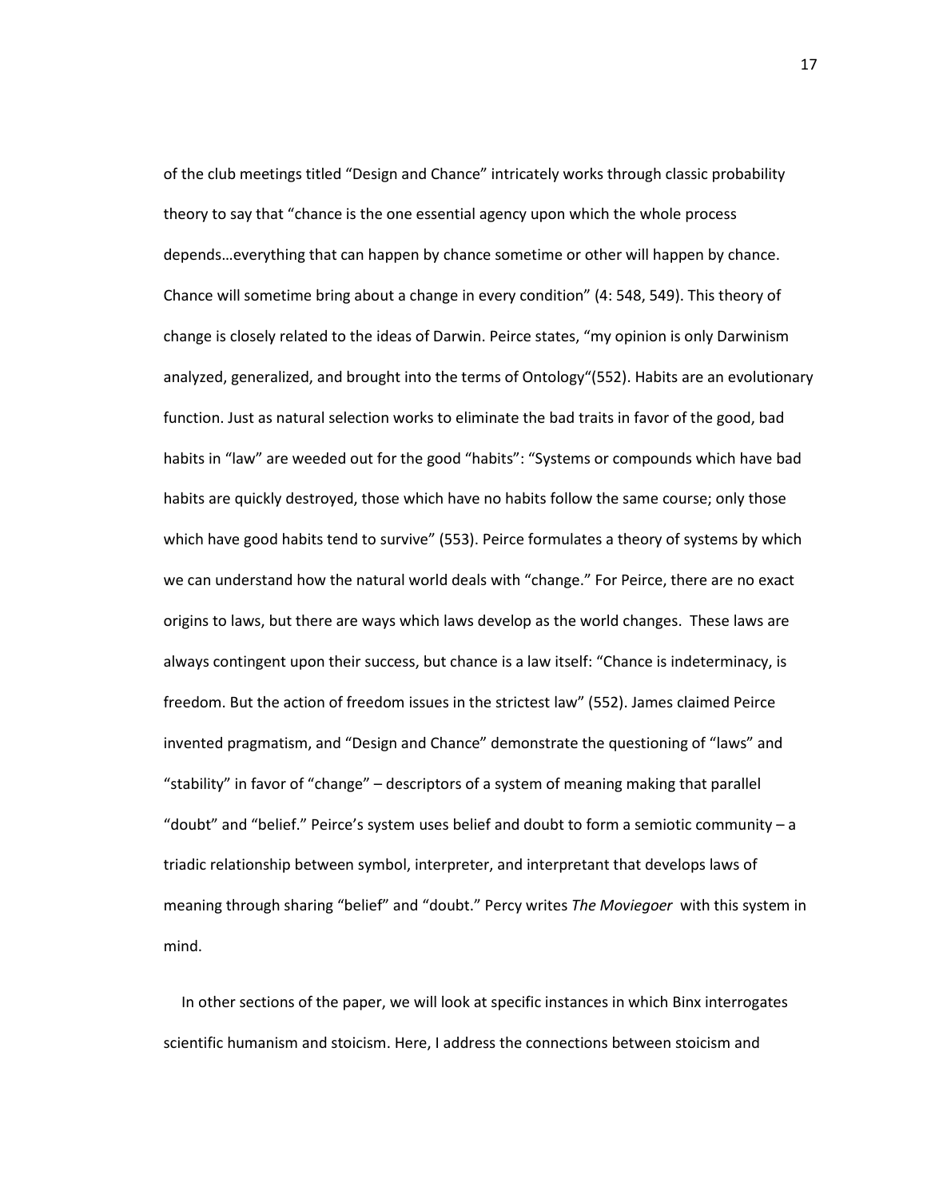of the club meetings titled “Design and Chance” intricately works through classic probability theory to say that “chance is the one essential agency upon which the whole process depends…everything that can happen by chance sometime or other will happen by chance. Chance will sometime bring about a change in every condition” (4: 548, 549). This theory of change is closely related to the ideas of Darwin. Peirce states, “my opinion is only Darwinism analyzed, generalized, and brought into the terms of Ontology“(552). Habits are an evolutionary function. Just as natural selection works to eliminate the bad traits in favor of the good, bad habits in “law” are weeded out for the good “habits”: “Systems or compounds which have bad habits are quickly destroyed, those which have no habits follow the same course; only those which have good habits tend to survive” (553). Peirce formulates a theory of systems by which we can understand how the natural world deals with “change.” For Peirce, there are no exact origins to laws, but there are ways which laws develop as the world changes. These laws are always contingent upon their success, but chance is a law itself: “Chance is indeterminacy, is freedom. But the action of freedom issues in the strictest law” (552). James claimed Peirce invented pragmatism, and “Design and Chance” demonstrate the questioning of “laws” and “stability” in favor of “change” – descriptors of a system of meaning making that parallel “doubt” and “belief.” Peirce’s system uses belief and doubt to form a semiotic community – a triadic relationship between symbol, interpreter, and interpretant that develops laws of meaning through sharing “belief” and “doubt.” Percy writes *The Moviegoer* with this system in mind.

In other sections of the paper, we will look at specific instances in which Binx interrogates scientific humanism and stoicism. Here, I address the connections between stoicism and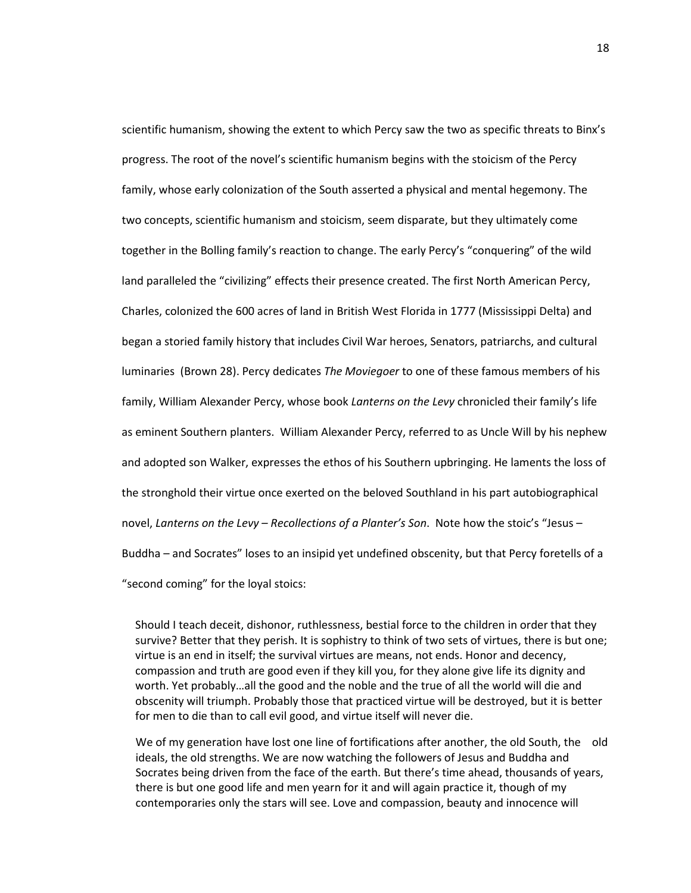scientific humanism, showing the extent to which Percy saw the two as specific threats to Binx's progress. The root of the novel's scientific humanism begins with the stoicism of the Percy family, whose early colonization of the South asserted a physical and mental hegemony. The two concepts, scientific humanism and stoicism, seem disparate, but they ultimately come together in the Bolling family's reaction to change. The early Percy's "conquering" of the wild land paralleled the "civilizing" effects their presence created. The first North American Percy, Charles, colonized the 600 acres of land in British West Florida in 1777 (Mississippi Delta) and began a storied family history that includes Civil War heroes, Senators, patriarchs, and cultural luminaries (Brown 28). Percy dedicates *The Moviegoer* to one of these famous members of his family, William Alexander Percy, whose book *Lanterns on the Levy* chronicled their family's life as eminent Southern planters. William Alexander Percy, referred to as Uncle Will by his nephew and adopted son Walker, expresses the ethos of his Southern upbringing. He laments the loss of the stronghold their virtue once exerted on the beloved Southland in his part autobiographical novel, *Lanterns on the Levy – Recollections of a Planter's Son*. Note how the stoic's "Jesus – Buddha – and Socrates" loses to an insipid yet undefined obscenity, but that Percy foretells of a "second coming" for the loyal stoics:

> Should I teach deceit, dishonor, ruthlessness, bestial force to the children in order that they survive? Better that they perish. It is sophistry to think of two sets of virtues, there is but one; virtue is an end in itself; the survival virtues are means, not ends. Honor and decency, compassion and truth are good even if they kill you, for they alone give life its dignity and worth. Yet probably…all the good and the noble and the true of all the world will die and obscenity will triumph. Probably those that practiced virtue will be destroyed, but it is better for men to die than to call evil good, and virtue itself will never die.
>
> We of my generation have lost one line of fortifications after another, the old South, the old ideals, the old strengths. We are now watching the followers of Jesus and Buddha and Socrates being driven from the face of the earth. But there's time ahead, thousands of years, there is but one good life and men yearn for it and will again practice it, though of my contemporaries only the stars will see. Love and compassion, beauty and innocence will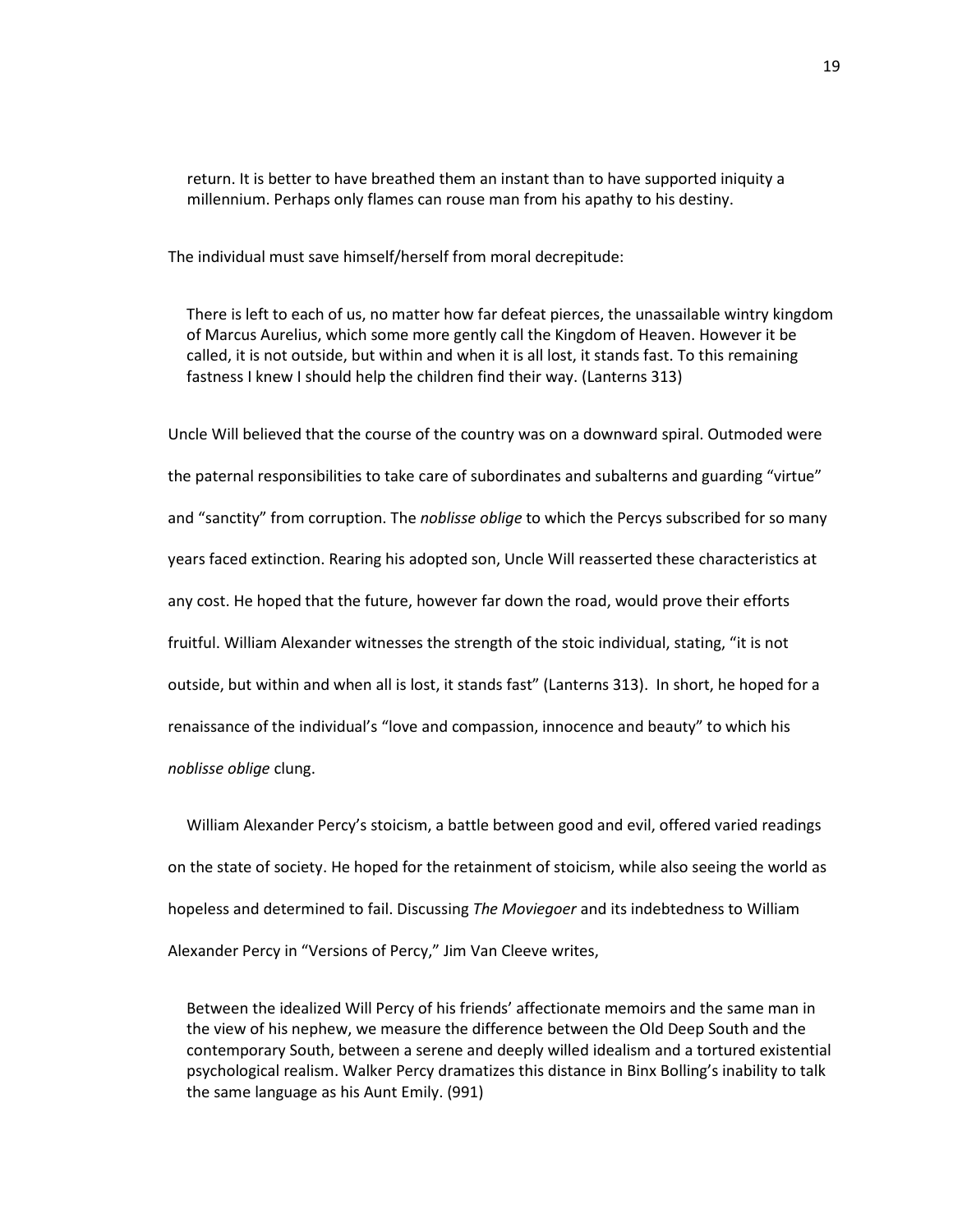> return. It is better to have breathed them an instant than to have supported iniquity a millennium. Perhaps only flames can rouse man from his apathy to his destiny.

The individual must save himself/herself from moral decrepitude:

> There is left to each of us, no matter how far defeat pierces, the unassailable wintry kingdom of Marcus Aurelius, which some more gently call the Kingdom of Heaven. However it be called, it is not outside, but within and when it is all lost, it stands fast. To this remaining fastness I knew I should help the children find their way. (Lanterns 313)

Uncle Will believed that the course of the country was on a downward spiral. Outmoded were the paternal responsibilities to take care of subordinates and subalterns and guarding "virtue" and "sanctity" from corruption. The *noblisse oblige* to which the Percys subscribed for so many years faced extinction. Rearing his adopted son, Uncle Will reasserted these characteristics at any cost. He hoped that the future, however far down the road, would prove their efforts fruitful. William Alexander witnesses the strength of the stoic individual, stating, "it is not outside, but within and when all is lost, it stands fast" (Lanterns 313). In short, he hoped for a renaissance of the individual's "love and compassion, innocence and beauty" to which his *noblisse oblige* clung.

William Alexander Percy's stoicism, a battle between good and evil, offered varied readings on the state of society. He hoped for the retainment of stoicism, while also seeing the world as hopeless and determined to fail. Discussing *The Moviegoer* and its indebtedness to William Alexander Percy in "Versions of Percy," Jim Van Cleeve writes,

> Between the idealized Will Percy of his friends' affectionate memoirs and the same man in the view of his nephew, we measure the difference between the Old Deep South and the contemporary South, between a serene and deeply willed idealism and a tortured existential psychological realism. Walker Percy dramatizes this distance in Binx Bolling's inability to talk the same language as his Aunt Emily. (991)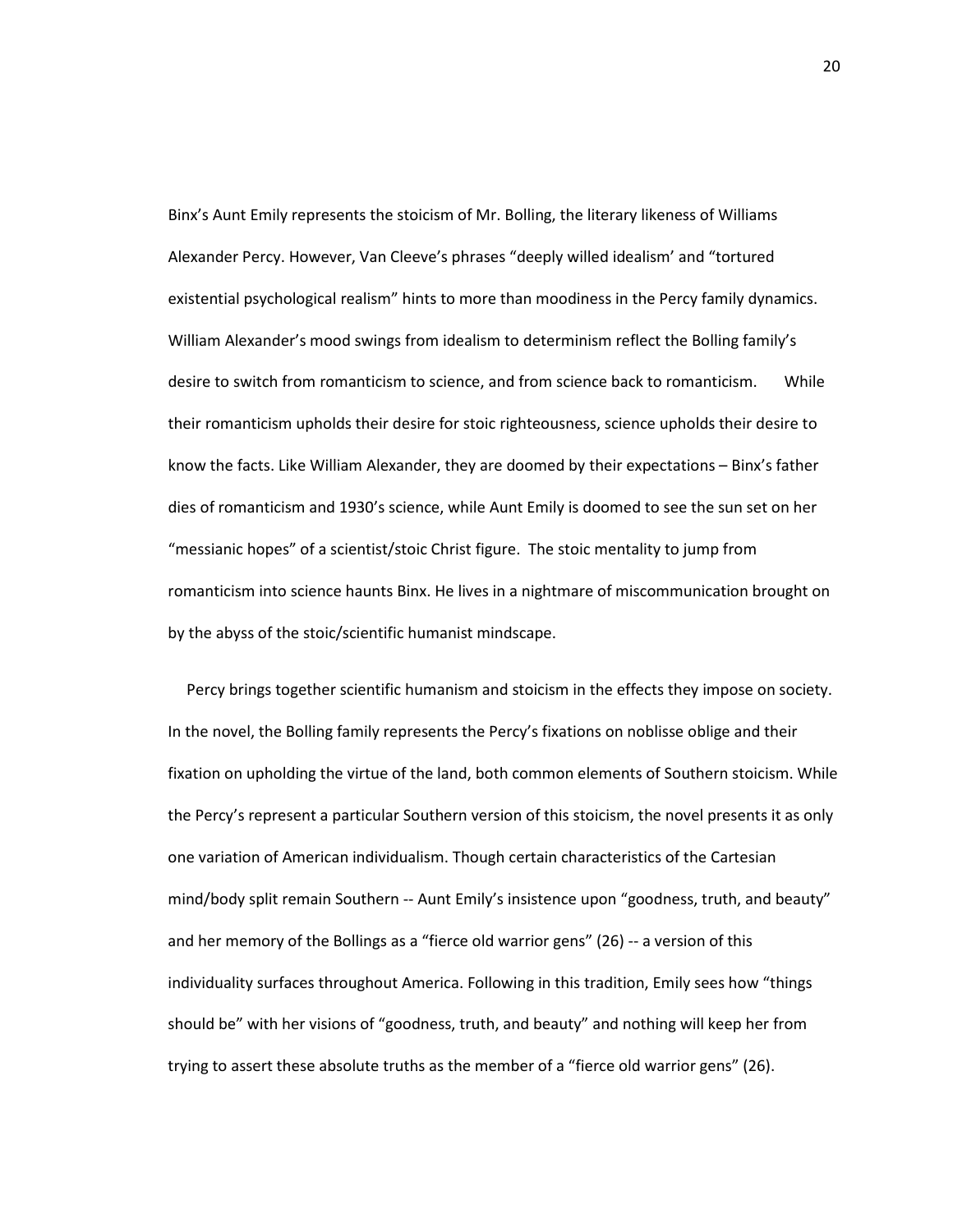Binx's Aunt Emily represents the stoicism of Mr. Bolling, the literary likeness of Williams Alexander Percy. However, Van Cleeve's phrases "deeply willed idealism' and "tortured existential psychological realism" hints to more than moodiness in the Percy family dynamics. William Alexander's mood swings from idealism to determinism reflect the Bolling family's desire to switch from romanticism to science, and from science back to romanticism. While their romanticism upholds their desire for stoic righteousness, science upholds their desire to know the facts. Like William Alexander, they are doomed by their expectations – Binx's father dies of romanticism and 1930's science, while Aunt Emily is doomed to see the sun set on her "messianic hopes" of a scientist/stoic Christ figure. The stoic mentality to jump from romanticism into science haunts Binx. He lives in a nightmare of miscommunication brought on by the abyss of the stoic/scientific humanist mindscape.

Percy brings together scientific humanism and stoicism in the effects they impose on society. In the novel, the Bolling family represents the Percy's fixations on noblisse oblige and their fixation on upholding the virtue of the land, both common elements of Southern stoicism. While the Percy's represent a particular Southern version of this stoicism, the novel presents it as only one variation of American individualism. Though certain characteristics of the Cartesian mind/body split remain Southern -- Aunt Emily's insistence upon "goodness, truth, and beauty" and her memory of the Bollings as a "fierce old warrior gens" (26) -- a version of this individuality surfaces throughout America. Following in this tradition, Emily sees how "things should be" with her visions of "goodness, truth, and beauty" and nothing will keep her from trying to assert these absolute truths as the member of a "fierce old warrior gens" (26).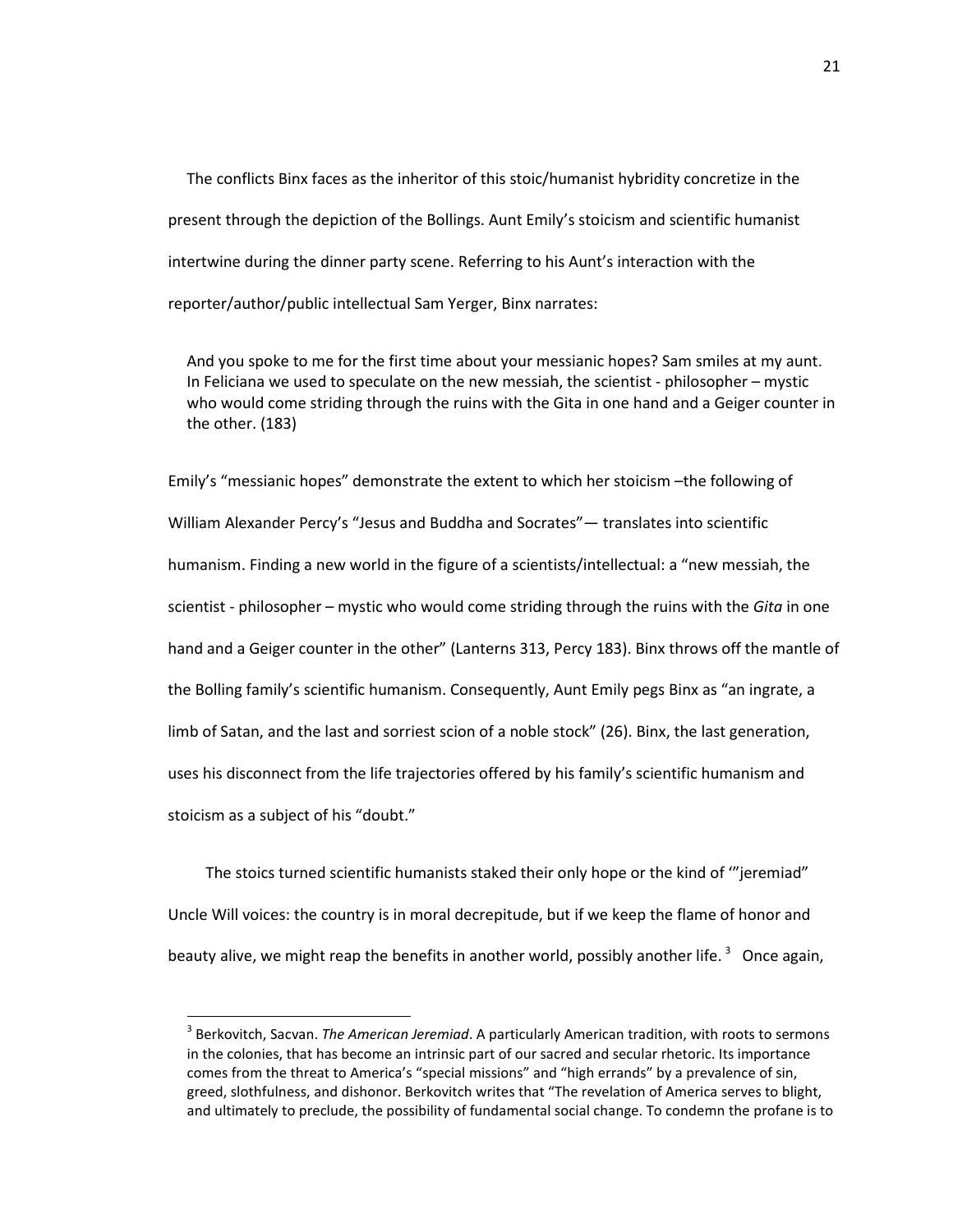The conflicts Binx faces as the inheritor of this stoic/humanist hybridity concretize in the present through the depiction of the Bollings. Aunt Emily's stoicism and scientific humanist intertwine during the dinner party scene. Referring to his Aunt's interaction with the reporter/author/public intellectual Sam Yerger, Binx narrates:

> And you spoke to me for the first time about your messianic hopes? Sam smiles at my aunt. In Feliciana we used to speculate on the new messiah, the scientist - philosopher – mystic who would come striding through the ruins with the Gita in one hand and a Geiger counter in the other. (183)

Emily's "messianic hopes" demonstrate the extent to which her stoicism –the following of William Alexander Percy's "Jesus and Buddha and Socrates"— translates into scientific humanism. Finding a new world in the figure of a scientists/intellectual: a "new messiah, the scientist - philosopher – mystic who would come striding through the ruins with the *Gita* in one hand and a Geiger counter in the other" (Lanterns 313, Percy 183). Binx throws off the mantle of the Bolling family's scientific humanism. Consequently, Aunt Emily pegs Binx as "an ingrate, a limb of Satan, and the last and sorriest scion of a noble stock" (26). Binx, the last generation, uses his disconnect from the life trajectories offered by his family's scientific humanism and stoicism as a subject of his "doubt."

The stoics turned scientific humanists staked their only hope or the kind of '"jeremiad" Uncle Will voices: the country is in moral decrepitude, but if we keep the flame of honor and beauty alive, we might reap the benefits in another world, possibly another life. [3] Once again,

---

[3] Berkovitch, Sacvan. *The American Jeremiad*. A particularly American tradition, with roots to sermons in the colonies, that has become an intrinsic part of our sacred and secular rhetoric. Its importance comes from the threat to America's "special missions" and "high errands" by a prevalence of sin, greed, slothfulness, and dishonor. Berkovitch writes that "The revelation of America serves to blight, and ultimately to preclude, the possibility of fundamental social change. To condemn the profane is to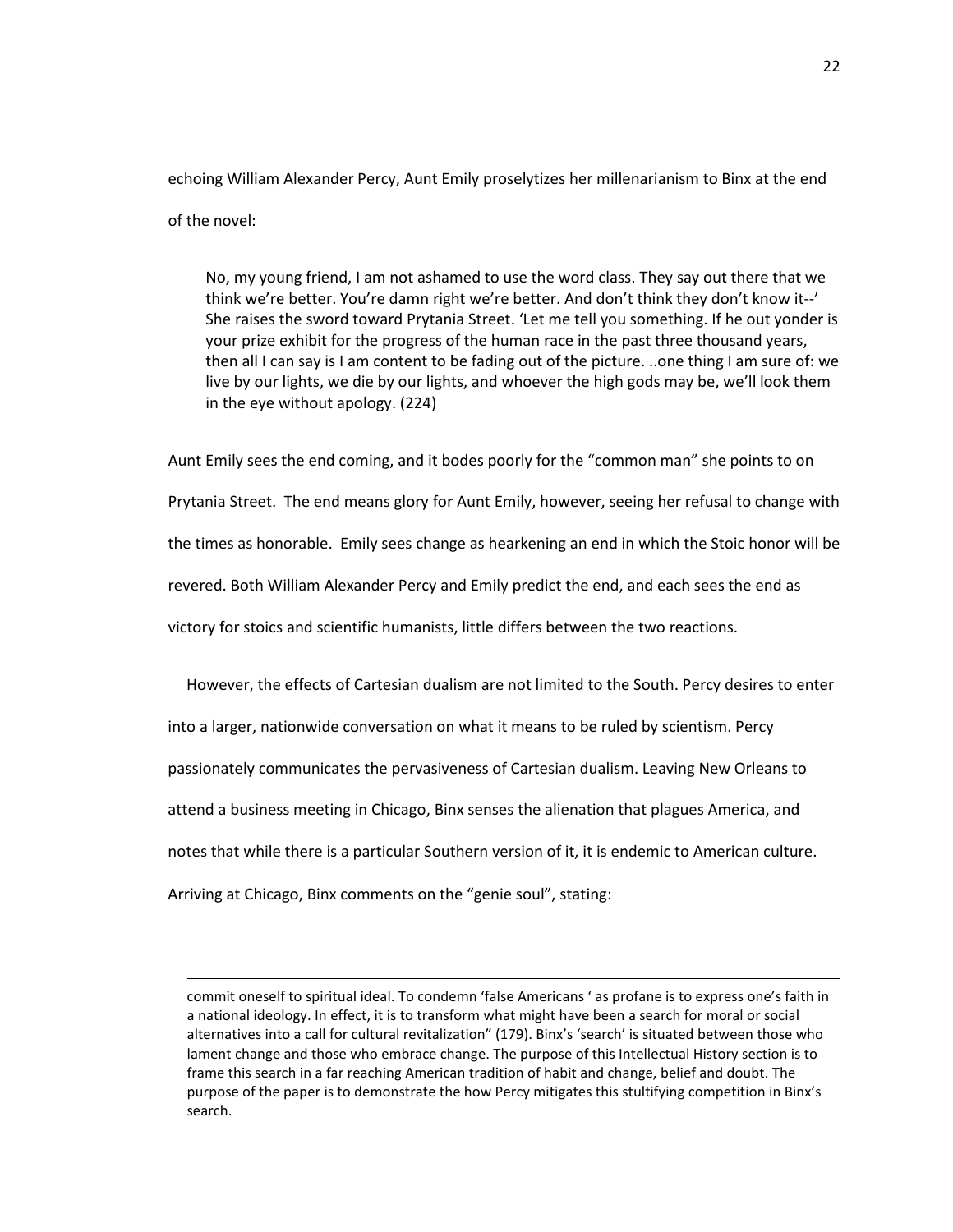echoing William Alexander Percy, Aunt Emily proselytizes her millenarianism to Binx at the end of the novel:

> No, my young friend, I am not ashamed to use the word class. They say out there that we think we're better. You're damn right we're better. And don't think they don't know it--' She raises the sword toward Prytania Street. 'Let me tell you something. If he out yonder is your prize exhibit for the progress of the human race in the past three thousand years, then all I can say is I am content to be fading out of the picture. ..one thing I am sure of: we live by our lights, we die by our lights, and whoever the high gods may be, we'll look them in the eye without apology. (224)

Aunt Emily sees the end coming, and it bodes poorly for the "common man" she points to on Prytania Street. The end means glory for Aunt Emily, however, seeing her refusal to change with the times as honorable. Emily sees change as hearkening an end in which the Stoic honor will be revered. Both William Alexander Percy and Emily predict the end, and each sees the end as victory for stoics and scientific humanists, little differs between the two reactions.

However, the effects of Cartesian dualism are not limited to the South. Percy desires to enter into a larger, nationwide conversation on what it means to be ruled by scientism. Percy passionately communicates the pervasiveness of Cartesian dualism. Leaving New Orleans to attend a business meeting in Chicago, Binx senses the alienation that plagues America, and notes that while there is a particular Southern version of it, it is endemic to American culture. Arriving at Chicago, Binx comments on the "genie soul", stating:

---

commit oneself to spiritual ideal. To condemn 'false Americans ' as profane is to express one's faith in a national ideology. In effect, it is to transform what might have been a search for moral or social alternatives into a call for cultural revitalization" (179). Binx's 'search' is situated between those who lament change and those who embrace change. The purpose of this Intellectual History section is to frame this search in a far reaching American tradition of habit and change, belief and doubt. The purpose of the paper is to demonstrate the how Percy mitigates this stultifying competition in Binx's search.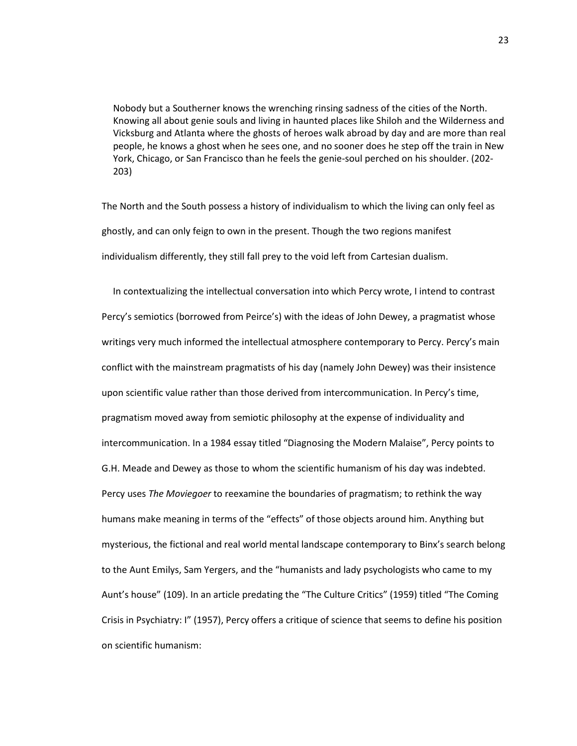> Nobody but a Southerner knows the wrenching rinsing sadness of the cities of the North. Knowing all about genie souls and living in haunted places like Shiloh and the Wilderness and Vicksburg and Atlanta where the ghosts of heroes walk abroad by day and are more than real people, he knows a ghost when he sees one, and no sooner does he step off the train in New York, Chicago, or San Francisco than he feels the genie-soul perched on his shoulder. (202-203)

The North and the South possess a history of individualism to which the living can only feel as ghostly, and can only feign to own in the present. Though the two regions manifest individualism differently, they still fall prey to the void left from Cartesian dualism.

In contextualizing the intellectual conversation into which Percy wrote, I intend to contrast Percy's semiotics (borrowed from Peirce's) with the ideas of John Dewey, a pragmatist whose writings very much informed the intellectual atmosphere contemporary to Percy. Percy's main conflict with the mainstream pragmatists of his day (namely John Dewey) was their insistence upon scientific value rather than those derived from intercommunication. In Percy's time, pragmatism moved away from semiotic philosophy at the expense of individuality and intercommunication. In a 1984 essay titled "Diagnosing the Modern Malaise", Percy points to G.H. Meade and Dewey as those to whom the scientific humanism of his day was indebted. Percy uses *The Moviegoer* to reexamine the boundaries of pragmatism; to rethink the way humans make meaning in terms of the "effects" of those objects around him. Anything but mysterious, the fictional and real world mental landscape contemporary to Binx's search belong to the Aunt Emilys, Sam Yergers, and the "humanists and lady psychologists who came to my Aunt's house" (109). In an article predating the "The Culture Critics" (1959) titled "The Coming Crisis in Psychiatry: I" (1957), Percy offers a critique of science that seems to define his position on scientific humanism: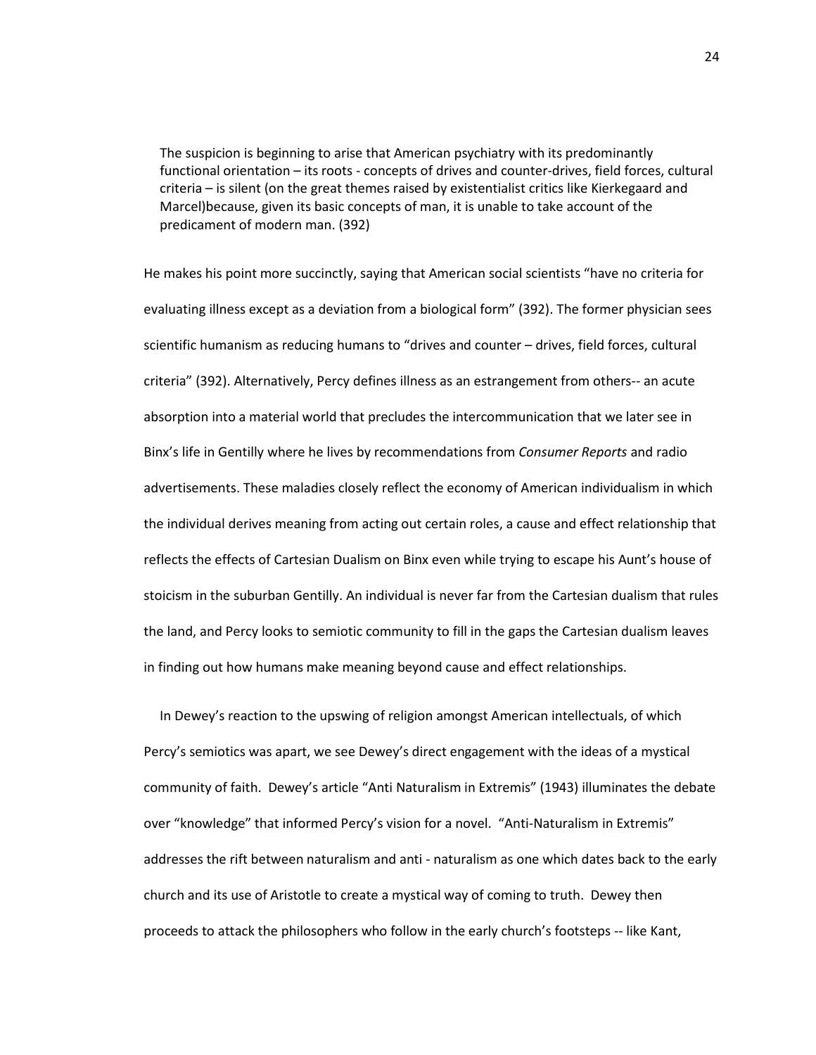> The suspicion is beginning to arise that American psychiatry with its predominantly functional orientation – its roots - concepts of drives and counter-drives, field forces, cultural criteria – is silent (on the great themes raised by existentialist critics like Kierkegaard and Marcel)because, given its basic concepts of man, it is unable to take account of the predicament of modern man. (392)

He makes his point more succinctly, saying that American social scientists "have no criteria for evaluating illness except as a deviation from a biological form" (392). The former physician sees scientific humanism as reducing humans to "drives and counter – drives, field forces, cultural criteria" (392). Alternatively, Percy defines illness as an estrangement from others-- an acute absorption into a material world that precludes the intercommunication that we later see in Binx's life in Gentilly where he lives by recommendations from *Consumer Reports* and radio advertisements. These maladies closely reflect the economy of American individualism in which the individual derives meaning from acting out certain roles, a cause and effect relationship that reflects the effects of Cartesian Dualism on Binx even while trying to escape his Aunt's house of stoicism in the suburban Gentilly. An individual is never far from the Cartesian dualism that rules the land, and Percy looks to semiotic community to fill in the gaps the Cartesian dualism leaves in finding out how humans make meaning beyond cause and effect relationships.

In Dewey's reaction to the upswing of religion amongst American intellectuals, of which Percy's semiotics was apart, we see Dewey's direct engagement with the ideas of a mystical community of faith. Dewey's article "Anti Naturalism in Extremis" (1943) illuminates the debate over "knowledge" that informed Percy's vision for a novel. "Anti-Naturalism in Extremis" addresses the rift between naturalism and anti - naturalism as one which dates back to the early church and its use of Aristotle to create a mystical way of coming to truth. Dewey then proceeds to attack the philosophers who follow in the early church's footsteps -- like Kant,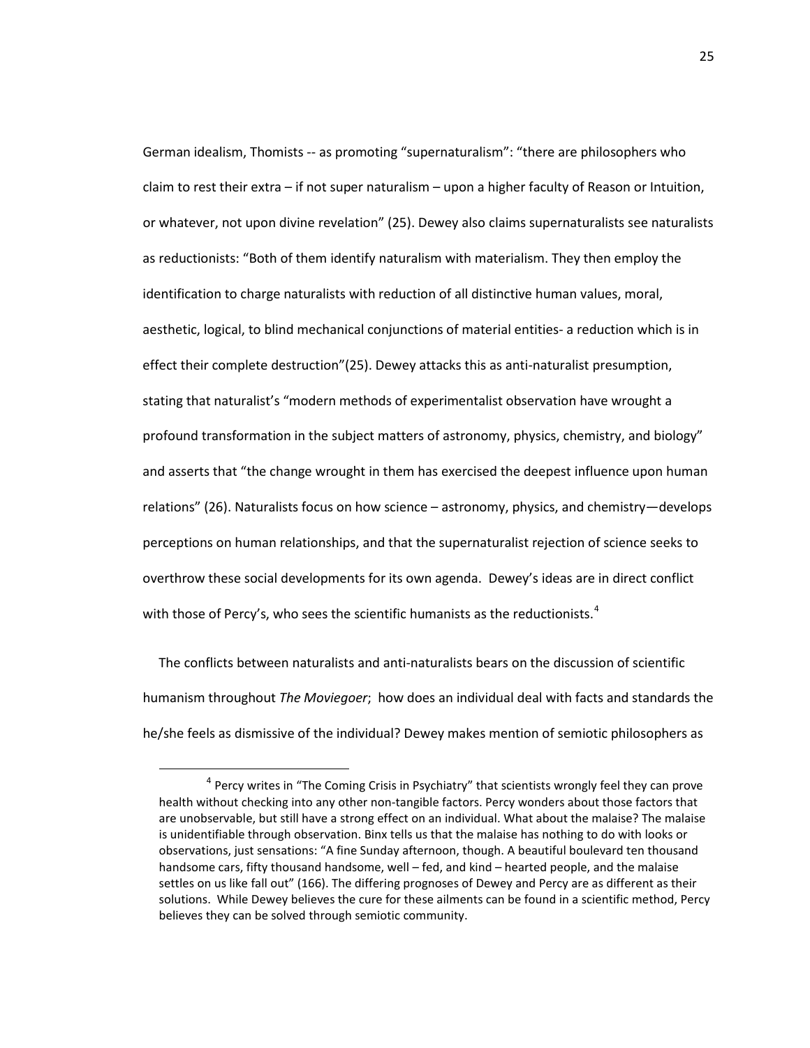German idealism, Thomists -- as promoting "supernaturalism": "there are philosophers who claim to rest their extra – if not super naturalism – upon a higher faculty of Reason or Intuition, or whatever, not upon divine revelation" (25). Dewey also claims supernaturalists see naturalists as reductionists: "Both of them identify naturalism with materialism. They then employ the identification to charge naturalists with reduction of all distinctive human values, moral, aesthetic, logical, to blind mechanical conjunctions of material entities- a reduction which is in effect their complete destruction"(25). Dewey attacks this as anti-naturalist presumption, stating that naturalist's "modern methods of experimentalist observation have wrought a profound transformation in the subject matters of astronomy, physics, chemistry, and biology" and asserts that "the change wrought in them has exercised the deepest influence upon human relations" (26). Naturalists focus on how science – astronomy, physics, and chemistry—develops perceptions on human relationships, and that the supernaturalist rejection of science seeks to overthrow these social developments for its own agenda. Dewey's ideas are in direct conflict with those of Percy's, who sees the scientific humanists as the reductionists.[4]

The conflicts between naturalists and anti-naturalists bears on the discussion of scientific humanism throughout *The Moviegoer*; how does an individual deal with facts and standards the he/she feels as dismissive of the individual? Dewey makes mention of semiotic philosophers as

[4] Percy writes in "The Coming Crisis in Psychiatry" that scientists wrongly feel they can prove health without checking into any other non-tangible factors. Percy wonders about those factors that are unobservable, but still have a strong effect on an individual. What about the malaise? The malaise is unidentifiable through observation. Binx tells us that the malaise has nothing to do with looks or observations, just sensations: "A fine Sunday afternoon, though. A beautiful boulevard ten thousand handsome cars, fifty thousand handsome, well – fed, and kind – hearted people, and the malaise settles on us like fall out" (166). The differing prognoses of Dewey and Percy are as different as their solutions. While Dewey believes the cure for these ailments can be found in a scientific method, Percy believes they can be solved through semiotic community.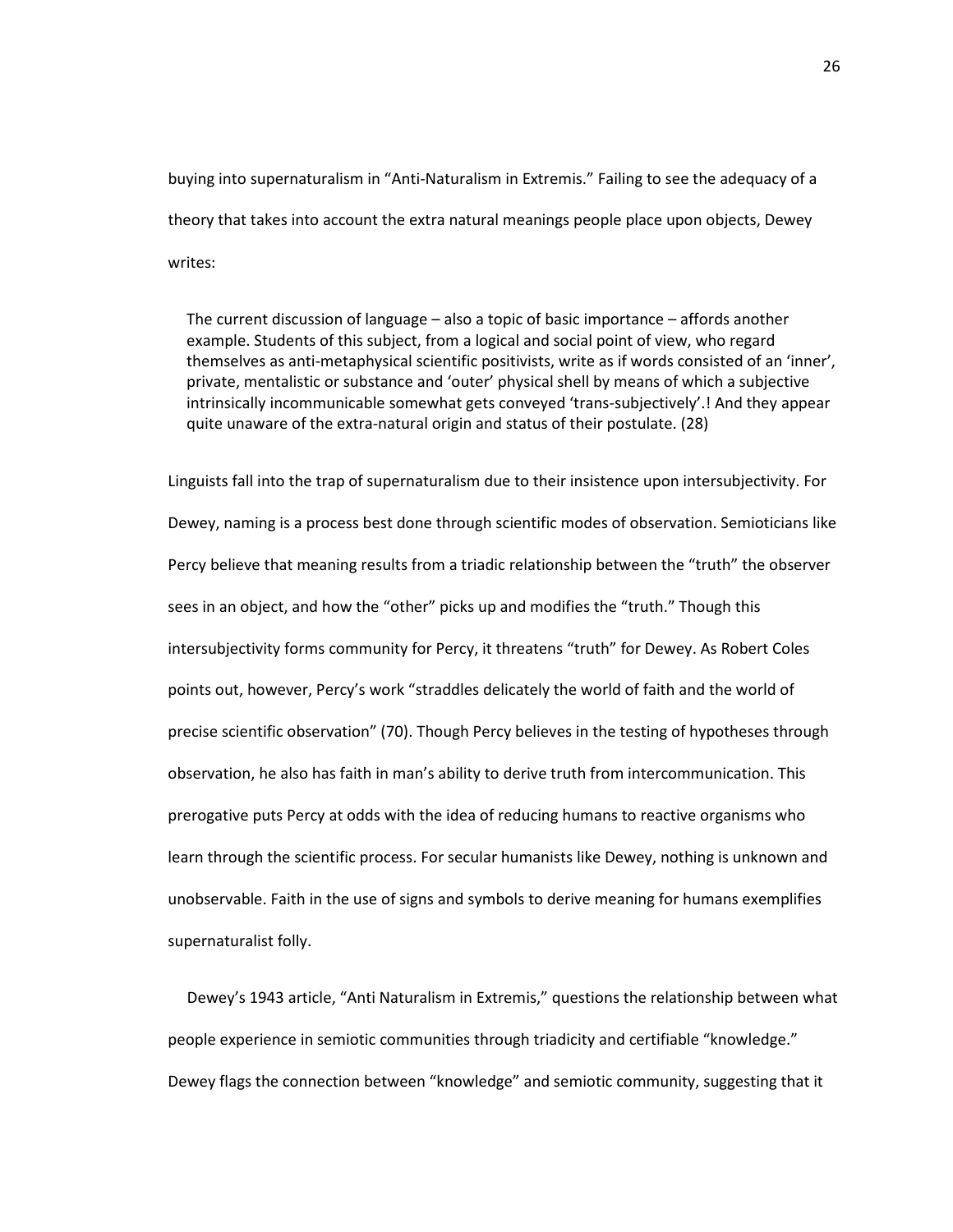buying into supernaturalism in "Anti-Naturalism in Extremis." Failing to see the adequacy of a theory that takes into account the extra natural meanings people place upon objects, Dewey writes:

> The current discussion of language – also a topic of basic importance – affords another example. Students of this subject, from a logical and social point of view, who regard themselves as anti-metaphysical scientific positivists, write as if words consisted of an 'inner', private, mentalistic or substance and 'outer' physical shell by means of which a subjective intrinsically incommunicable somewhat gets conveyed 'trans-subjectively'.! And they appear quite unaware of the extra-natural origin and status of their postulate. (28)

Linguists fall into the trap of supernaturalism due to their insistence upon intersubjectivity. For Dewey, naming is a process best done through scientific modes of observation. Semioticians like Percy believe that meaning results from a triadic relationship between the "truth" the observer sees in an object, and how the "other" picks up and modifies the "truth." Though this intersubjectivity forms community for Percy, it threatens "truth" for Dewey. As Robert Coles points out, however, Percy's work "straddles delicately the world of faith and the world of precise scientific observation" (70). Though Percy believes in the testing of hypotheses through observation, he also has faith in man's ability to derive truth from intercommunication. This prerogative puts Percy at odds with the idea of reducing humans to reactive organisms who learn through the scientific process. For secular humanists like Dewey, nothing is unknown and unobservable. Faith in the use of signs and symbols to derive meaning for humans exemplifies supernaturalist folly.

Dewey's 1943 article, "Anti Naturalism in Extremis," questions the relationship between what people experience in semiotic communities through triadicity and certifiable "knowledge." Dewey flags the connection between "knowledge" and semiotic community, suggesting that it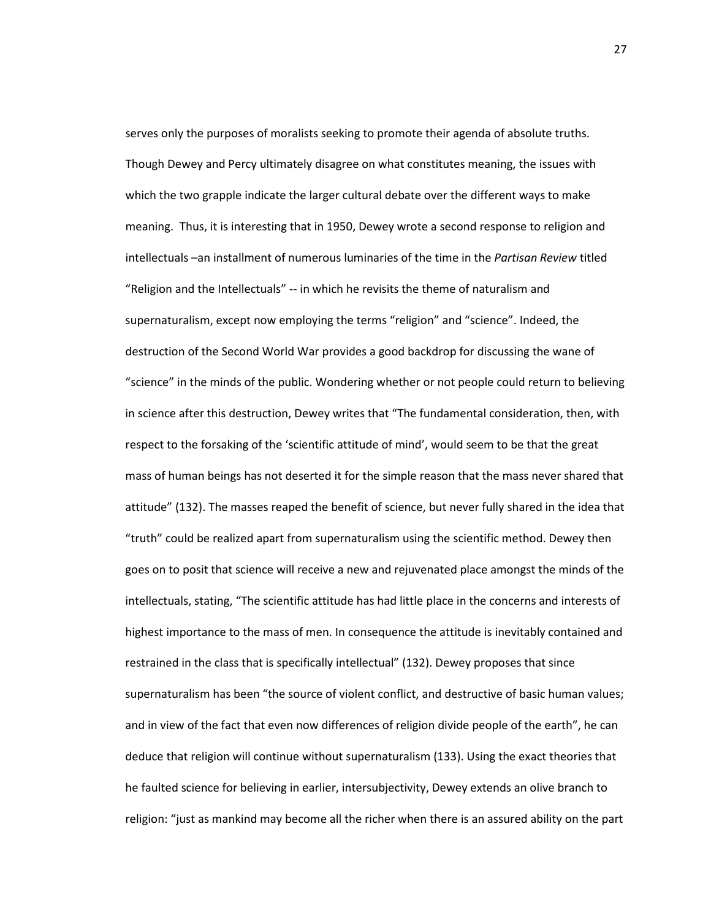serves only the purposes of moralists seeking to promote their agenda of absolute truths. Though Dewey and Percy ultimately disagree on what constitutes meaning, the issues with which the two grapple indicate the larger cultural debate over the different ways to make meaning. Thus, it is interesting that in 1950, Dewey wrote a second response to religion and intellectuals –an installment of numerous luminaries of the time in the *Partisan Review* titled "Religion and the Intellectuals" -- in which he revisits the theme of naturalism and supernaturalism, except now employing the terms "religion" and "science". Indeed, the destruction of the Second World War provides a good backdrop for discussing the wane of "science" in the minds of the public. Wondering whether or not people could return to believing in science after this destruction, Dewey writes that "The fundamental consideration, then, with respect to the forsaking of the 'scientific attitude of mind', would seem to be that the great mass of human beings has not deserted it for the simple reason that the mass never shared that attitude" (132). The masses reaped the benefit of science, but never fully shared in the idea that "truth" could be realized apart from supernaturalism using the scientific method. Dewey then goes on to posit that science will receive a new and rejuvenated place amongst the minds of the intellectuals, stating, "The scientific attitude has had little place in the concerns and interests of highest importance to the mass of men. In consequence the attitude is inevitably contained and restrained in the class that is specifically intellectual" (132). Dewey proposes that since supernaturalism has been "the source of violent conflict, and destructive of basic human values; and in view of the fact that even now differences of religion divide people of the earth", he can deduce that religion will continue without supernaturalism (133). Using the exact theories that he faulted science for believing in earlier, intersubjectivity, Dewey extends an olive branch to religion: "just as mankind may become all the richer when there is an assured ability on the part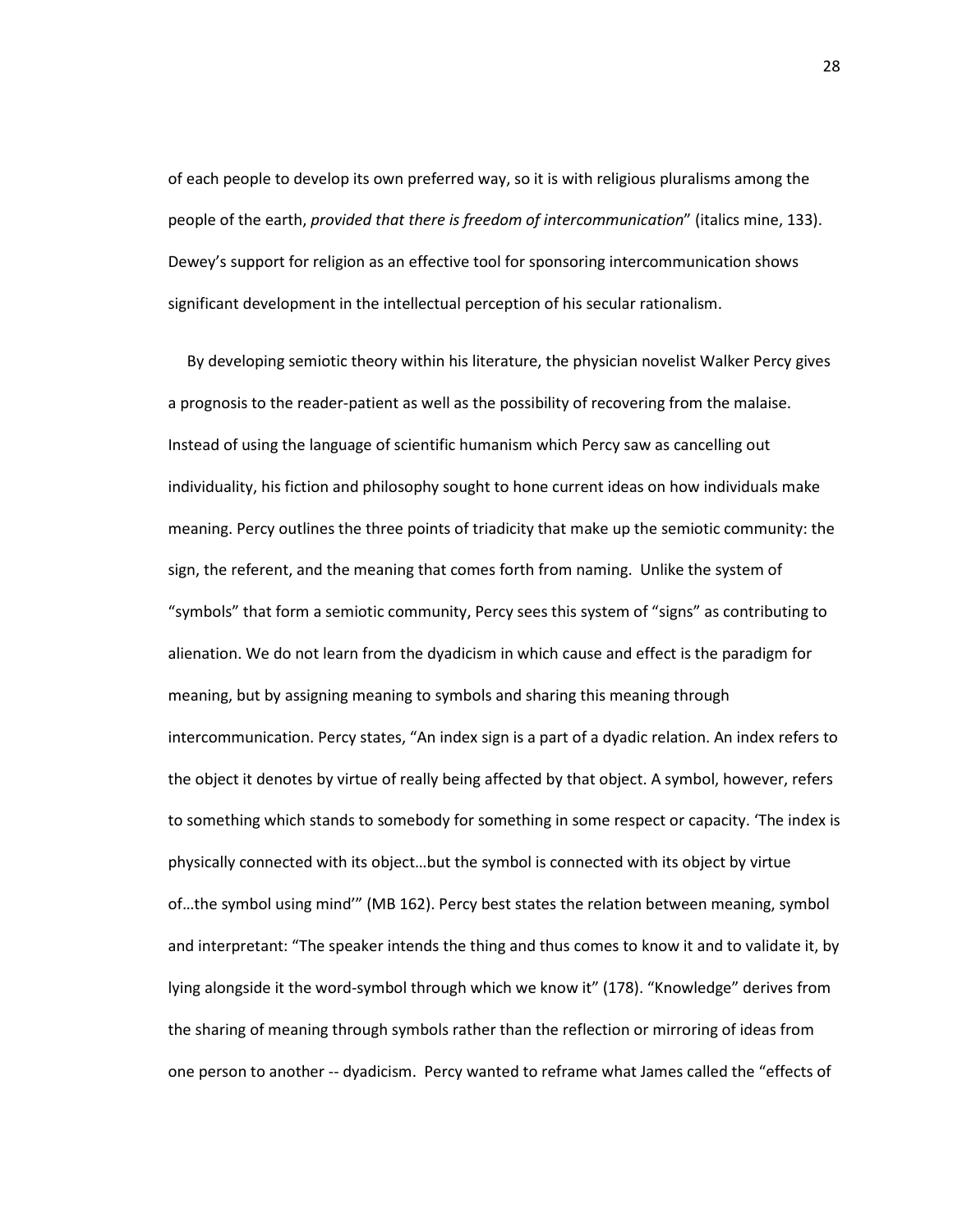of each people to develop its own preferred way, so it is with religious pluralisms among the people of the earth, *provided that there is freedom of intercommunication*" (italics mine, 133). Dewey's support for religion as an effective tool for sponsoring intercommunication shows significant development in the intellectual perception of his secular rationalism.

By developing semiotic theory within his literature, the physician novelist Walker Percy gives a prognosis to the reader-patient as well as the possibility of recovering from the malaise. Instead of using the language of scientific humanism which Percy saw as cancelling out individuality, his fiction and philosophy sought to hone current ideas on how individuals make meaning. Percy outlines the three points of triadicity that make up the semiotic community: the sign, the referent, and the meaning that comes forth from naming. Unlike the system of "symbols" that form a semiotic community, Percy sees this system of "signs" as contributing to alienation. We do not learn from the dyadicism in which cause and effect is the paradigm for meaning, but by assigning meaning to symbols and sharing this meaning through intercommunication. Percy states, "An index sign is a part of a dyadic relation. An index refers to the object it denotes by virtue of really being affected by that object. A symbol, however, refers to something which stands to somebody for something in some respect or capacity. 'The index is physically connected with its object…but the symbol is connected with its object by virtue of…the symbol using mind'" (MB 162). Percy best states the relation between meaning, symbol and interpretant: "The speaker intends the thing and thus comes to know it and to validate it, by lying alongside it the word-symbol through which we know it" (178). "Knowledge" derives from the sharing of meaning through symbols rather than the reflection or mirroring of ideas from one person to another -- dyadicism. Percy wanted to reframe what James called the "effects of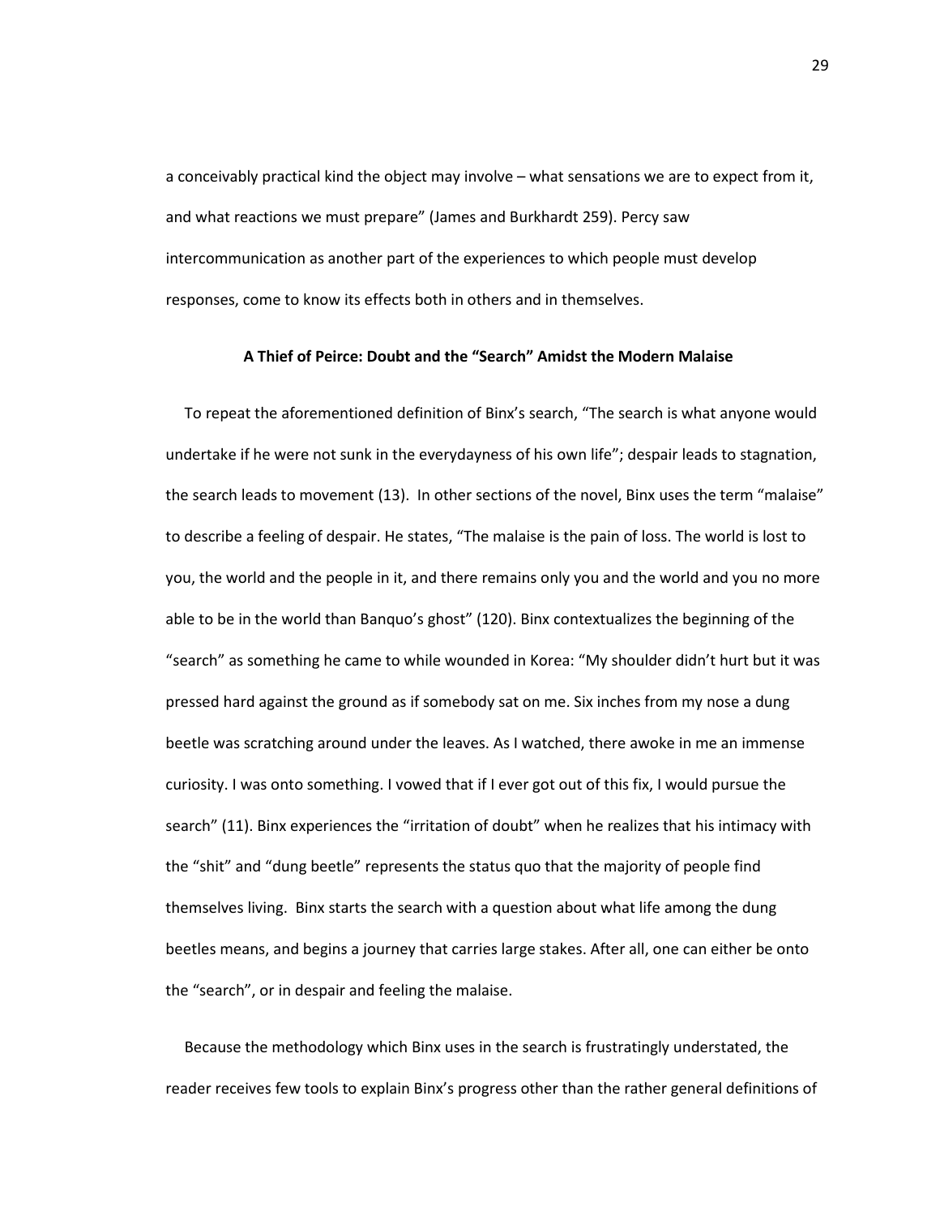a conceivably practical kind the object may involve – what sensations we are to expect from it, and what reactions we must prepare" (James and Burkhardt 259). Percy saw intercommunication as another part of the experiences to which people must develop responses, come to know its effects both in others and in themselves.

### A Thief of Peirce: Doubt and the "Search" Amidst the Modern Malaise

To repeat the aforementioned definition of Binx's search, "The search is what anyone would undertake if he were not sunk in the everydayness of his own life"; despair leads to stagnation, the search leads to movement (13). In other sections of the novel, Binx uses the term "malaise" to describe a feeling of despair. He states, "The malaise is the pain of loss. The world is lost to you, the world and the people in it, and there remains only you and the world and you no more able to be in the world than Banquo's ghost" (120). Binx contextualizes the beginning of the "search" as something he came to while wounded in Korea: "My shoulder didn't hurt but it was pressed hard against the ground as if somebody sat on me. Six inches from my nose a dung beetle was scratching around under the leaves. As I watched, there awoke in me an immense curiosity. I was onto something. I vowed that if I ever got out of this fix, I would pursue the search" (11). Binx experiences the "irritation of doubt" when he realizes that his intimacy with the "shit" and "dung beetle" represents the status quo that the majority of people find themselves living. Binx starts the search with a question about what life among the dung beetles means, and begins a journey that carries large stakes. After all, one can either be onto the "search", or in despair and feeling the malaise.

Because the methodology which Binx uses in the search is frustratingly understated, the reader receives few tools to explain Binx's progress other than the rather general definitions of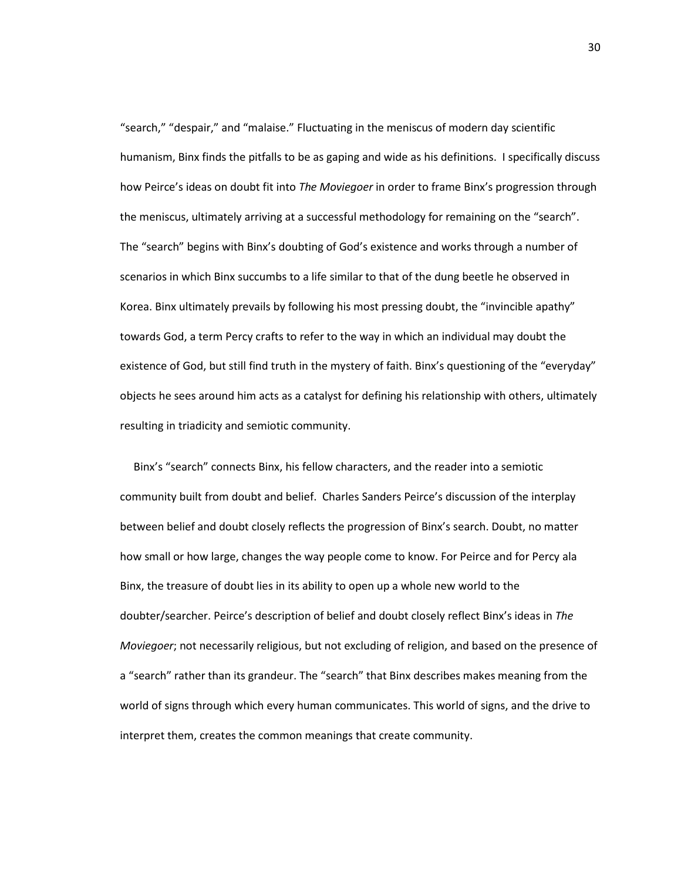"search," "despair," and "malaise." Fluctuating in the meniscus of modern day scientific humanism, Binx finds the pitfalls to be as gaping and wide as his definitions. I specifically discuss how Peirce's ideas on doubt fit into *The Moviegoer* in order to frame Binx's progression through the meniscus, ultimately arriving at a successful methodology for remaining on the "search". The "search" begins with Binx's doubting of God's existence and works through a number of scenarios in which Binx succumbs to a life similar to that of the dung beetle he observed in Korea. Binx ultimately prevails by following his most pressing doubt, the "invincible apathy" towards God, a term Percy crafts to refer to the way in which an individual may doubt the existence of God, but still find truth in the mystery of faith. Binx's questioning of the "everyday" objects he sees around him acts as a catalyst for defining his relationship with others, ultimately resulting in triadicity and semiotic community.

Binx's "search" connects Binx, his fellow characters, and the reader into a semiotic community built from doubt and belief. Charles Sanders Peirce's discussion of the interplay between belief and doubt closely reflects the progression of Binx's search. Doubt, no matter how small or how large, changes the way people come to know. For Peirce and for Percy ala Binx, the treasure of doubt lies in its ability to open up a whole new world to the doubter/searcher. Peirce's description of belief and doubt closely reflect Binx's ideas in *The Moviegoer*; not necessarily religious, but not excluding of religion, and based on the presence of a "search" rather than its grandeur. The "search" that Binx describes makes meaning from the world of signs through which every human communicates. This world of signs, and the drive to interpret them, creates the common meanings that create community.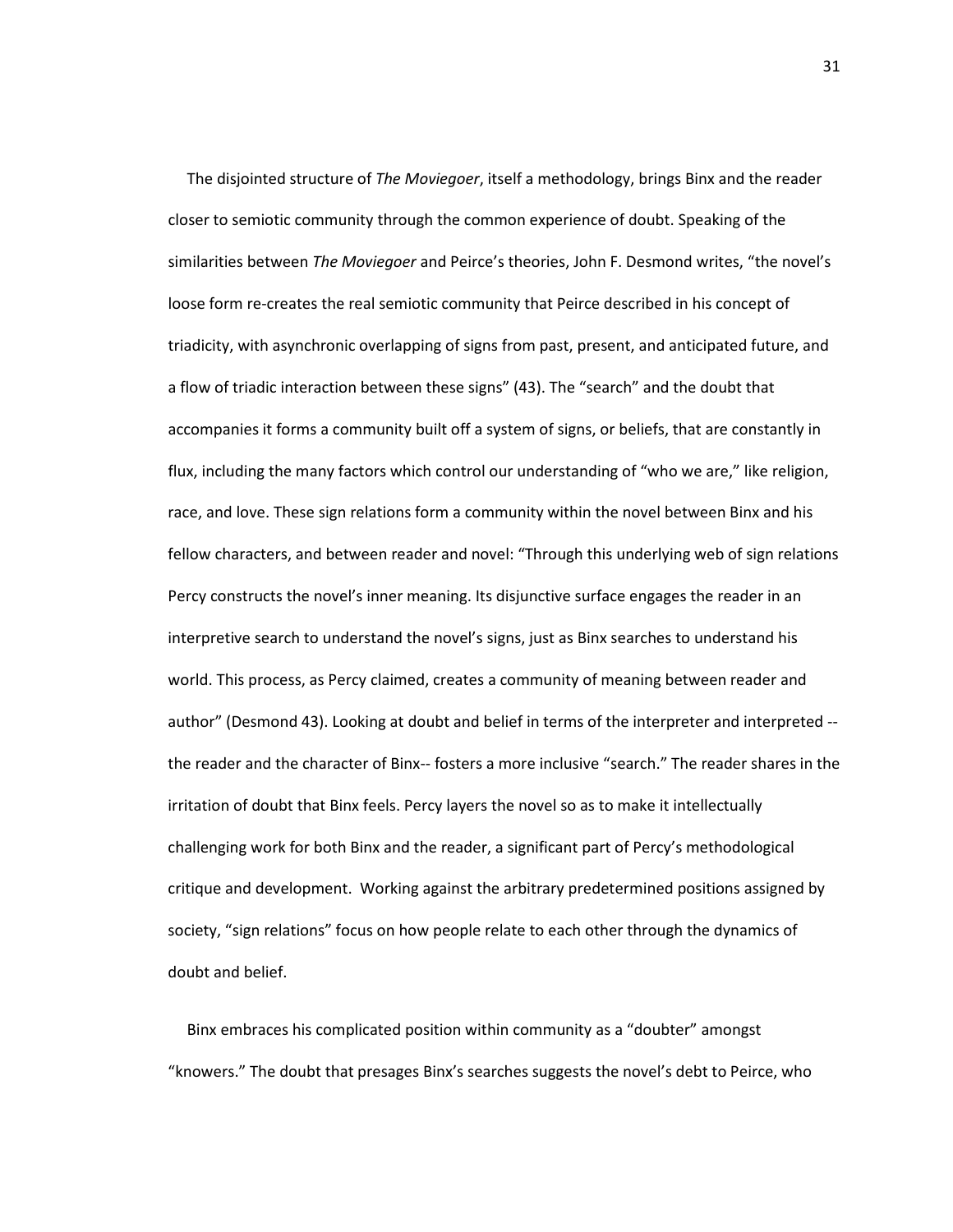The disjointed structure of *The Moviegoer*, itself a methodology, brings Binx and the reader closer to semiotic community through the common experience of doubt. Speaking of the similarities between *The Moviegoer* and Peirce's theories, John F. Desmond writes, "the novel's loose form re-creates the real semiotic community that Peirce described in his concept of triadicity, with asynchronic overlapping of signs from past, present, and anticipated future, and a flow of triadic interaction between these signs" (43). The "search" and the doubt that accompanies it forms a community built off a system of signs, or beliefs, that are constantly in flux, including the many factors which control our understanding of "who we are," like religion, race, and love. These sign relations form a community within the novel between Binx and his fellow characters, and between reader and novel: "Through this underlying web of sign relations Percy constructs the novel's inner meaning. Its disjunctive surface engages the reader in an interpretive search to understand the novel's signs, just as Binx searches to understand his world. This process, as Percy claimed, creates a community of meaning between reader and author" (Desmond 43). Looking at doubt and belief in terms of the interpreter and interpreted -- the reader and the character of Binx-- fosters a more inclusive "search." The reader shares in the irritation of doubt that Binx feels. Percy layers the novel so as to make it intellectually challenging work for both Binx and the reader, a significant part of Percy's methodological critique and development. Working against the arbitrary predetermined positions assigned by society, "sign relations" focus on how people relate to each other through the dynamics of doubt and belief.

Binx embraces his complicated position within community as a "doubter" amongst "knowers." The doubt that presages Binx's searches suggests the novel's debt to Peirce, who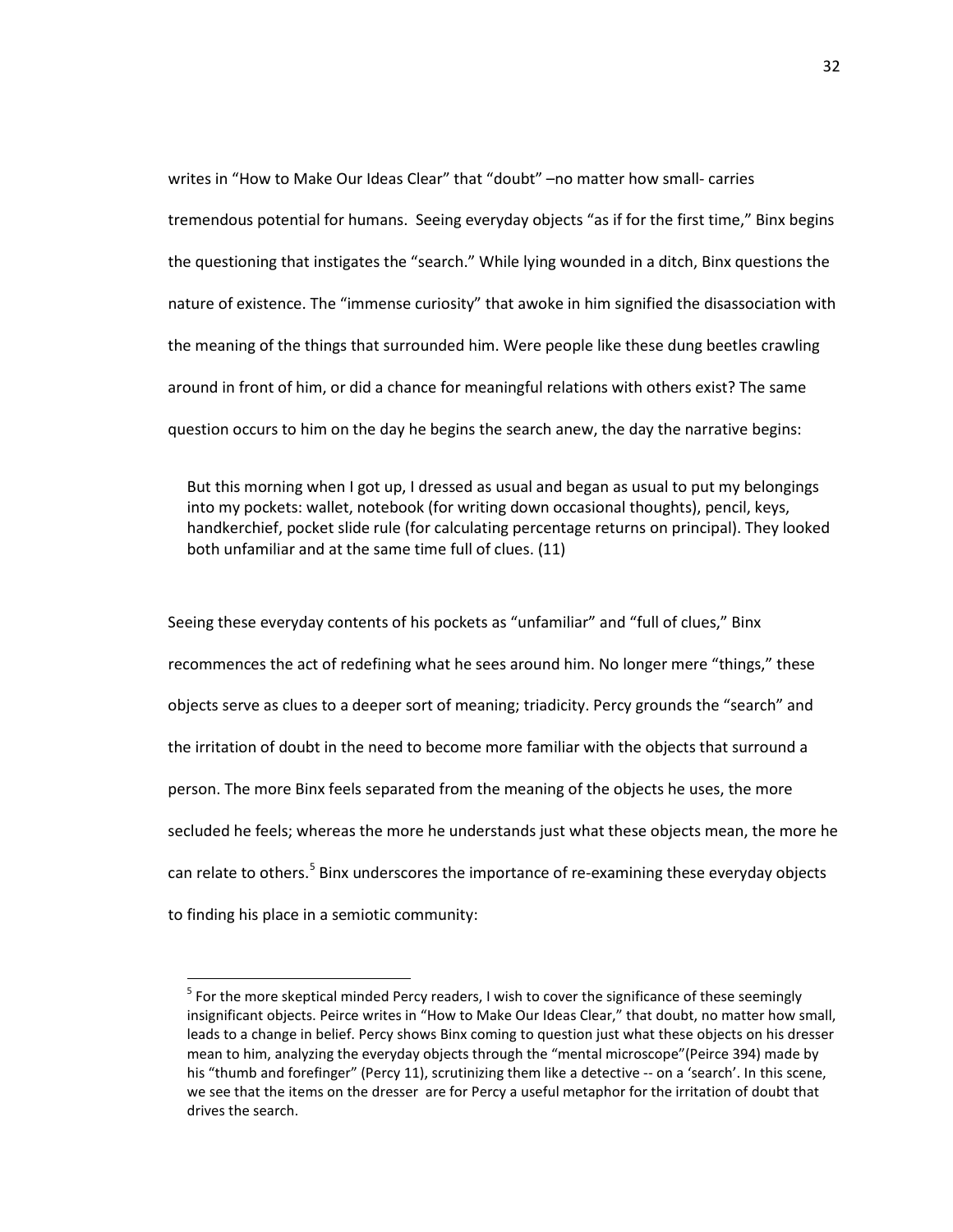writes in "How to Make Our Ideas Clear" that "doubt" –no matter how small- carries tremendous potential for humans. Seeing everyday objects "as if for the first time," Binx begins the questioning that instigates the "search." While lying wounded in a ditch, Binx questions the nature of existence. The "immense curiosity" that awoke in him signified the disassociation with the meaning of the things that surrounded him. Were people like these dung beetles crawling around in front of him, or did a chance for meaningful relations with others exist? The same question occurs to him on the day he begins the search anew, the day the narrative begins:

> But this morning when I got up, I dressed as usual and began as usual to put my belongings into my pockets: wallet, notebook (for writing down occasional thoughts), pencil, keys, handkerchief, pocket slide rule (for calculating percentage returns on principal). They looked both unfamiliar and at the same time full of clues. (11)

Seeing these everyday contents of his pockets as "unfamiliar" and "full of clues," Binx recommences the act of redefining what he sees around him. No longer mere "things," these objects serve as clues to a deeper sort of meaning; triadicity. Percy grounds the "search" and the irritation of doubt in the need to become more familiar with the objects that surround a person. The more Binx feels separated from the meaning of the objects he uses, the more secluded he feels; whereas the more he understands just what these objects mean, the more he can relate to others.[5] Binx underscores the importance of re-examining these everyday objects to finding his place in a semiotic community:

---

[5] For the more skeptical minded Percy readers, I wish to cover the significance of these seemingly insignificant objects. Peirce writes in "How to Make Our Ideas Clear," that doubt, no matter how small, leads to a change in belief. Percy shows Binx coming to question just what these objects on his dresser mean to him, analyzing the everyday objects through the "mental microscope"(Peirce 394) made by his "thumb and forefinger" (Percy 11), scrutinizing them like a detective -- on a 'search'. In this scene, we see that the items on the dresser are for Percy a useful metaphor for the irritation of doubt that drives the search.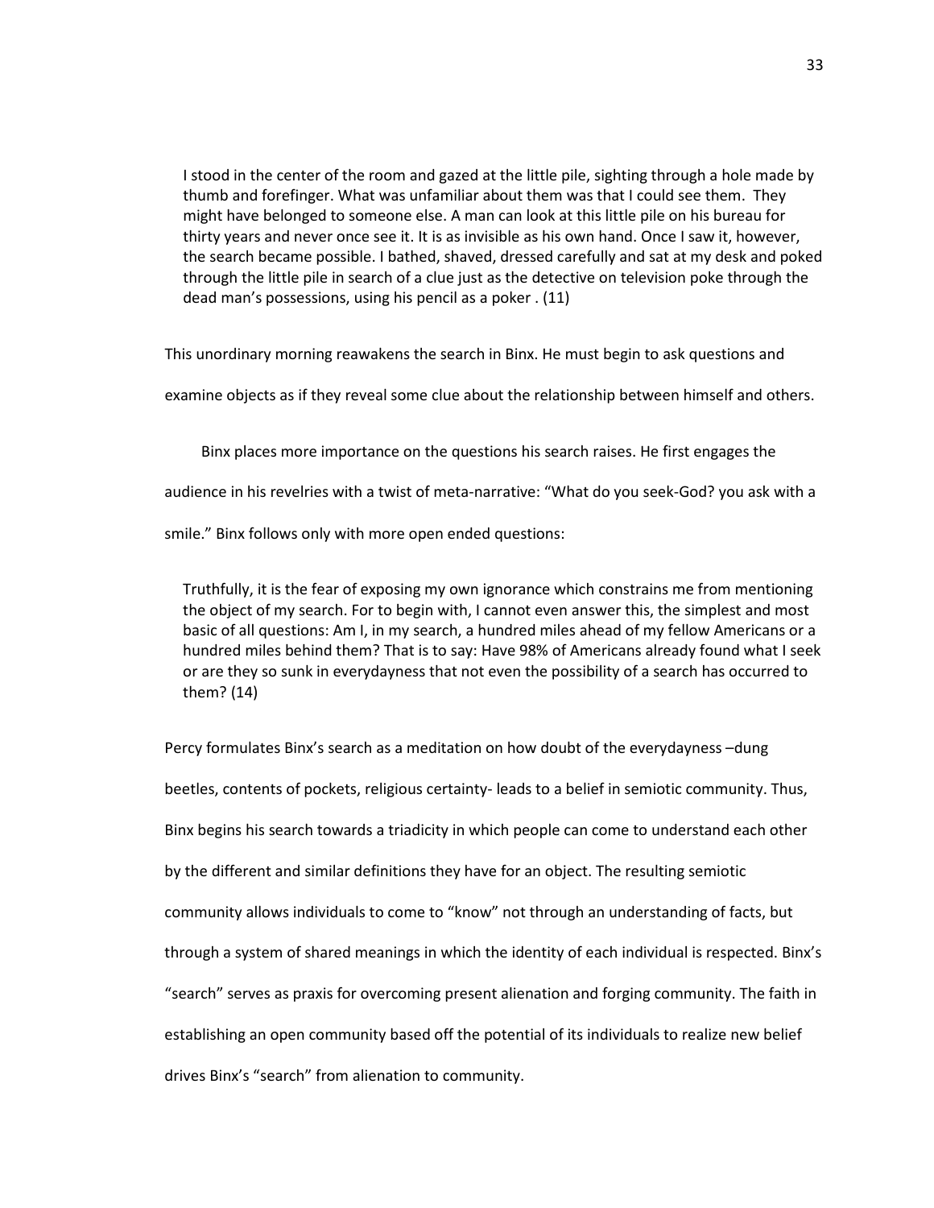> I stood in the center of the room and gazed at the little pile, sighting through a hole made by thumb and forefinger. What was unfamiliar about them was that I could see them. They might have belonged to someone else. A man can look at this little pile on his bureau for thirty years and never once see it. It is as invisible as his own hand. Once I saw it, however, the search became possible. I bathed, shaved, dressed carefully and sat at my desk and poked through the little pile in search of a clue just as the detective on television poke through the dead man's possessions, using his pencil as a poker . (11)

This unordinary morning reawakens the search in Binx. He must begin to ask questions and examine objects as if they reveal some clue about the relationship between himself and others.

Binx places more importance on the questions his search raises. He first engages the audience in his revelries with a twist of meta-narrative: "What do you seek-God? you ask with a smile." Binx follows only with more open ended questions:

> Truthfully, it is the fear of exposing my own ignorance which constrains me from mentioning the object of my search. For to begin with, I cannot even answer this, the simplest and most basic of all questions: Am I, in my search, a hundred miles ahead of my fellow Americans or a hundred miles behind them? That is to say: Have 98% of Americans already found what I seek or are they so sunk in everydayness that not even the possibility of a search has occurred to them? (14)

Percy formulates Binx's search as a meditation on how doubt of the everydayness –dung beetles, contents of pockets, religious certainty- leads to a belief in semiotic community. Thus, Binx begins his search towards a triadicity in which people can come to understand each other by the different and similar definitions they have for an object. The resulting semiotic community allows individuals to come to "know" not through an understanding of facts, but through a system of shared meanings in which the identity of each individual is respected. Binx's "search" serves as praxis for overcoming present alienation and forging community. The faith in establishing an open community based off the potential of its individuals to realize new belief drives Binx's "search" from alienation to community.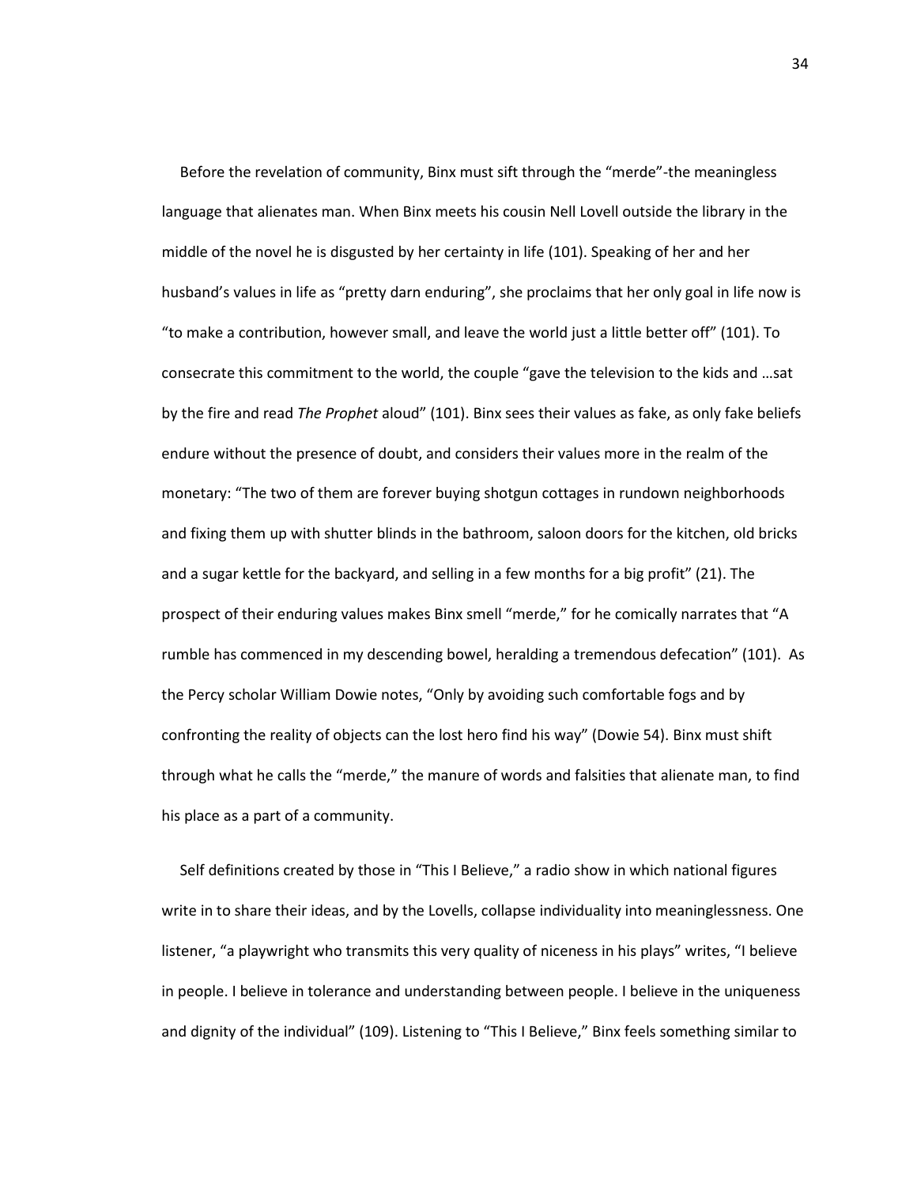Before the revelation of community, Binx must sift through the "merde"-the meaningless language that alienates man. When Binx meets his cousin Nell Lovell outside the library in the middle of the novel he is disgusted by her certainty in life (101). Speaking of her and her husband's values in life as "pretty darn enduring", she proclaims that her only goal in life now is "to make a contribution, however small, and leave the world just a little better off" (101). To consecrate this commitment to the world, the couple "gave the television to the kids and …sat by the fire and read *The Prophet* aloud" (101). Binx sees their values as fake, as only fake beliefs endure without the presence of doubt, and considers their values more in the realm of the monetary: "The two of them are forever buying shotgun cottages in rundown neighborhoods and fixing them up with shutter blinds in the bathroom, saloon doors for the kitchen, old bricks and a sugar kettle for the backyard, and selling in a few months for a big profit" (21). The prospect of their enduring values makes Binx smell "merde," for he comically narrates that "A rumble has commenced in my descending bowel, heralding a tremendous defecation" (101). As the Percy scholar William Dowie notes, "Only by avoiding such comfortable fogs and by confronting the reality of objects can the lost hero find his way" (Dowie 54). Binx must shift through what he calls the "merde," the manure of words and falsities that alienate man, to find his place as a part of a community.

Self definitions created by those in "This I Believe," a radio show in which national figures write in to share their ideas, and by the Lovells, collapse individuality into meaninglessness. One listener, "a playwright who transmits this very quality of niceness in his plays" writes, "I believe in people. I believe in tolerance and understanding between people. I believe in the uniqueness and dignity of the individual" (109). Listening to "This I Believe," Binx feels something similar to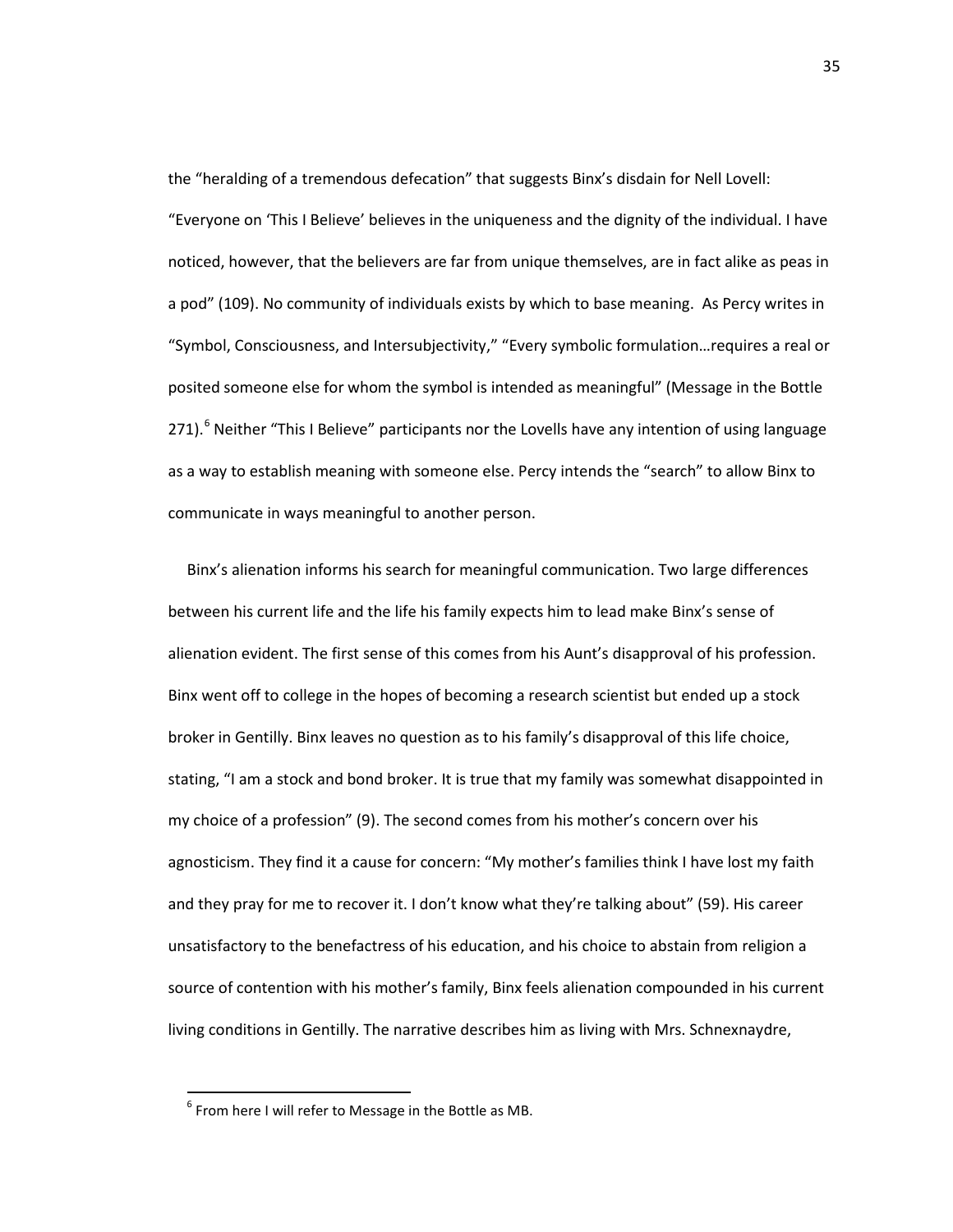the "heralding of a tremendous defecation" that suggests Binx's disdain for Nell Lovell: "Everyone on 'This I Believe' believes in the uniqueness and the dignity of the individual. I have noticed, however, that the believers are far from unique themselves, are in fact alike as peas in a pod" (109). No community of individuals exists by which to base meaning. As Percy writes in "Symbol, Consciousness, and Intersubjectivity," "Every symbolic formulation…requires a real or posited someone else for whom the symbol is intended as meaningful" (Message in the Bottle 271).[6] Neither "This I Believe" participants nor the Lovells have any intention of using language as a way to establish meaning with someone else. Percy intends the "search" to allow Binx to communicate in ways meaningful to another person.

Binx's alienation informs his search for meaningful communication. Two large differences between his current life and the life his family expects him to lead make Binx's sense of alienation evident. The first sense of this comes from his Aunt's disapproval of his profession. Binx went off to college in the hopes of becoming a research scientist but ended up a stock broker in Gentilly. Binx leaves no question as to his family's disapproval of this life choice, stating, "I am a stock and bond broker. It is true that my family was somewhat disappointed in my choice of a profession" (9). The second comes from his mother's concern over his agnosticism. They find it a cause for concern: "My mother's families think I have lost my faith and they pray for me to recover it. I don't know what they're talking about" (59). His career unsatisfactory to the benefactress of his education, and his choice to abstain from religion a source of contention with his mother's family, Binx feels alienation compounded in his current living conditions in Gentilly. The narrative describes him as living with Mrs. Schnexnaydre,

[6] From here I will refer to Message in the Bottle as MB.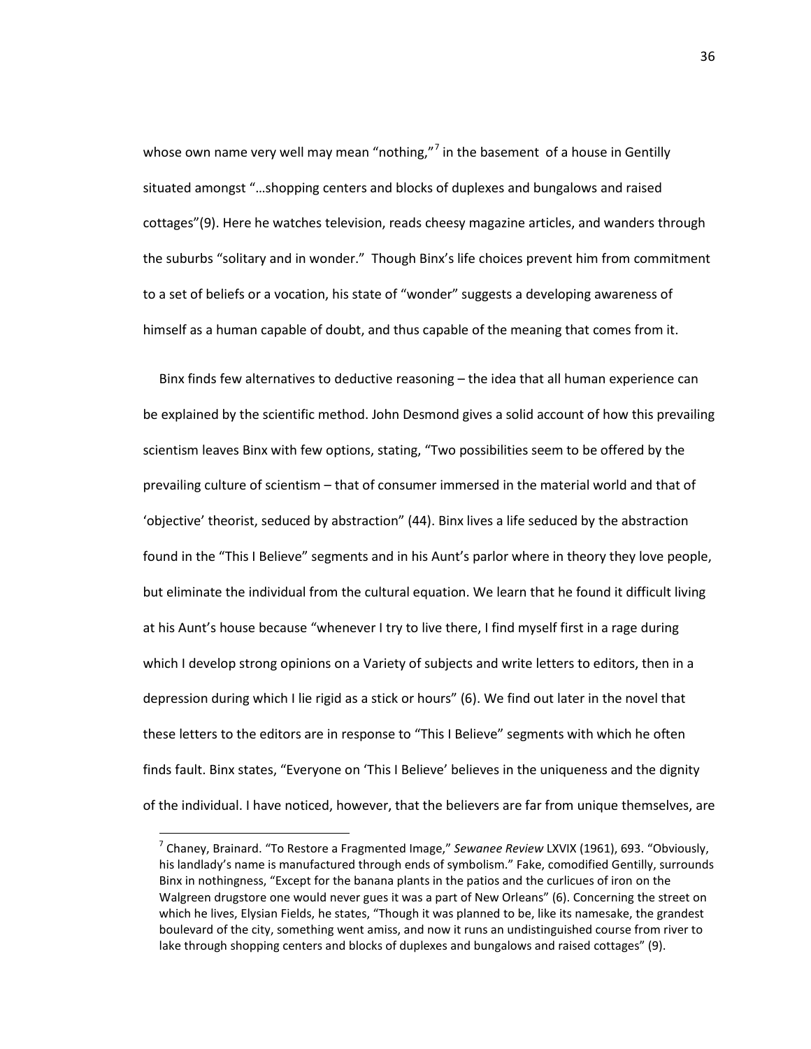whose own name very well may mean "nothing,"[7] in the basement of a house in Gentilly situated amongst "…shopping centers and blocks of duplexes and bungalows and raised cottages"(9). Here he watches television, reads cheesy magazine articles, and wanders through the suburbs "solitary and in wonder." Though Binx's life choices prevent him from commitment to a set of beliefs or a vocation, his state of "wonder" suggests a developing awareness of himself as a human capable of doubt, and thus capable of the meaning that comes from it.

Binx finds few alternatives to deductive reasoning – the idea that all human experience can be explained by the scientific method. John Desmond gives a solid account of how this prevailing scientism leaves Binx with few options, stating, "Two possibilities seem to be offered by the prevailing culture of scientism – that of consumer immersed in the material world and that of 'objective' theorist, seduced by abstraction" (44). Binx lives a life seduced by the abstraction found in the "This I Believe" segments and in his Aunt's parlor where in theory they love people, but eliminate the individual from the cultural equation. We learn that he found it difficult living at his Aunt's house because "whenever I try to live there, I find myself first in a rage during which I develop strong opinions on a Variety of subjects and write letters to editors, then in a depression during which I lie rigid as a stick or hours" (6). We find out later in the novel that these letters to the editors are in response to "This I Believe" segments with which he often finds fault. Binx states, "Everyone on 'This I Believe' believes in the uniqueness and the dignity of the individual. I have noticed, however, that the believers are far from unique themselves, are

---

[7] Chaney, Brainard. "To Restore a Fragmented Image," *Sewanee Review* LXVIX (1961), 693. "Obviously, his landlady's name is manufactured through ends of symbolism." Fake, comodified Gentilly, surrounds Binx in nothingness, "Except for the banana plants in the patios and the curlicues of iron on the Walgreen drugstore one would never gues it was a part of New Orleans" (6). Concerning the street on which he lives, Elysian Fields, he states, "Though it was planned to be, like its namesake, the grandest boulevard of the city, something went amiss, and now it runs an undistinguished course from river to lake through shopping centers and blocks of duplexes and bungalows and raised cottages" (9).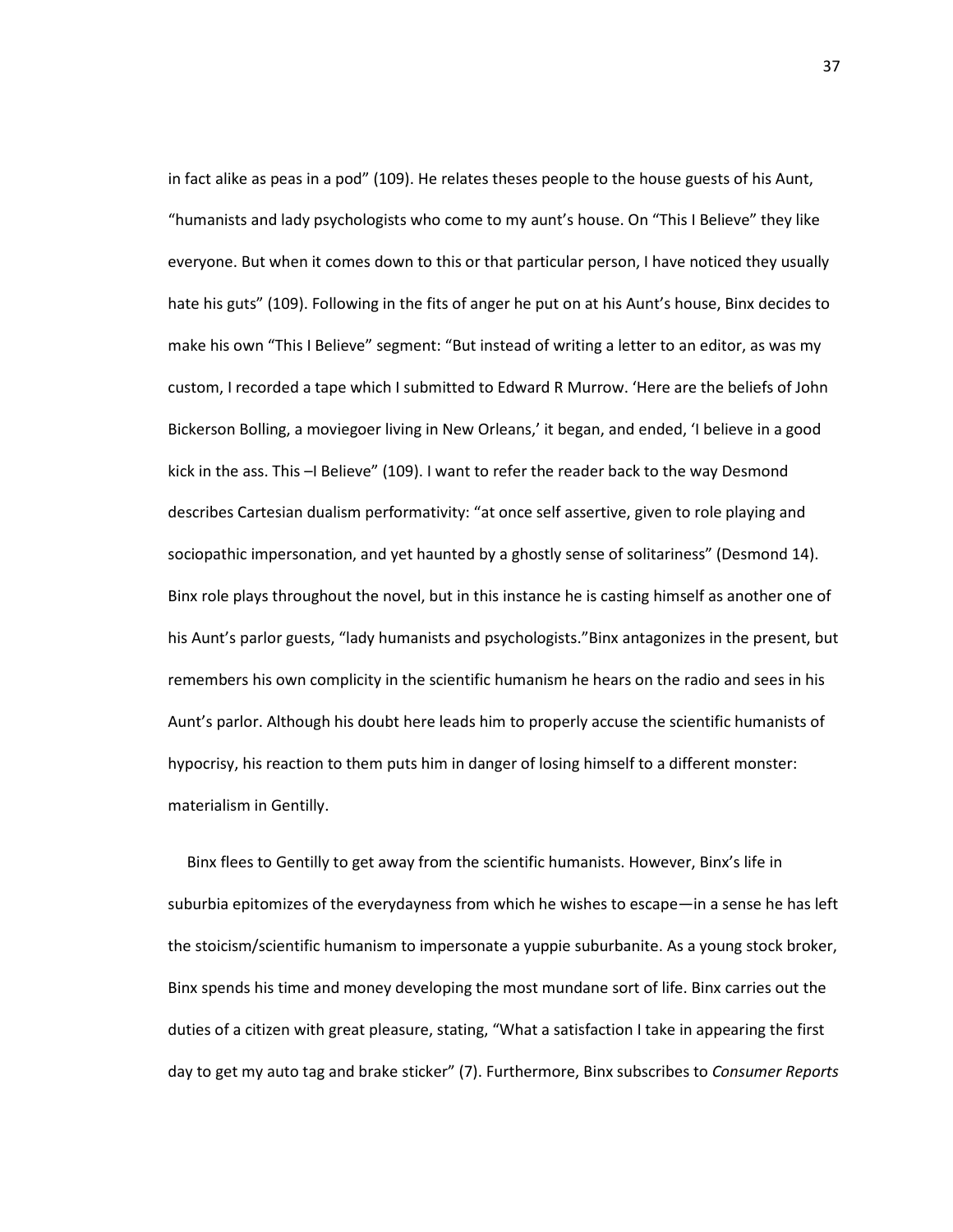in fact alike as peas in a pod" (109). He relates theses people to the house guests of his Aunt, "humanists and lady psychologists who come to my aunt's house. On "This I Believe" they like everyone. But when it comes down to this or that particular person, I have noticed they usually hate his guts" (109). Following in the fits of anger he put on at his Aunt's house, Binx decides to make his own "This I Believe" segment: "But instead of writing a letter to an editor, as was my custom, I recorded a tape which I submitted to Edward R Murrow. 'Here are the beliefs of John Bickerson Bolling, a moviegoer living in New Orleans,' it began, and ended, 'I believe in a good kick in the ass. This –I Believe" (109). I want to refer the reader back to the way Desmond describes Cartesian dualism performativity: "at once self assertive, given to role playing and sociopathic impersonation, and yet haunted by a ghostly sense of solitariness" (Desmond 14). Binx role plays throughout the novel, but in this instance he is casting himself as another one of his Aunt's parlor guests, "lady humanists and psychologists."Binx antagonizes in the present, but remembers his own complicity in the scientific humanism he hears on the radio and sees in his Aunt's parlor. Although his doubt here leads him to properly accuse the scientific humanists of hypocrisy, his reaction to them puts him in danger of losing himself to a different monster: materialism in Gentilly.

Binx flees to Gentilly to get away from the scientific humanists. However, Binx's life in suburbia epitomizes of the everydayness from which he wishes to escape—in a sense he has left the stoicism/scientific humanism to impersonate a yuppie suburbanite. As a young stock broker, Binx spends his time and money developing the most mundane sort of life. Binx carries out the duties of a citizen with great pleasure, stating, "What a satisfaction I take in appearing the first day to get my auto tag and brake sticker" (7). Furthermore, Binx subscribes to *Consumer Reports*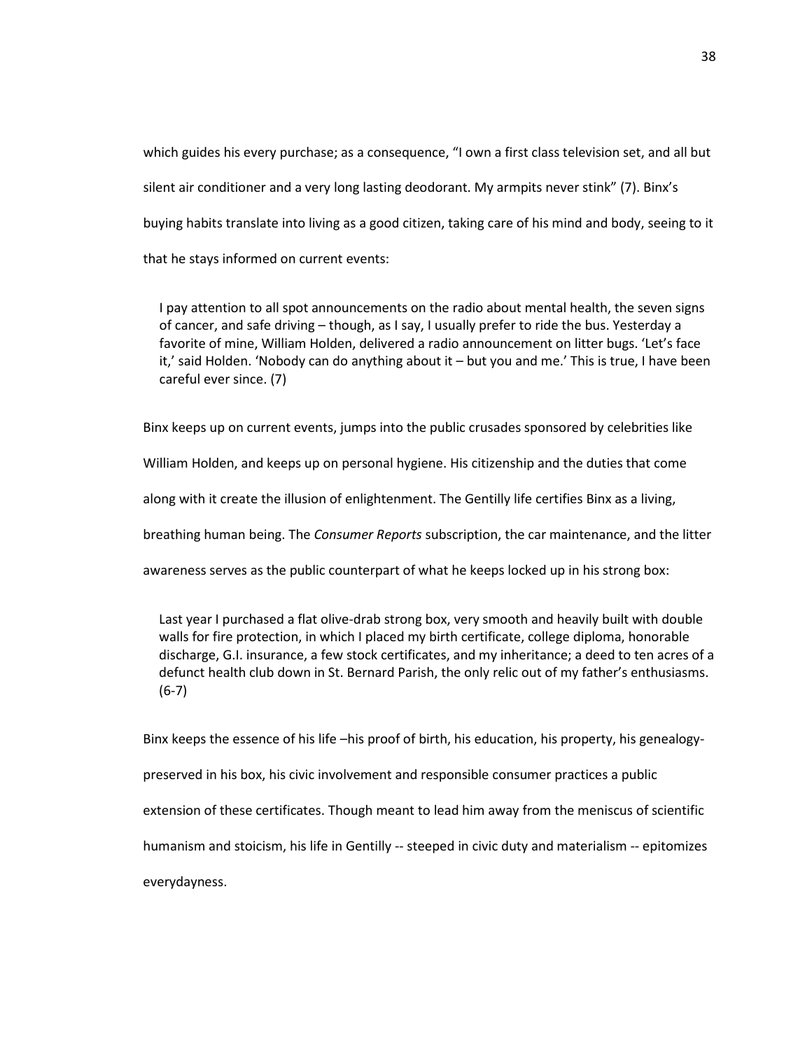which guides his every purchase; as a consequence, "I own a first class television set, and all but silent air conditioner and a very long lasting deodorant. My armpits never stink" (7). Binx's buying habits translate into living as a good citizen, taking care of his mind and body, seeing to it that he stays informed on current events:

> I pay attention to all spot announcements on the radio about mental health, the seven signs of cancer, and safe driving – though, as I say, I usually prefer to ride the bus. Yesterday a favorite of mine, William Holden, delivered a radio announcement on litter bugs. 'Let's face it,' said Holden. 'Nobody can do anything about it – but you and me.' This is true, I have been careful ever since. (7)

Binx keeps up on current events, jumps into the public crusades sponsored by celebrities like William Holden, and keeps up on personal hygiene. His citizenship and the duties that come along with it create the illusion of enlightenment. The Gentilly life certifies Binx as a living, breathing human being. The *Consumer Reports* subscription, the car maintenance, and the litter awareness serves as the public counterpart of what he keeps locked up in his strong box:

> Last year I purchased a flat olive-drab strong box, very smooth and heavily built with double walls for fire protection, in which I placed my birth certificate, college diploma, honorable discharge, G.I. insurance, a few stock certificates, and my inheritance; a deed to ten acres of a defunct health club down in St. Bernard Parish, the only relic out of my father's enthusiasms. (6-7)

Binx keeps the essence of his life –his proof of birth, his education, his property, his genealogy- preserved in his box, his civic involvement and responsible consumer practices a public extension of these certificates. Though meant to lead him away from the meniscus of scientific humanism and stoicism, his life in Gentilly -- steeped in civic duty and materialism -- epitomizes everydayness.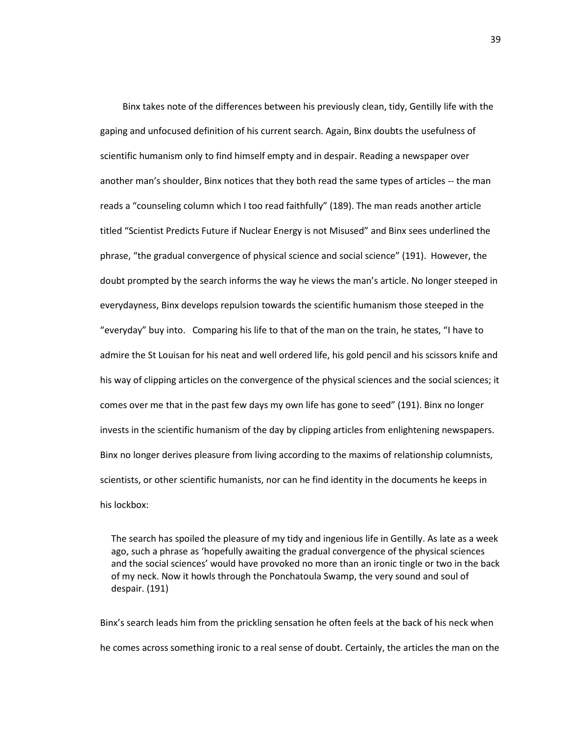Binx takes note of the differences between his previously clean, tidy, Gentilly life with the gaping and unfocused definition of his current search. Again, Binx doubts the usefulness of scientific humanism only to find himself empty and in despair. Reading a newspaper over another man's shoulder, Binx notices that they both read the same types of articles -- the man reads a "counseling column which I too read faithfully" (189). The man reads another article titled "Scientist Predicts Future if Nuclear Energy is not Misused" and Binx sees underlined the phrase, "the gradual convergence of physical science and social science" (191). However, the doubt prompted by the search informs the way he views the man's article. No longer steeped in everydayness, Binx develops repulsion towards the scientific humanism those steeped in the "everyday" buy into. Comparing his life to that of the man on the train, he states, "I have to admire the St Louisan for his neat and well ordered life, his gold pencil and his scissors knife and his way of clipping articles on the convergence of the physical sciences and the social sciences; it comes over me that in the past few days my own life has gone to seed" (191). Binx no longer invests in the scientific humanism of the day by clipping articles from enlightening newspapers. Binx no longer derives pleasure from living according to the maxims of relationship columnists, scientists, or other scientific humanists, nor can he find identity in the documents he keeps in his lockbox:

> The search has spoiled the pleasure of my tidy and ingenious life in Gentilly. As late as a week ago, such a phrase as 'hopefully awaiting the gradual convergence of the physical sciences and the social sciences' would have provoked no more than an ironic tingle or two in the back of my neck. Now it howls through the Ponchatoula Swamp, the very sound and soul of despair. (191)

Binx's search leads him from the prickling sensation he often feels at the back of his neck when he comes across something ironic to a real sense of doubt. Certainly, the articles the man on the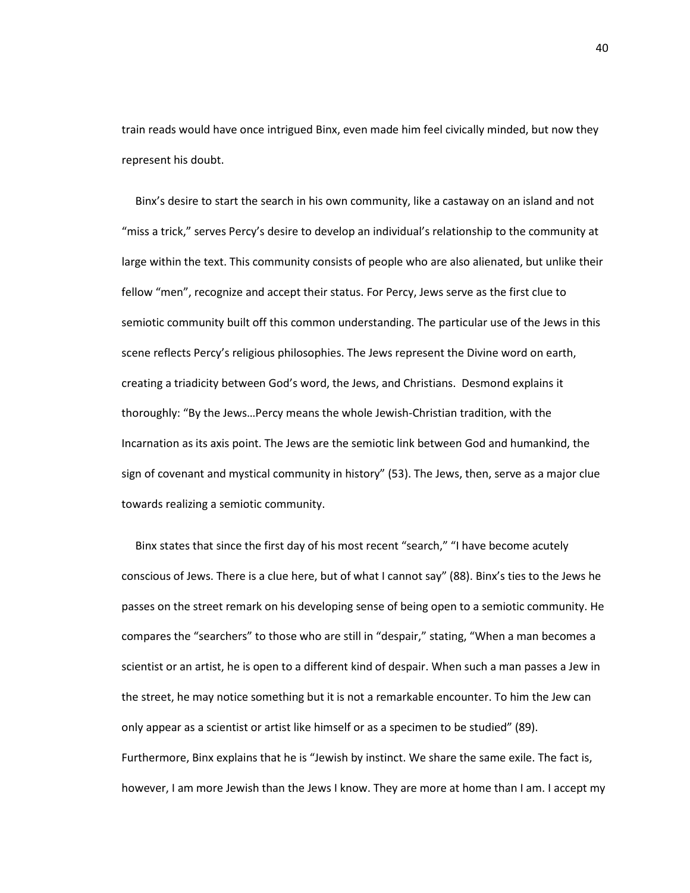train reads would have once intrigued Binx, even made him feel civically minded, but now they represent his doubt.

Binx's desire to start the search in his own community, like a castaway on an island and not "miss a trick," serves Percy's desire to develop an individual's relationship to the community at large within the text. This community consists of people who are also alienated, but unlike their fellow "men", recognize and accept their status. For Percy, Jews serve as the first clue to semiotic community built off this common understanding. The particular use of the Jews in this scene reflects Percy's religious philosophies. The Jews represent the Divine word on earth, creating a triadicity between God's word, the Jews, and Christians. Desmond explains it thoroughly: "By the Jews…Percy means the whole Jewish-Christian tradition, with the Incarnation as its axis point. The Jews are the semiotic link between God and humankind, the sign of covenant and mystical community in history" (53). The Jews, then, serve as a major clue towards realizing a semiotic community.

Binx states that since the first day of his most recent "search," "I have become acutely conscious of Jews. There is a clue here, but of what I cannot say" (88). Binx's ties to the Jews he passes on the street remark on his developing sense of being open to a semiotic community. He compares the "searchers" to those who are still in "despair," stating, "When a man becomes a scientist or an artist, he is open to a different kind of despair. When such a man passes a Jew in the street, he may notice something but it is not a remarkable encounter. To him the Jew can only appear as a scientist or artist like himself or as a specimen to be studied" (89). Furthermore, Binx explains that he is "Jewish by instinct. We share the same exile. The fact is, however, I am more Jewish than the Jews I know. They are more at home than I am. I accept my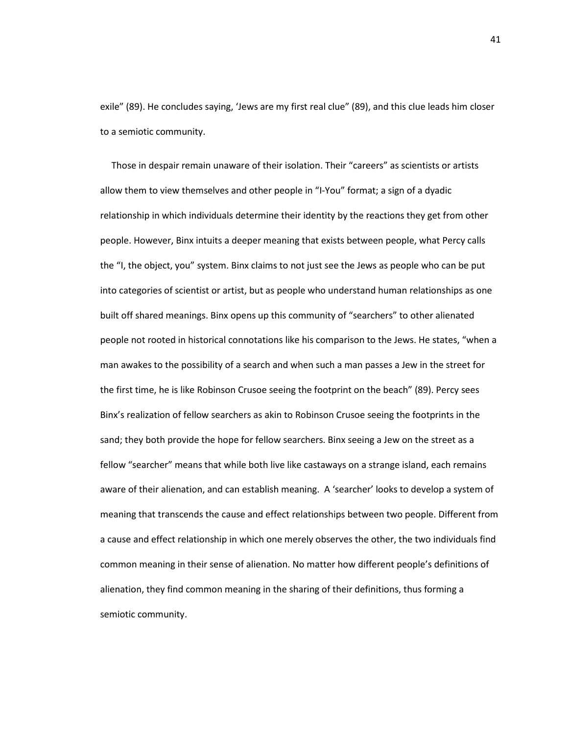exile" (89). He concludes saying, 'Jews are my first real clue" (89), and this clue leads him closer to a semiotic community.

Those in despair remain unaware of their isolation. Their "careers" as scientists or artists allow them to view themselves and other people in "I-You" format; a sign of a dyadic relationship in which individuals determine their identity by the reactions they get from other people. However, Binx intuits a deeper meaning that exists between people, what Percy calls the "I, the object, you" system. Binx claims to not just see the Jews as people who can be put into categories of scientist or artist, but as people who understand human relationships as one built off shared meanings. Binx opens up this community of "searchers" to other alienated people not rooted in historical connotations like his comparison to the Jews. He states, "when a man awakes to the possibility of a search and when such a man passes a Jew in the street for the first time, he is like Robinson Crusoe seeing the footprint on the beach" (89). Percy sees Binx's realization of fellow searchers as akin to Robinson Crusoe seeing the footprints in the sand; they both provide the hope for fellow searchers. Binx seeing a Jew on the street as a fellow "searcher" means that while both live like castaways on a strange island, each remains aware of their alienation, and can establish meaning. A 'searcher' looks to develop a system of meaning that transcends the cause and effect relationships between two people. Different from a cause and effect relationship in which one merely observes the other, the two individuals find common meaning in their sense of alienation. No matter how different people's definitions of alienation, they find common meaning in the sharing of their definitions, thus forming a semiotic community.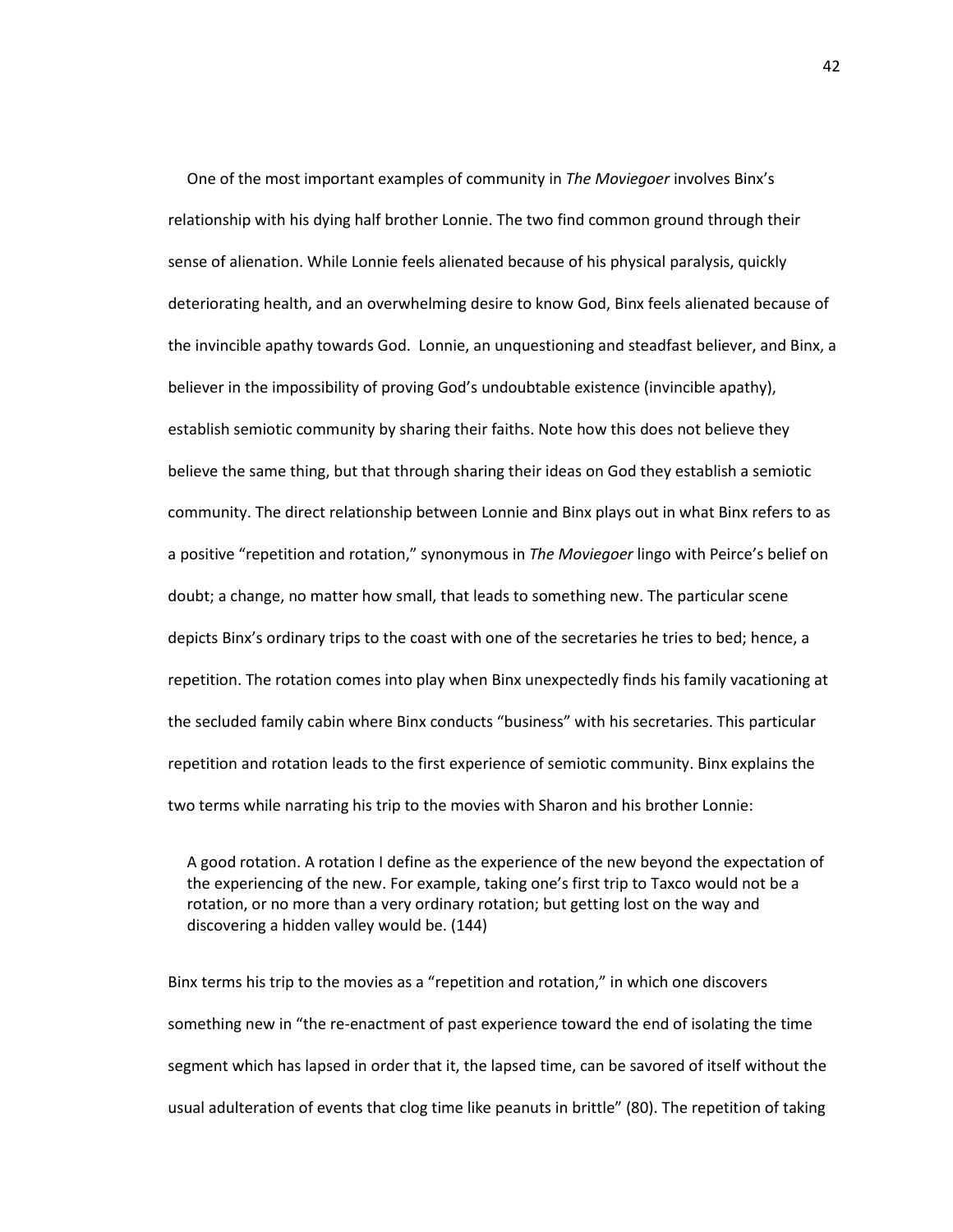One of the most important examples of community in *The Moviegoer* involves Binx's relationship with his dying half brother Lonnie. The two find common ground through their sense of alienation. While Lonnie feels alienated because of his physical paralysis, quickly deteriorating health, and an overwhelming desire to know God, Binx feels alienated because of the invincible apathy towards God. Lonnie, an unquestioning and steadfast believer, and Binx, a believer in the impossibility of proving God's undoubtable existence (invincible apathy), establish semiotic community by sharing their faiths. Note how this does not believe they believe the same thing, but that through sharing their ideas on God they establish a semiotic community. The direct relationship between Lonnie and Binx plays out in what Binx refers to as a positive "repetition and rotation," synonymous in *The Moviegoer* lingo with Peirce's belief on doubt; a change, no matter how small, that leads to something new. The particular scene depicts Binx's ordinary trips to the coast with one of the secretaries he tries to bed; hence, a repetition. The rotation comes into play when Binx unexpectedly finds his family vacationing at the secluded family cabin where Binx conducts "business" with his secretaries. This particular repetition and rotation leads to the first experience of semiotic community. Binx explains the two terms while narrating his trip to the movies with Sharon and his brother Lonnie:

> A good rotation. A rotation I define as the experience of the new beyond the expectation of the experiencing of the new. For example, taking one's first trip to Taxco would not be a rotation, or no more than a very ordinary rotation; but getting lost on the way and discovering a hidden valley would be. (144)

Binx terms his trip to the movies as a "repetition and rotation," in which one discovers something new in "the re-enactment of past experience toward the end of isolating the time segment which has lapsed in order that it, the lapsed time, can be savored of itself without the usual adulteration of events that clog time like peanuts in brittle" (80). The repetition of taking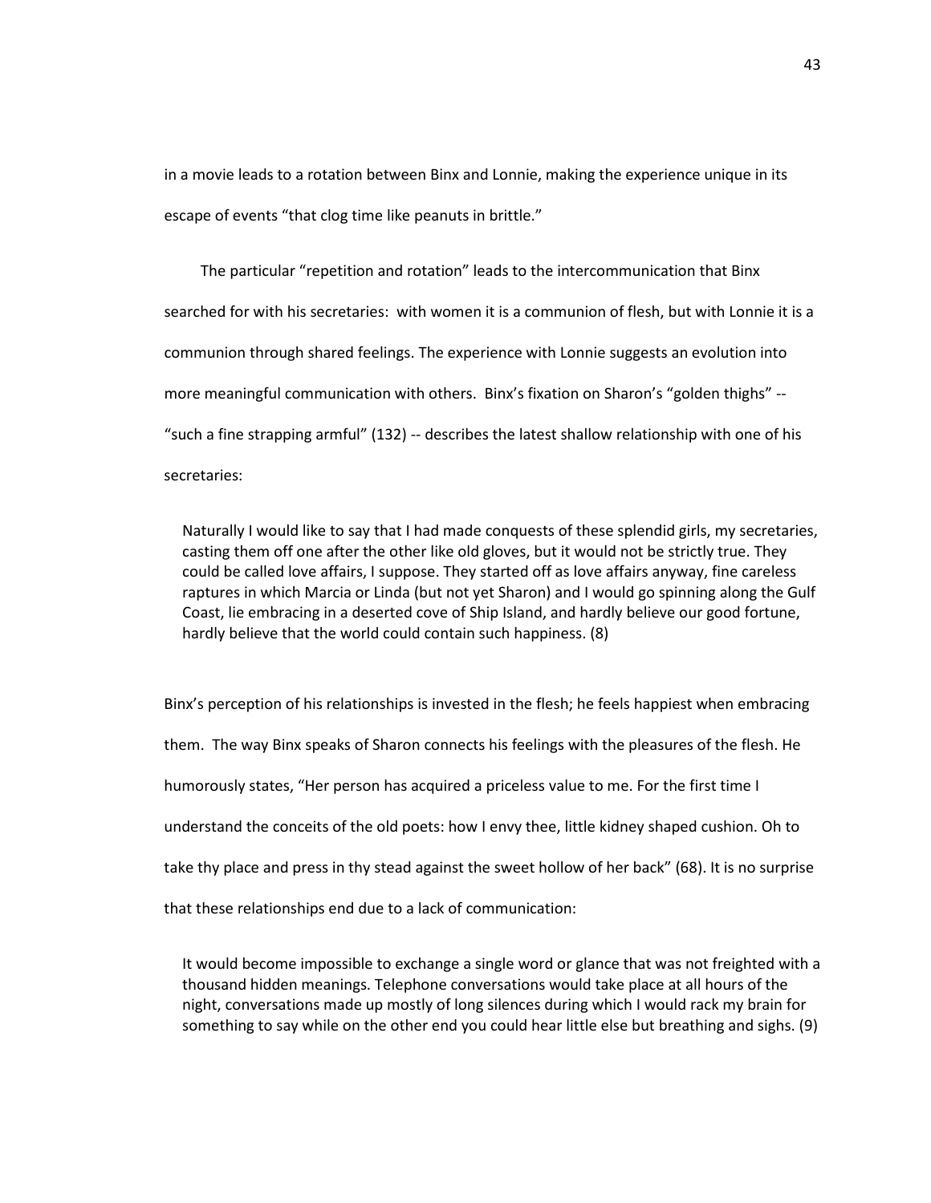in a movie leads to a rotation between Binx and Lonnie, making the experience unique in its escape of events "that clog time like peanuts in brittle."

The particular "repetition and rotation" leads to the intercommunication that Binx searched for with his secretaries: with women it is a communion of flesh, but with Lonnie it is a communion through shared feelings. The experience with Lonnie suggests an evolution into more meaningful communication with others. Binx's fixation on Sharon's "golden thighs" -- "such a fine strapping armful" (132) -- describes the latest shallow relationship with one of his secretaries:

> Naturally I would like to say that I had made conquests of these splendid girls, my secretaries, casting them off one after the other like old gloves, but it would not be strictly true. They could be called love affairs, I suppose. They started off as love affairs anyway, fine careless raptures in which Marcia or Linda (but not yet Sharon) and I would go spinning along the Gulf Coast, lie embracing in a deserted cove of Ship Island, and hardly believe our good fortune, hardly believe that the world could contain such happiness. (8)

Binx's perception of his relationships is invested in the flesh; he feels happiest when embracing them. The way Binx speaks of Sharon connects his feelings with the pleasures of the flesh. He humorously states, "Her person has acquired a priceless value to me. For the first time I understand the conceits of the old poets: how I envy thee, little kidney shaped cushion. Oh to take thy place and press in thy stead against the sweet hollow of her back" (68). It is no surprise that these relationships end due to a lack of communication:

> It would become impossible to exchange a single word or glance that was not freighted with a thousand hidden meanings. Telephone conversations would take place at all hours of the night, conversations made up mostly of long silences during which I would rack my brain for something to say while on the other end you could hear little else but breathing and sighs. (9)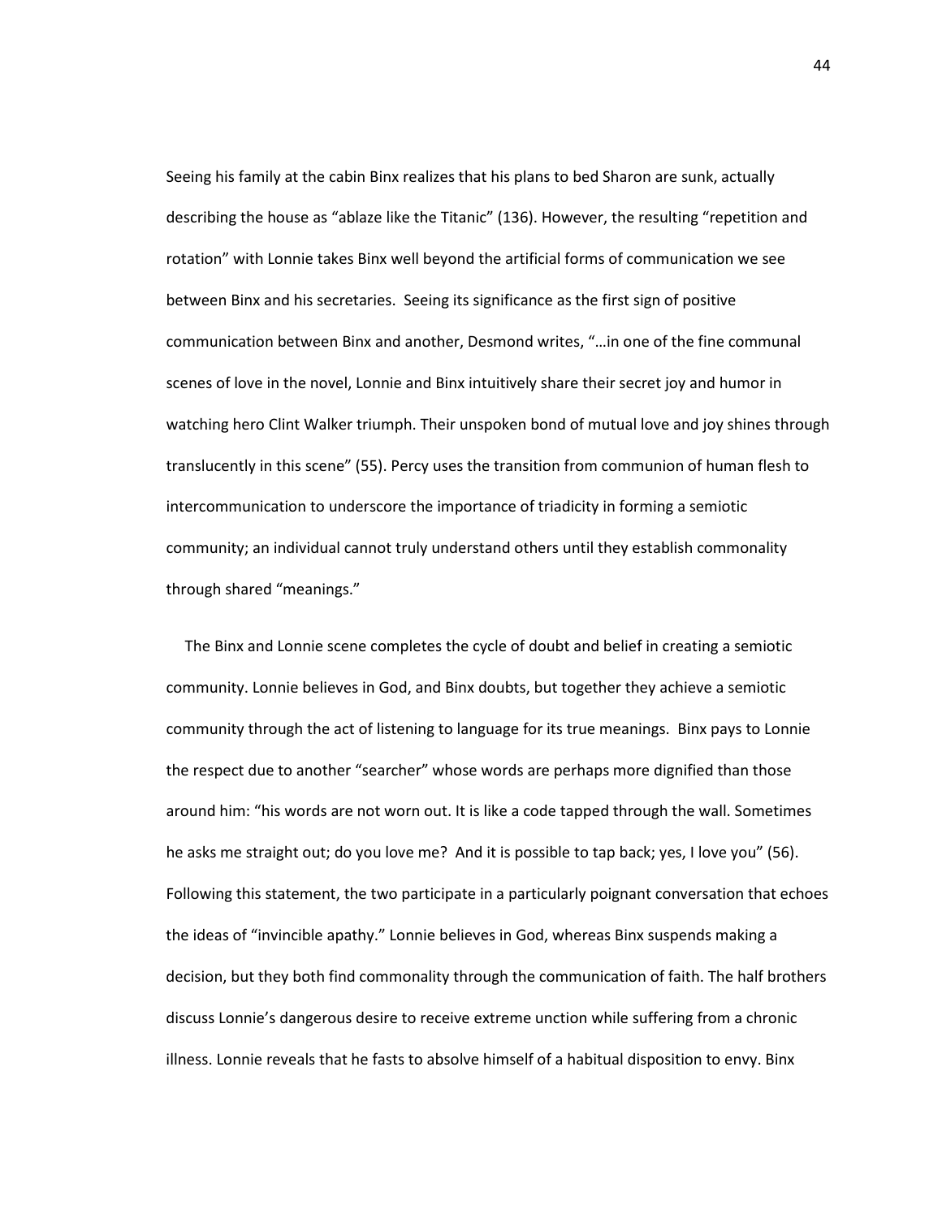Seeing his family at the cabin Binx realizes that his plans to bed Sharon are sunk, actually describing the house as "ablaze like the Titanic" (136). However, the resulting "repetition and rotation" with Lonnie takes Binx well beyond the artificial forms of communication we see between Binx and his secretaries. Seeing its significance as the first sign of positive communication between Binx and another, Desmond writes, "…in one of the fine communal scenes of love in the novel, Lonnie and Binx intuitively share their secret joy and humor in watching hero Clint Walker triumph. Their unspoken bond of mutual love and joy shines through translucently in this scene" (55). Percy uses the transition from communion of human flesh to intercommunication to underscore the importance of triadicity in forming a semiotic community; an individual cannot truly understand others until they establish commonality through shared "meanings."

The Binx and Lonnie scene completes the cycle of doubt and belief in creating a semiotic community. Lonnie believes in God, and Binx doubts, but together they achieve a semiotic community through the act of listening to language for its true meanings. Binx pays to Lonnie the respect due to another "searcher" whose words are perhaps more dignified than those around him: "his words are not worn out. It is like a code tapped through the wall. Sometimes he asks me straight out; do you love me? And it is possible to tap back; yes, I love you" (56). Following this statement, the two participate in a particularly poignant conversation that echoes the ideas of "invincible apathy." Lonnie believes in God, whereas Binx suspends making a decision, but they both find commonality through the communication of faith. The half brothers discuss Lonnie's dangerous desire to receive extreme unction while suffering from a chronic illness. Lonnie reveals that he fasts to absolve himself of a habitual disposition to envy. Binx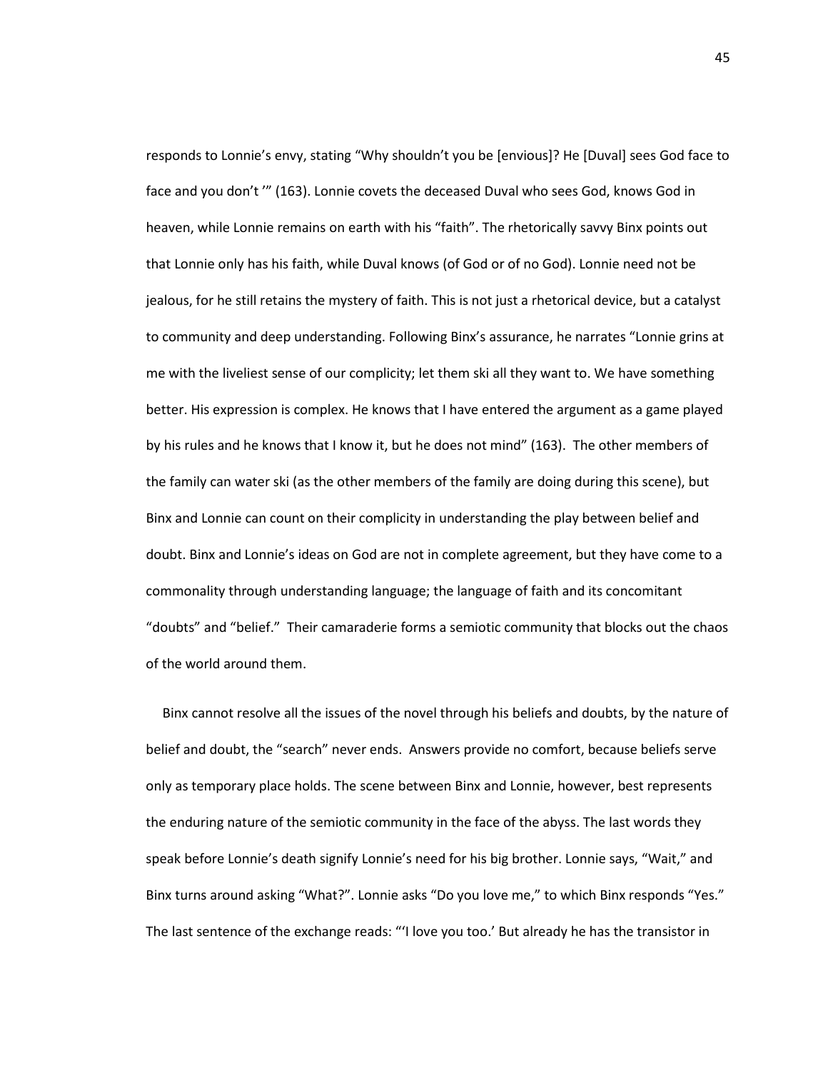responds to Lonnie's envy, stating "Why shouldn't you be [envious]? He [Duval] sees God face to face and you don't '" (163). Lonnie covets the deceased Duval who sees God, knows God in heaven, while Lonnie remains on earth with his "faith". The rhetorically savvy Binx points out that Lonnie only has his faith, while Duval knows (of God or of no God). Lonnie need not be jealous, for he still retains the mystery of faith. This is not just a rhetorical device, but a catalyst to community and deep understanding. Following Binx's assurance, he narrates "Lonnie grins at me with the liveliest sense of our complicity; let them ski all they want to. We have something better. His expression is complex. He knows that I have entered the argument as a game played by his rules and he knows that I know it, but he does not mind" (163). The other members of the family can water ski (as the other members of the family are doing during this scene), but Binx and Lonnie can count on their complicity in understanding the play between belief and doubt. Binx and Lonnie's ideas on God are not in complete agreement, but they have come to a commonality through understanding language; the language of faith and its concomitant "doubts" and "belief." Their camaraderie forms a semiotic community that blocks out the chaos of the world around them.

Binx cannot resolve all the issues of the novel through his beliefs and doubts, by the nature of belief and doubt, the "search" never ends. Answers provide no comfort, because beliefs serve only as temporary place holds. The scene between Binx and Lonnie, however, best represents the enduring nature of the semiotic community in the face of the abyss. The last words they speak before Lonnie's death signify Lonnie's need for his big brother. Lonnie says, "Wait," and Binx turns around asking "What?". Lonnie asks "Do you love me," to which Binx responds "Yes." The last sentence of the exchange reads: "'I love you too.' But already he has the transistor in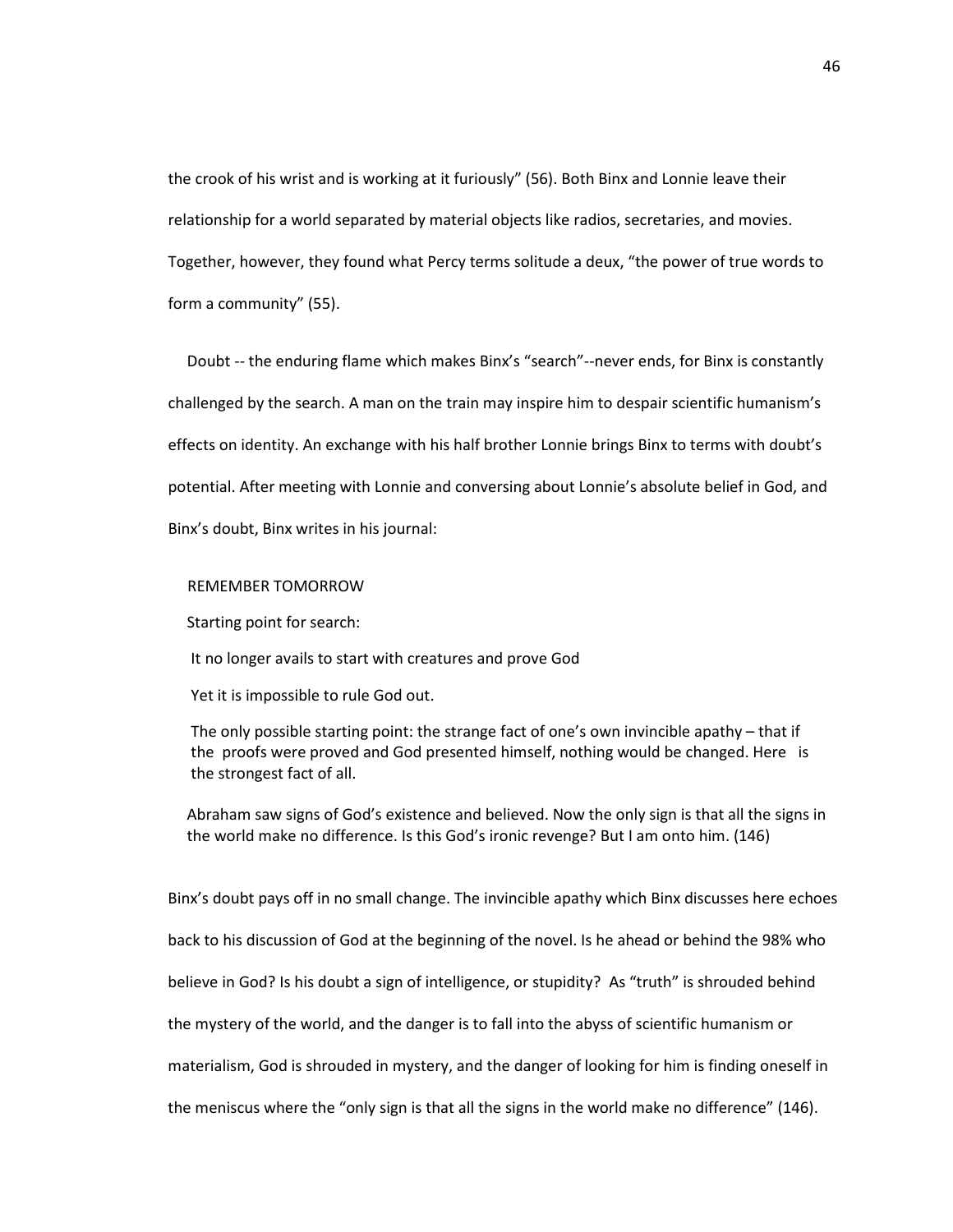the crook of his wrist and is working at it furiously" (56). Both Binx and Lonnie leave their relationship for a world separated by material objects like radios, secretaries, and movies. Together, however, they found what Percy terms solitude a deux, "the power of true words to form a community" (55).

Doubt -- the enduring flame which makes Binx's "search"--never ends, for Binx is constantly challenged by the search. A man on the train may inspire him to despair scientific humanism's effects on identity. An exchange with his half brother Lonnie brings Binx to terms with doubt's potential. After meeting with Lonnie and conversing about Lonnie's absolute belief in God, and Binx's doubt, Binx writes in his journal:

> REMEMBER TOMORROW
>
> Starting point for search:
>
> It no longer avails to start with creatures and prove God
>
> Yet it is impossible to rule God out.
>
> The only possible starting point: the strange fact of one's own invincible apathy – that if the proofs were proved and God presented himself, nothing would be changed. Here is the strongest fact of all.
>
> Abraham saw signs of God's existence and believed. Now the only sign is that all the signs in the world make no difference. Is this God's ironic revenge? But I am onto him. (146)

Binx's doubt pays off in no small change. The invincible apathy which Binx discusses here echoes back to his discussion of God at the beginning of the novel. Is he ahead or behind the 98% who believe in God? Is his doubt a sign of intelligence, or stupidity? As "truth" is shrouded behind the mystery of the world, and the danger is to fall into the abyss of scientific humanism or materialism, God is shrouded in mystery, and the danger of looking for him is finding oneself in the meniscus where the "only sign is that all the signs in the world make no difference" (146).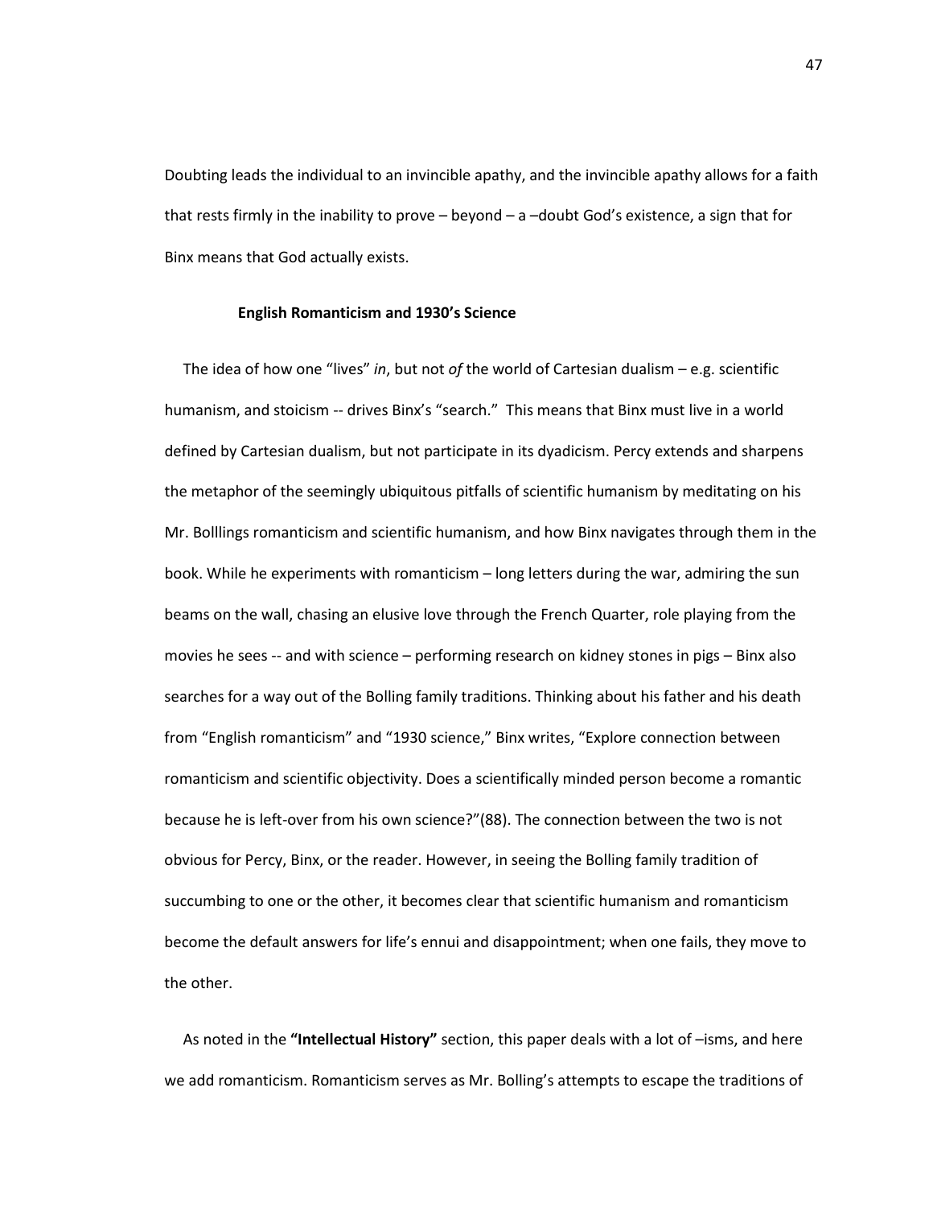Doubting leads the individual to an invincible apathy, and the invincible apathy allows for a faith that rests firmly in the inability to prove – beyond – a –doubt God's existence, a sign that for Binx means that God actually exists.

### English Romanticism and 1930's Science

The idea of how one "lives" *in*, but not *of* the world of Cartesian dualism – e.g. scientific humanism, and stoicism -- drives Binx's "search." This means that Binx must live in a world defined by Cartesian dualism, but not participate in its dyadicism. Percy extends and sharpens the metaphor of the seemingly ubiquitous pitfalls of scientific humanism by meditating on his Mr. Bolllings romanticism and scientific humanism, and how Binx navigates through them in the book. While he experiments with romanticism – long letters during the war, admiring the sun beams on the wall, chasing an elusive love through the French Quarter, role playing from the movies he sees -- and with science – performing research on kidney stones in pigs – Binx also searches for a way out of the Bolling family traditions. Thinking about his father and his death from "English romanticism" and "1930 science," Binx writes, "Explore connection between romanticism and scientific objectivity. Does a scientifically minded person become a romantic because he is left-over from his own science?"(88). The connection between the two is not obvious for Percy, Binx, or the reader. However, in seeing the Bolling family tradition of succumbing to one or the other, it becomes clear that scientific humanism and romanticism become the default answers for life's ennui and disappointment; when one fails, they move to the other.

As noted in the **"Intellectual History"** section, this paper deals with a lot of –isms, and here we add romanticism. Romanticism serves as Mr. Bolling's attempts to escape the traditions of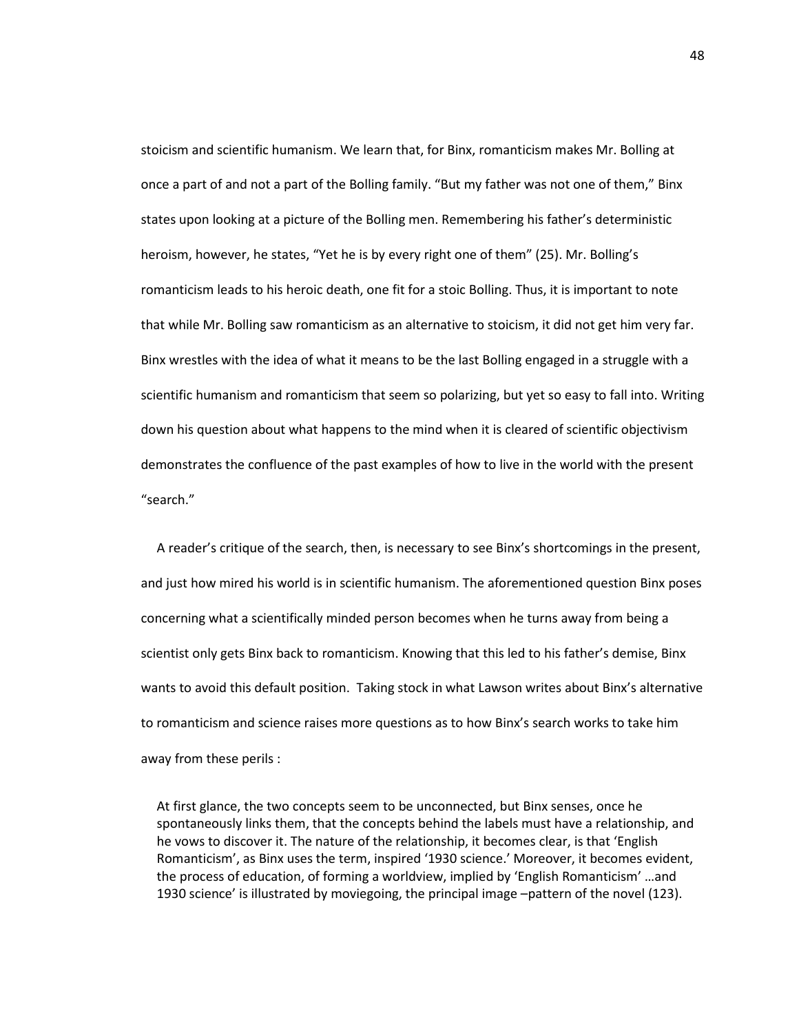stoicism and scientific humanism. We learn that, for Binx, romanticism makes Mr. Bolling at once a part of and not a part of the Bolling family. "But my father was not one of them," Binx states upon looking at a picture of the Bolling men. Remembering his father's deterministic heroism, however, he states, "Yet he is by every right one of them" (25). Mr. Bolling's romanticism leads to his heroic death, one fit for a stoic Bolling. Thus, it is important to note that while Mr. Bolling saw romanticism as an alternative to stoicism, it did not get him very far. Binx wrestles with the idea of what it means to be the last Bolling engaged in a struggle with a scientific humanism and romanticism that seem so polarizing, but yet so easy to fall into. Writing down his question about what happens to the mind when it is cleared of scientific objectivism demonstrates the confluence of the past examples of how to live in the world with the present "search."

A reader's critique of the search, then, is necessary to see Binx's shortcomings in the present, and just how mired his world is in scientific humanism. The aforementioned question Binx poses concerning what a scientifically minded person becomes when he turns away from being a scientist only gets Binx back to romanticism. Knowing that this led to his father's demise, Binx wants to avoid this default position. Taking stock in what Lawson writes about Binx's alternative to romanticism and science raises more questions as to how Binx's search works to take him away from these perils :

> At first glance, the two concepts seem to be unconnected, but Binx senses, once he spontaneously links them, that the concepts behind the labels must have a relationship, and he vows to discover it. The nature of the relationship, it becomes clear, is that 'English Romanticism', as Binx uses the term, inspired '1930 science.' Moreover, it becomes evident, the process of education, of forming a worldview, implied by 'English Romanticism' …and 1930 science' is illustrated by moviegoing, the principal image –pattern of the novel (123).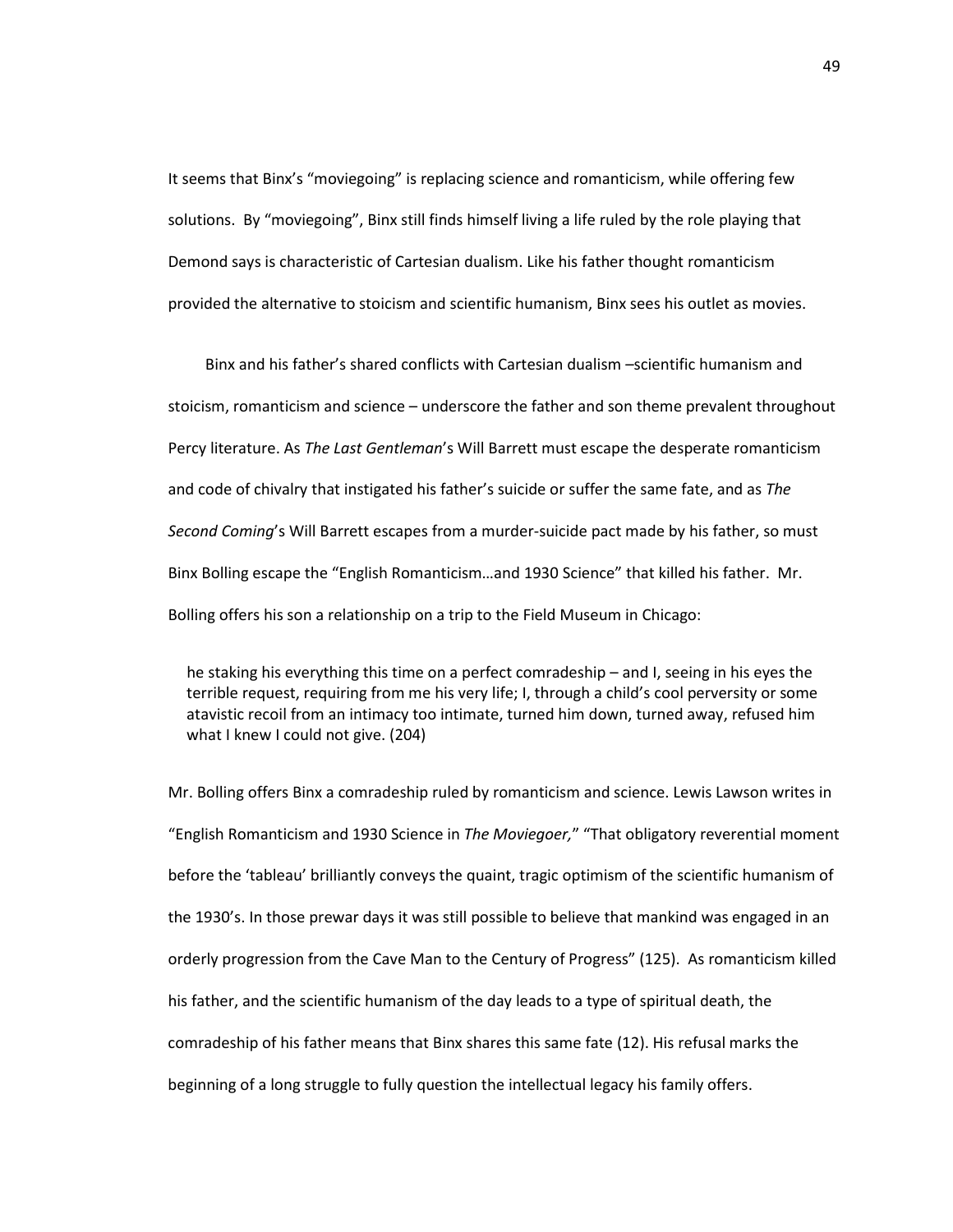It seems that Binx's "moviegoing" is replacing science and romanticism, while offering few solutions. By "moviegoing", Binx still finds himself living a life ruled by the role playing that Demond says is characteristic of Cartesian dualism. Like his father thought romanticism provided the alternative to stoicism and scientific humanism, Binx sees his outlet as movies.

Binx and his father's shared conflicts with Cartesian dualism –scientific humanism and stoicism, romanticism and science – underscore the father and son theme prevalent throughout Percy literature. As *The Last Gentleman*'s Will Barrett must escape the desperate romanticism and code of chivalry that instigated his father's suicide or suffer the same fate, and as *The Second Coming*'s Will Barrett escapes from a murder-suicide pact made by his father, so must Binx Bolling escape the "English Romanticism…and 1930 Science" that killed his father. Mr. Bolling offers his son a relationship on a trip to the Field Museum in Chicago:

> he staking his everything this time on a perfect comradeship – and I, seeing in his eyes the terrible request, requiring from me his very life; I, through a child's cool perversity or some atavistic recoil from an intimacy too intimate, turned him down, turned away, refused him what I knew I could not give. (204)

Mr. Bolling offers Binx a comradeship ruled by romanticism and science. Lewis Lawson writes in "English Romanticism and 1930 Science in *The Moviegoer,*" "That obligatory reverential moment before the 'tableau' brilliantly conveys the quaint, tragic optimism of the scientific humanism of the 1930's. In those prewar days it was still possible to believe that mankind was engaged in an orderly progression from the Cave Man to the Century of Progress" (125). As romanticism killed his father, and the scientific humanism of the day leads to a type of spiritual death, the comradeship of his father means that Binx shares this same fate (12). His refusal marks the beginning of a long struggle to fully question the intellectual legacy his family offers.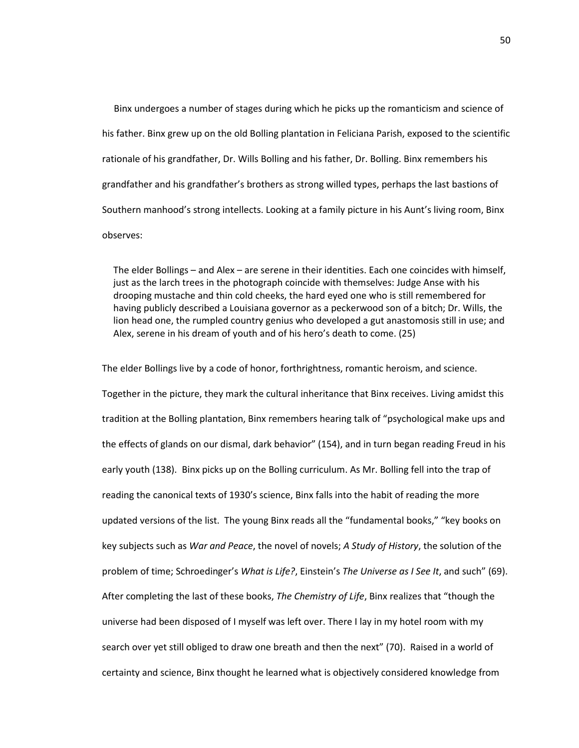Binx undergoes a number of stages during which he picks up the romanticism and science of his father. Binx grew up on the old Bolling plantation in Feliciana Parish, exposed to the scientific rationale of his grandfather, Dr. Wills Bolling and his father, Dr. Bolling. Binx remembers his grandfather and his grandfather's brothers as strong willed types, perhaps the last bastions of Southern manhood's strong intellects. Looking at a family picture in his Aunt's living room, Binx observes:

> The elder Bollings – and Alex – are serene in their identities. Each one coincides with himself, just as the larch trees in the photograph coincide with themselves: Judge Anse with his drooping mustache and thin cold cheeks, the hard eyed one who is still remembered for having publicly described a Louisiana governor as a peckerwood son of a bitch; Dr. Wills, the lion head one, the rumpled country genius who developed a gut anastomosis still in use; and Alex, serene in his dream of youth and of his hero's death to come. (25)

The elder Bollings live by a code of honor, forthrightness, romantic heroism, and science. Together in the picture, they mark the cultural inheritance that Binx receives. Living amidst this tradition at the Bolling plantation, Binx remembers hearing talk of "psychological make ups and the effects of glands on our dismal, dark behavior" (154), and in turn began reading Freud in his early youth (138). Binx picks up on the Bolling curriculum. As Mr. Bolling fell into the trap of reading the canonical texts of 1930's science, Binx falls into the habit of reading the more updated versions of the list. The young Binx reads all the "fundamental books," "key books on key subjects such as *War and Peace*, the novel of novels; *A Study of History*, the solution of the problem of time; Schroedinger's *What is Life?*, Einstein's *The Universe as I See It*, and such" (69). After completing the last of these books, *The Chemistry of Life*, Binx realizes that "though the universe had been disposed of I myself was left over. There I lay in my hotel room with my search over yet still obliged to draw one breath and then the next" (70). Raised in a world of certainty and science, Binx thought he learned what is objectively considered knowledge from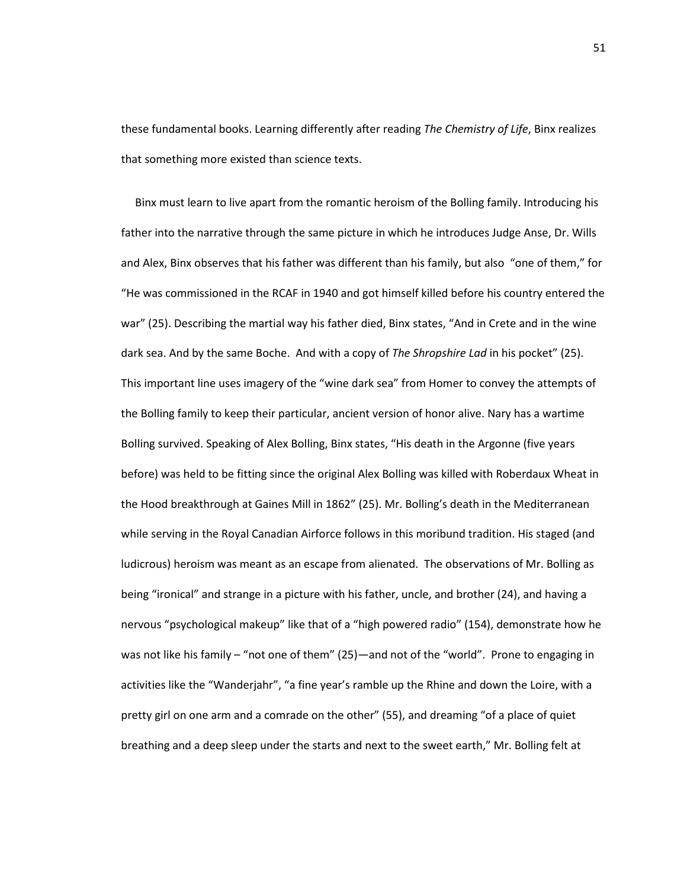these fundamental books. Learning differently after reading *The Chemistry of Life*, Binx realizes that something more existed than science texts.

Binx must learn to live apart from the romantic heroism of the Bolling family. Introducing his father into the narrative through the same picture in which he introduces Judge Anse, Dr. Wills and Alex, Binx observes that his father was different than his family, but also "one of them," for "He was commissioned in the RCAF in 1940 and got himself killed before his country entered the war" (25). Describing the martial way his father died, Binx states, "And in Crete and in the wine dark sea. And by the same Boche. And with a copy of *The Shropshire Lad* in his pocket" (25). This important line uses imagery of the "wine dark sea" from Homer to convey the attempts of the Bolling family to keep their particular, ancient version of honor alive. Nary has a wartime Bolling survived. Speaking of Alex Bolling, Binx states, "His death in the Argonne (five years before) was held to be fitting since the original Alex Bolling was killed with Roberdaux Wheat in the Hood breakthrough at Gaines Mill in 1862" (25). Mr. Bolling's death in the Mediterranean while serving in the Royal Canadian Airforce follows in this moribund tradition. His staged (and ludicrous) heroism was meant as an escape from alienated. The observations of Mr. Bolling as being "ironical" and strange in a picture with his father, uncle, and brother (24), and having a nervous "psychological makeup" like that of a "high powered radio" (154), demonstrate how he was not like his family – "not one of them" (25)—and not of the "world". Prone to engaging in activities like the "Wanderjahr", "a fine year's ramble up the Rhine and down the Loire, with a pretty girl on one arm and a comrade on the other" (55), and dreaming "of a place of quiet breathing and a deep sleep under the starts and next to the sweet earth," Mr. Bolling felt at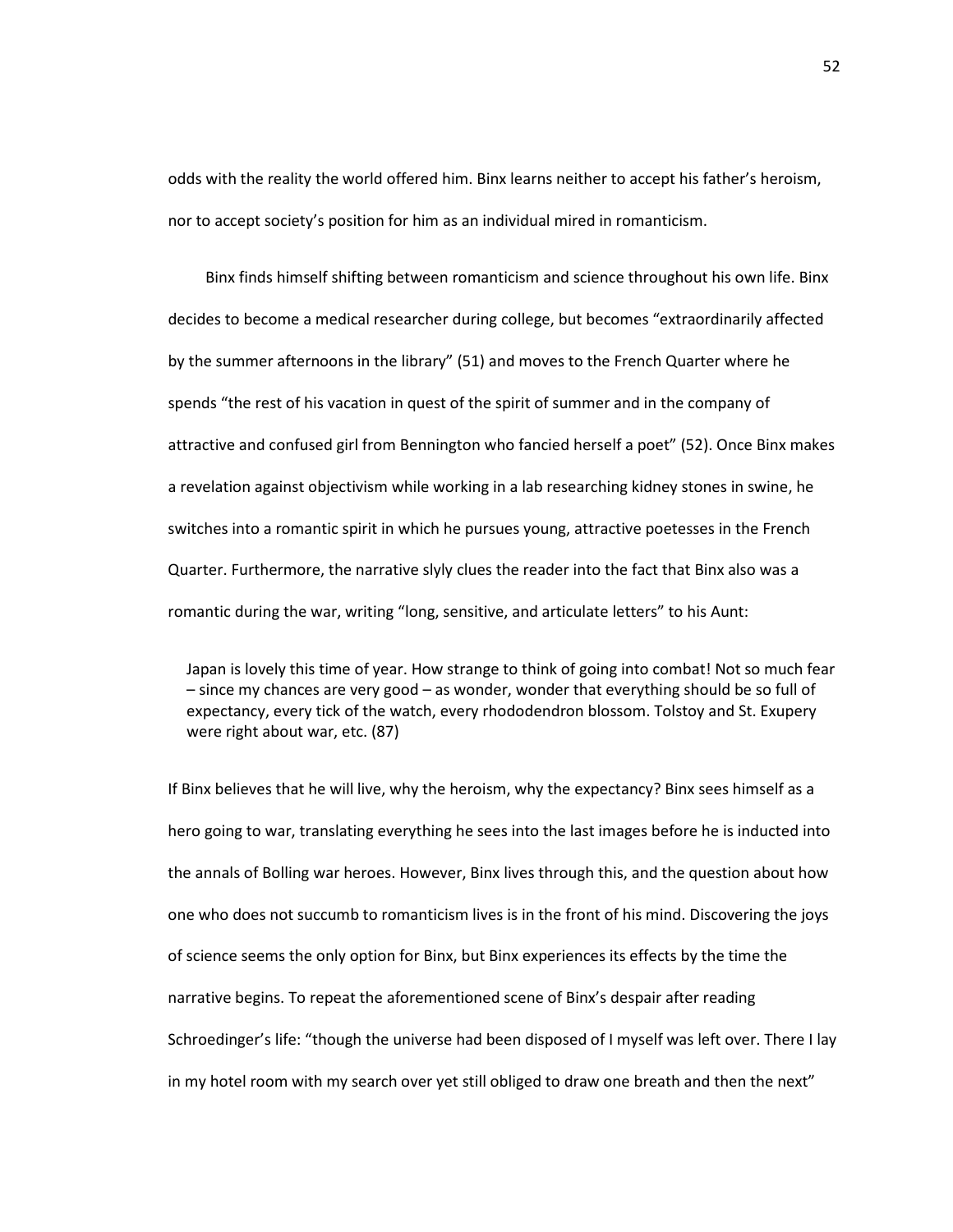odds with the reality the world offered him. Binx learns neither to accept his father's heroism, nor to accept society's position for him as an individual mired in romanticism.

Binx finds himself shifting between romanticism and science throughout his own life. Binx decides to become a medical researcher during college, but becomes "extraordinarily affected by the summer afternoons in the library" (51) and moves to the French Quarter where he spends "the rest of his vacation in quest of the spirit of summer and in the company of attractive and confused girl from Bennington who fancied herself a poet" (52). Once Binx makes a revelation against objectivism while working in a lab researching kidney stones in swine, he switches into a romantic spirit in which he pursues young, attractive poetesses in the French Quarter. Furthermore, the narrative slyly clues the reader into the fact that Binx also was a romantic during the war, writing "long, sensitive, and articulate letters" to his Aunt:

> Japan is lovely this time of year. How strange to think of going into combat! Not so much fear – since my chances are very good – as wonder, wonder that everything should be so full of expectancy, every tick of the watch, every rhododendron blossom. Tolstoy and St. Exupery were right about war, etc. (87)

If Binx believes that he will live, why the heroism, why the expectancy? Binx sees himself as a hero going to war, translating everything he sees into the last images before he is inducted into the annals of Bolling war heroes. However, Binx lives through this, and the question about how one who does not succumb to romanticism lives is in the front of his mind. Discovering the joys of science seems the only option for Binx, but Binx experiences its effects by the time the narrative begins. To repeat the aforementioned scene of Binx's despair after reading Schroedinger's life: "though the universe had been disposed of I myself was left over. There I lay in my hotel room with my search over yet still obliged to draw one breath and then the next"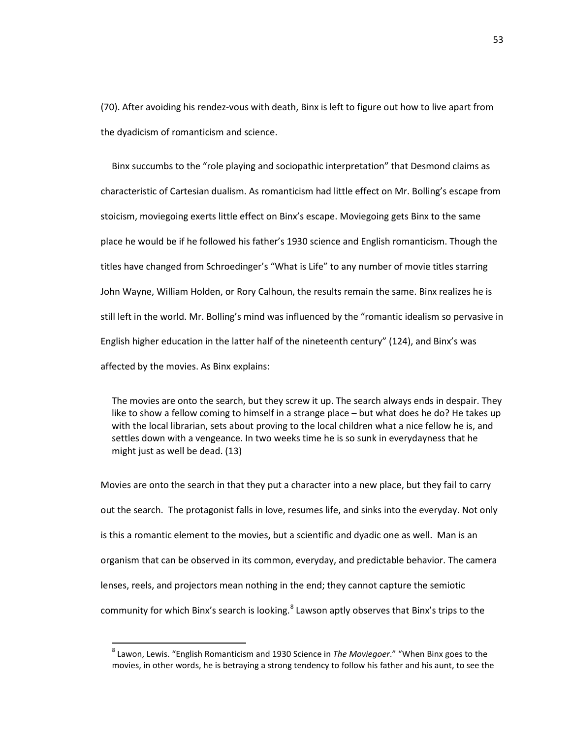(70). After avoiding his rendez-vous with death, Binx is left to figure out how to live apart from the dyadicism of romanticism and science.

Binx succumbs to the "role playing and sociopathic interpretation" that Desmond claims as characteristic of Cartesian dualism. As romanticism had little effect on Mr. Bolling's escape from stoicism, moviegoing exerts little effect on Binx's escape. Moviegoing gets Binx to the same place he would be if he followed his father's 1930 science and English romanticism. Though the titles have changed from Schroedinger's "What is Life" to any number of movie titles starring John Wayne, William Holden, or Rory Calhoun, the results remain the same. Binx realizes he is still left in the world. Mr. Bolling's mind was influenced by the "romantic idealism so pervasive in English higher education in the latter half of the nineteenth century" (124), and Binx's was affected by the movies. As Binx explains:

> The movies are onto the search, but they screw it up. The search always ends in despair. They like to show a fellow coming to himself in a strange place – but what does he do? He takes up with the local librarian, sets about proving to the local children what a nice fellow he is, and settles down with a vengeance. In two weeks time he is so sunk in everydayness that he might just as well be dead. (13)

Movies are onto the search in that they put a character into a new place, but they fail to carry out the search. The protagonist falls in love, resumes life, and sinks into the everyday. Not only is this a romantic element to the movies, but a scientific and dyadic one as well. Man is an organism that can be observed in its common, everyday, and predictable behavior. The camera lenses, reels, and projectors mean nothing in the end; they cannot capture the semiotic community for which Binx's search is looking.[8] Lawson aptly observes that Binx's trips to the

[8] Lawon, Lewis. "English Romanticism and 1930 Science in *The Moviegoer*." "When Binx goes to the movies, in other words, he is betraying a strong tendency to follow his father and his aunt, to see the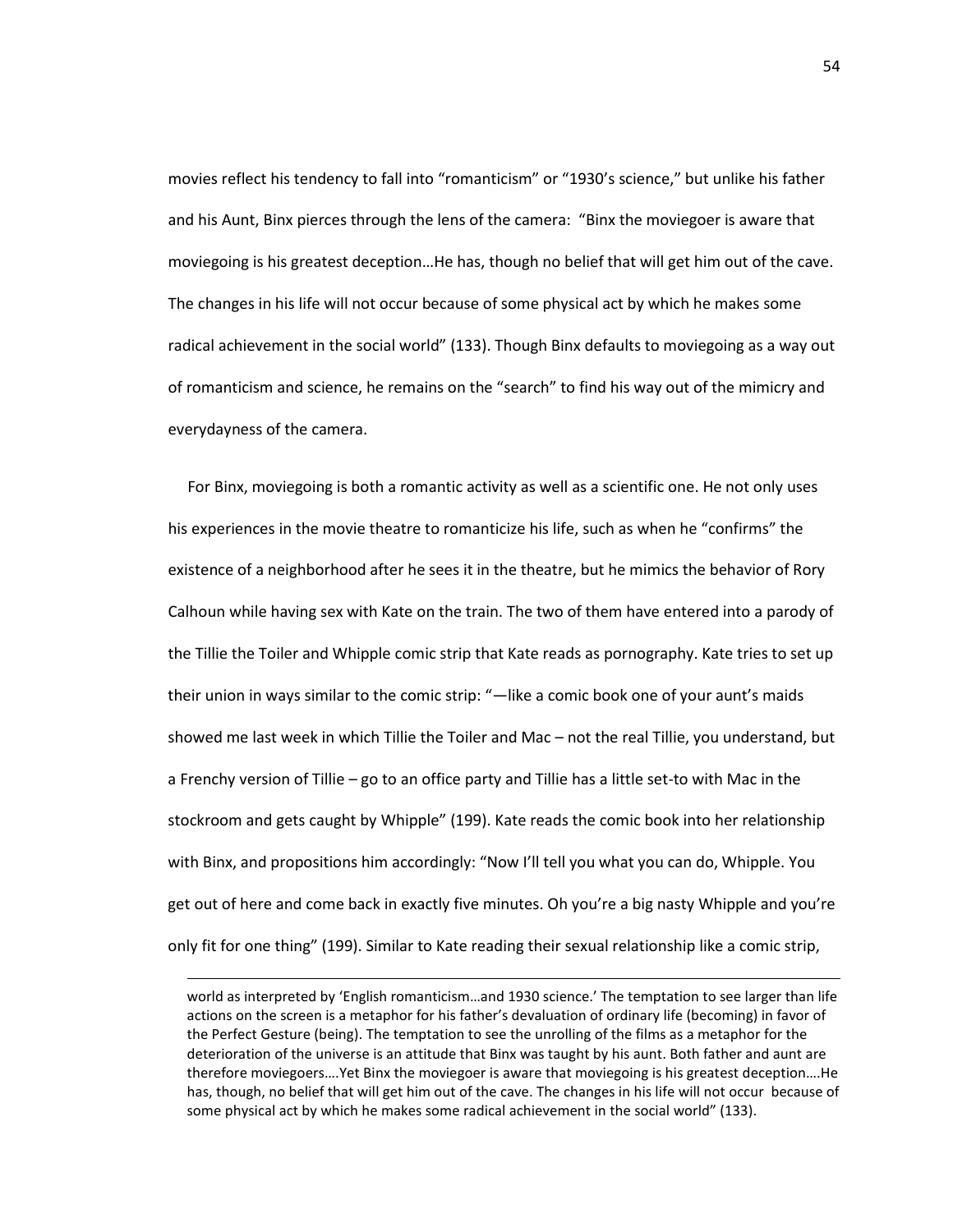movies reflect his tendency to fall into "romanticism" or "1930's science," but unlike his father and his Aunt, Binx pierces through the lens of the camera: "Binx the moviegoer is aware that moviegoing is his greatest deception…He has, though no belief that will get him out of the cave. The changes in his life will not occur because of some physical act by which he makes some radical achievement in the social world" (133). Though Binx defaults to moviegoing as a way out of romanticism and science, he remains on the "search" to find his way out of the mimicry and everydayness of the camera.

For Binx, moviegoing is both a romantic activity as well as a scientific one. He not only uses his experiences in the movie theatre to romanticize his life, such as when he "confirms" the existence of a neighborhood after he sees it in the theatre, but he mimics the behavior of Rory Calhoun while having sex with Kate on the train. The two of them have entered into a parody of the Tillie the Toiler and Whipple comic strip that Kate reads as pornography. Kate tries to set up their union in ways similar to the comic strip: "—like a comic book one of your aunt's maids showed me last week in which Tillie the Toiler and Mac – not the real Tillie, you understand, but a Frenchy version of Tillie – go to an office party and Tillie has a little set-to with Mac in the stockroom and gets caught by Whipple" (199). Kate reads the comic book into her relationship with Binx, and propositions him accordingly: "Now I'll tell you what you can do, Whipple. You get out of here and come back in exactly five minutes. Oh you're a big nasty Whipple and you're only fit for one thing" (199). Similar to Kate reading their sexual relationship like a comic strip,

---

world as interpreted by 'English romanticism…and 1930 science.' The temptation to see larger than life actions on the screen is a metaphor for his father's devaluation of ordinary life (becoming) in favor of the Perfect Gesture (being). The temptation to see the unrolling of the films as a metaphor for the deterioration of the universe is an attitude that Binx was taught by his aunt. Both father and aunt are therefore moviegoers….Yet Binx the moviegoer is aware that moviegoing is his greatest deception….He has, though, no belief that will get him out of the cave. The changes in his life will not occur because of some physical act by which he makes some radical achievement in the social world" (133).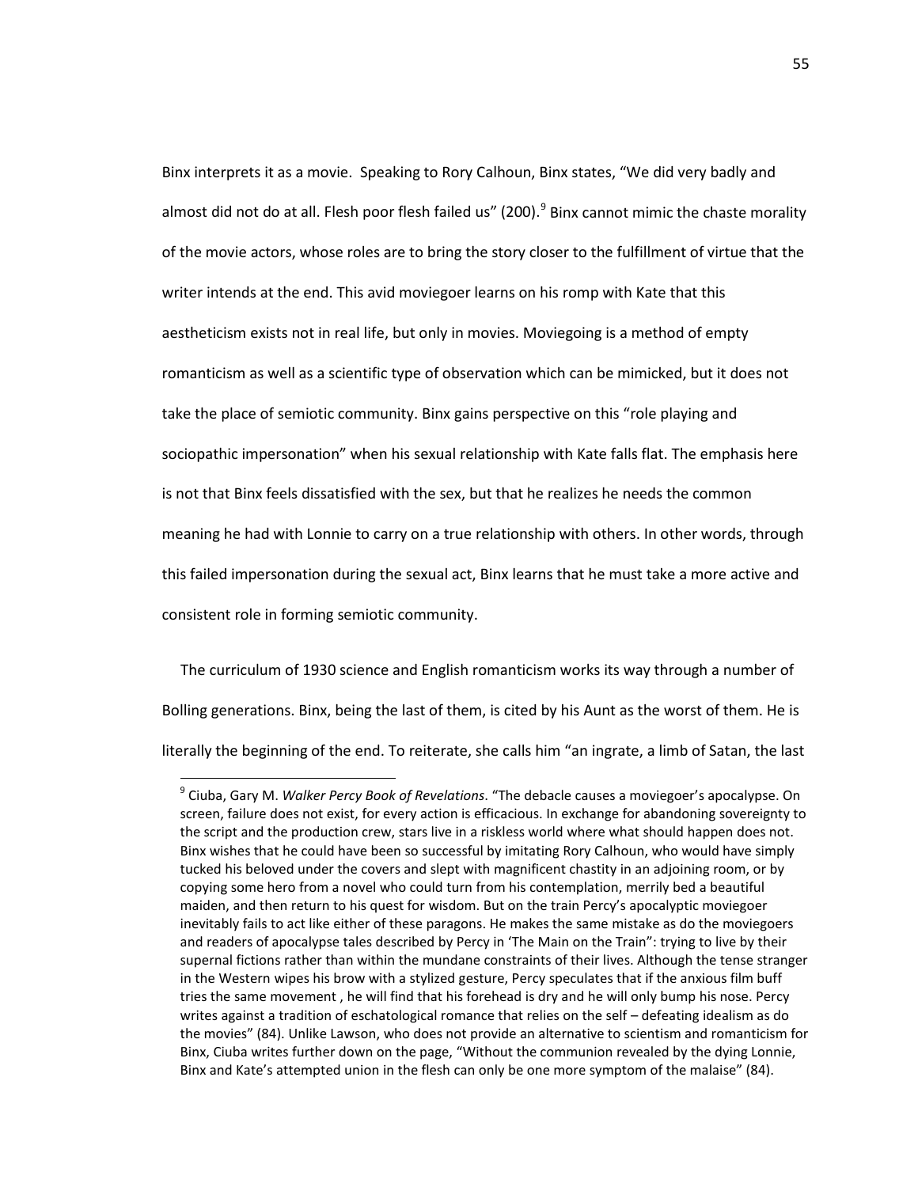Binx interprets it as a movie. Speaking to Rory Calhoun, Binx states, "We did very badly and almost did not do at all. Flesh poor flesh failed us" (200).[9] Binx cannot mimic the chaste morality of the movie actors, whose roles are to bring the story closer to the fulfillment of virtue that the writer intends at the end. This avid moviegoer learns on his romp with Kate that this aestheticism exists not in real life, but only in movies. Moviegoing is a method of empty romanticism as well as a scientific type of observation which can be mimicked, but it does not take the place of semiotic community. Binx gains perspective on this "role playing and sociopathic impersonation" when his sexual relationship with Kate falls flat. The emphasis here is not that Binx feels dissatisfied with the sex, but that he realizes he needs the common meaning he had with Lonnie to carry on a true relationship with others. In other words, through this failed impersonation during the sexual act, Binx learns that he must take a more active and consistent role in forming semiotic community.

The curriculum of 1930 science and English romanticism works its way through a number of Bolling generations. Binx, being the last of them, is cited by his Aunt as the worst of them. He is literally the beginning of the end. To reiterate, she calls him "an ingrate, a limb of Satan, the last

[9] Ciuba, Gary M. *Walker Percy Book of Revelations*. "The debacle causes a moviegoer's apocalypse. On screen, failure does not exist, for every action is efficacious. In exchange for abandoning sovereignty to the script and the production crew, stars live in a riskless world where what should happen does not. Binx wishes that he could have been so successful by imitating Rory Calhoun, who would have simply tucked his beloved under the covers and slept with magnificent chastity in an adjoining room, or by copying some hero from a novel who could turn from his contemplation, merrily bed a beautiful maiden, and then return to his quest for wisdom. But on the train Percy's apocalyptic moviegoer inevitably fails to act like either of these paragons. He makes the same mistake as do the moviegoers and readers of apocalypse tales described by Percy in 'The Main on the Train': trying to live by their supernal fictions rather than within the mundane constraints of their lives. Although the tense stranger in the Western wipes his brow with a stylized gesture, Percy speculates that if the anxious film buff tries the same movement , he will find that his forehead is dry and he will only bump his nose. Percy writes against a tradition of eschatological romance that relies on the self – defeating idealism as do the movies" (84). Unlike Lawson, who does not provide an alternative to scientism and romanticism for Binx, Ciuba writes further down on the page, "Without the communion revealed by the dying Lonnie, Binx and Kate's attempted union in the flesh can only be one more symptom of the malaise" (84).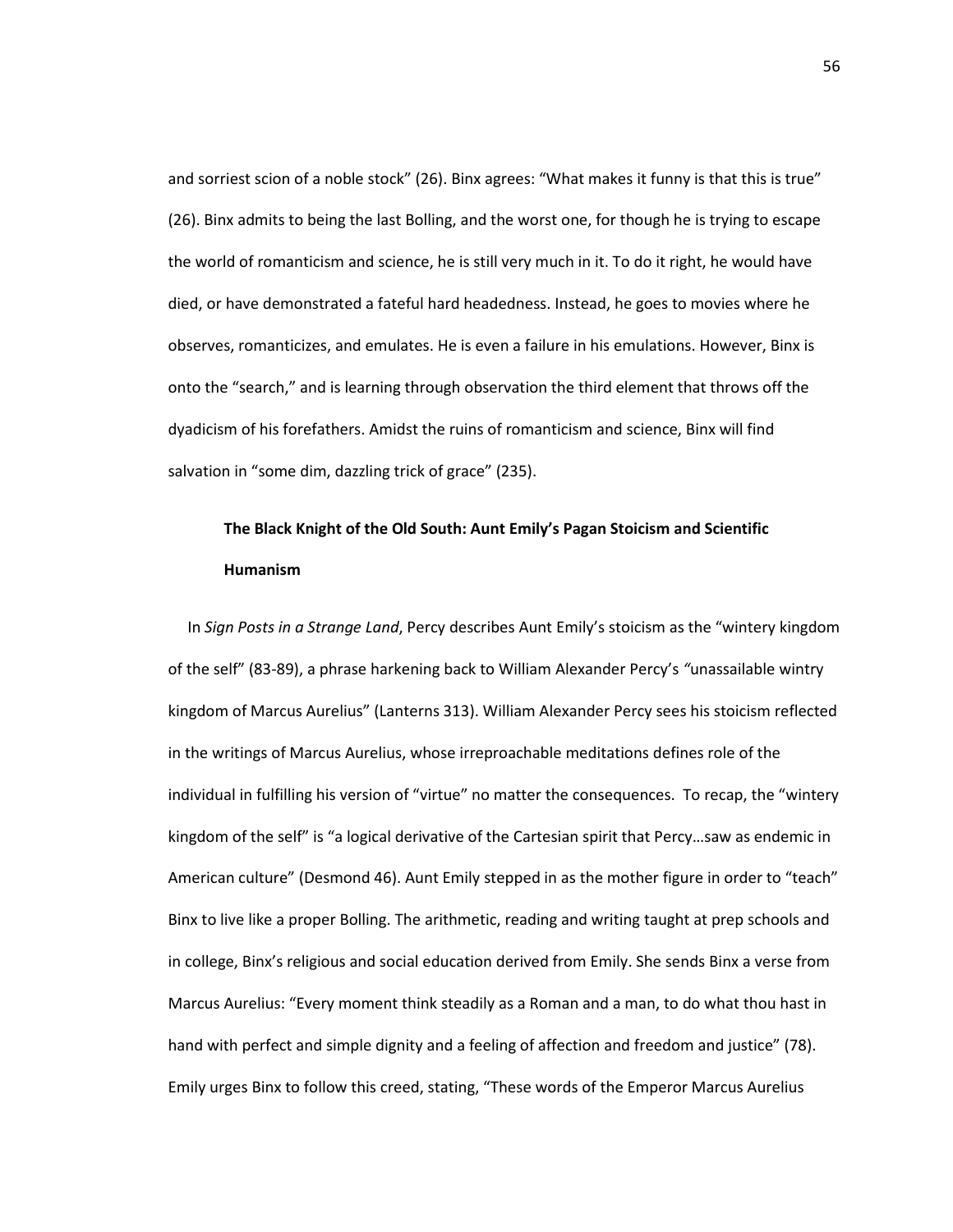and sorriest scion of a noble stock" (26). Binx agrees: "What makes it funny is that this is true" (26). Binx admits to being the last Bolling, and the worst one, for though he is trying to escape the world of romanticism and science, he is still very much in it. To do it right, he would have died, or have demonstrated a fateful hard headedness. Instead, he goes to movies where he observes, romanticizes, and emulates. He is even a failure in his emulations. However, Binx is onto the "search," and is learning through observation the third element that throws off the dyadicism of his forefathers. Amidst the ruins of romanticism and science, Binx will find salvation in "some dim, dazzling trick of grace" (235).

## The Black Knight of the Old South: Aunt Emily's Pagan Stoicism and Scientific Humanism

In *Sign Posts in a Strange Land*, Percy describes Aunt Emily's stoicism as the "wintery kingdom of the self" (83-89), a phrase harkening back to William Alexander Percy's "unassailable wintry kingdom of Marcus Aurelius" (Lanterns 313). William Alexander Percy sees his stoicism reflected in the writings of Marcus Aurelius, whose irreproachable meditations defines role of the individual in fulfilling his version of "virtue" no matter the consequences. To recap, the "wintery kingdom of the self" is "a logical derivative of the Cartesian spirit that Percy…saw as endemic in American culture" (Desmond 46). Aunt Emily stepped in as the mother figure in order to "teach" Binx to live like a proper Bolling. The arithmetic, reading and writing taught at prep schools and in college, Binx's religious and social education derived from Emily. She sends Binx a verse from Marcus Aurelius: "Every moment think steadily as a Roman and a man, to do what thou hast in hand with perfect and simple dignity and a feeling of affection and freedom and justice" (78). Emily urges Binx to follow this creed, stating, "These words of the Emperor Marcus Aurelius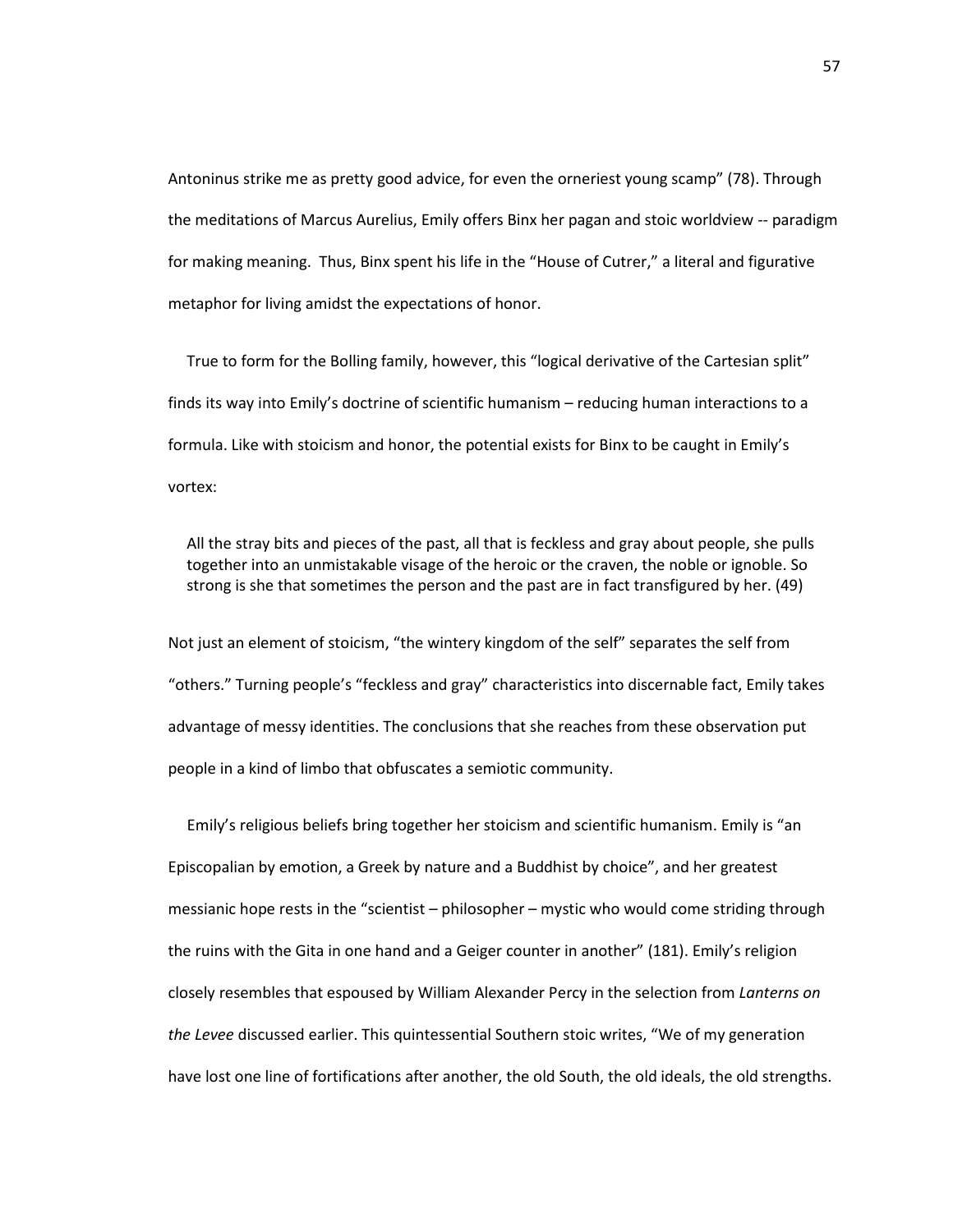Antoninus strike me as pretty good advice, for even the orneriest young scamp" (78). Through the meditations of Marcus Aurelius, Emily offers Binx her pagan and stoic worldview -- paradigm for making meaning. Thus, Binx spent his life in the "House of Cutrer," a literal and figurative metaphor for living amidst the expectations of honor.

True to form for the Bolling family, however, this "logical derivative of the Cartesian split" finds its way into Emily's doctrine of scientific humanism – reducing human interactions to a formula. Like with stoicism and honor, the potential exists for Binx to be caught in Emily's vortex:

> All the stray bits and pieces of the past, all that is feckless and gray about people, she pulls together into an unmistakable visage of the heroic or the craven, the noble or ignoble. So strong is she that sometimes the person and the past are in fact transfigured by her. (49)

Not just an element of stoicism, "the wintery kingdom of the self" separates the self from "others." Turning people's "feckless and gray" characteristics into discernable fact, Emily takes advantage of messy identities. The conclusions that she reaches from these observation put people in a kind of limbo that obfuscates a semiotic community.

Emily's religious beliefs bring together her stoicism and scientific humanism. Emily is "an Episcopalian by emotion, a Greek by nature and a Buddhist by choice", and her greatest messianic hope rests in the "scientist – philosopher – mystic who would come striding through the ruins with the Gita in one hand and a Geiger counter in another" (181). Emily's religion closely resembles that espoused by William Alexander Percy in the selection from *Lanterns on the Levee* discussed earlier. This quintessential Southern stoic writes, "We of my generation have lost one line of fortifications after another, the old South, the old ideals, the old strengths.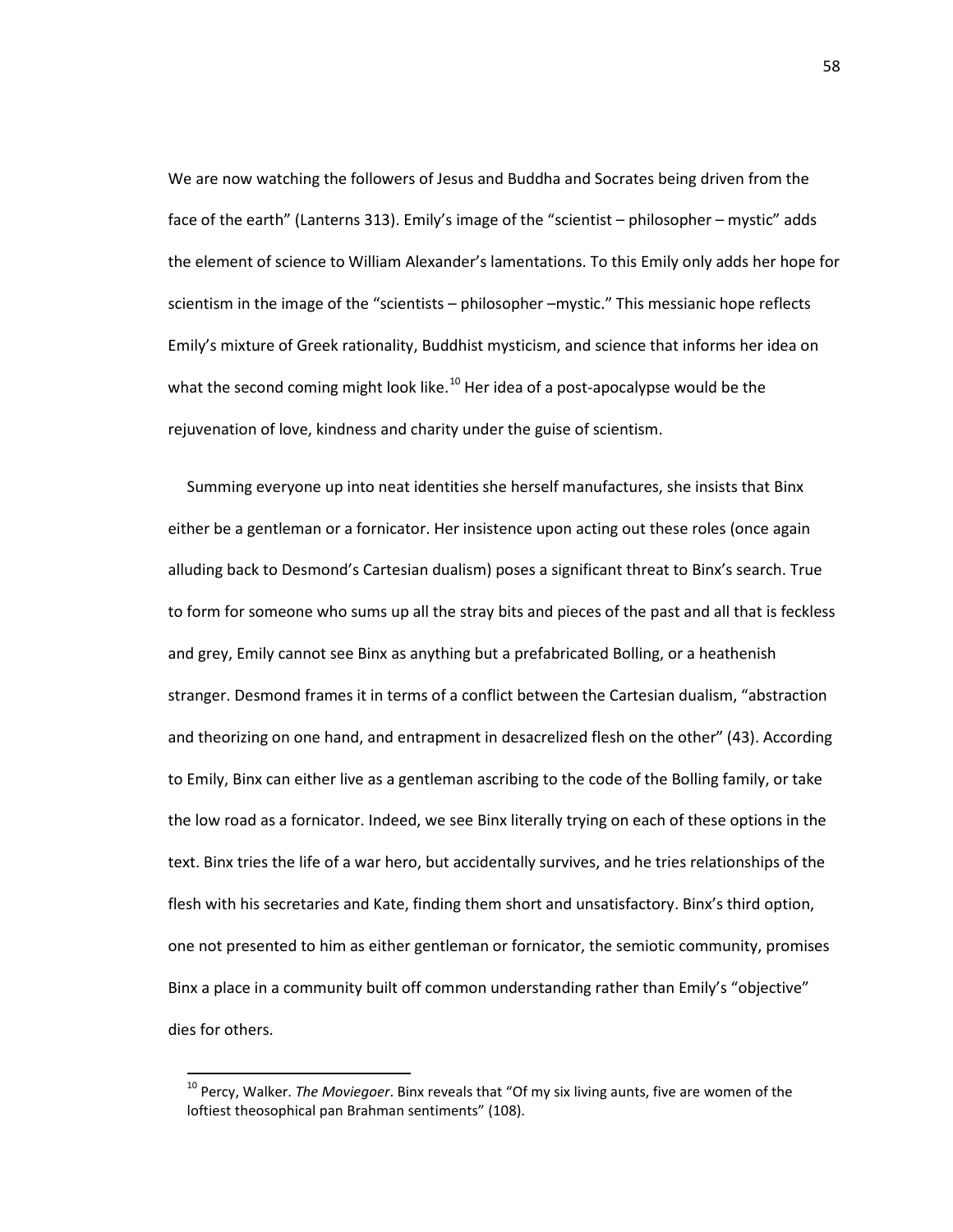We are now watching the followers of Jesus and Buddha and Socrates being driven from the face of the earth" (Lanterns 313). Emily's image of the "scientist – philosopher – mystic" adds the element of science to William Alexander's lamentations. To this Emily only adds her hope for scientism in the image of the "scientists – philosopher –mystic." This messianic hope reflects Emily's mixture of Greek rationality, Buddhist mysticism, and science that informs her idea on what the second coming might look like.[10] Her idea of a post-apocalypse would be the rejuvenation of love, kindness and charity under the guise of scientism.

Summing everyone up into neat identities she herself manufactures, she insists that Binx either be a gentleman or a fornicator. Her insistence upon acting out these roles (once again alluding back to Desmond's Cartesian dualism) poses a significant threat to Binx's search. True to form for someone who sums up all the stray bits and pieces of the past and all that is feckless and grey, Emily cannot see Binx as anything but a prefabricated Bolling, or a heathenish stranger. Desmond frames it in terms of a conflict between the Cartesian dualism, "abstraction and theorizing on one hand, and entrapment in desacrelized flesh on the other" (43). According to Emily, Binx can either live as a gentleman ascribing to the code of the Bolling family, or take the low road as a fornicator. Indeed, we see Binx literally trying on each of these options in the text. Binx tries the life of a war hero, but accidentally survives, and he tries relationships of the flesh with his secretaries and Kate, finding them short and unsatisfactory. Binx's third option, one not presented to him as either gentleman or fornicator, the semiotic community, promises Binx a place in a community built off common understanding rather than Emily's "objective" dies for others.

---

[10] Percy, Walker. *The Moviegoer*. Binx reveals that "Of my six living aunts, five are women of the loftiest theosophical pan Brahman sentiments" (108).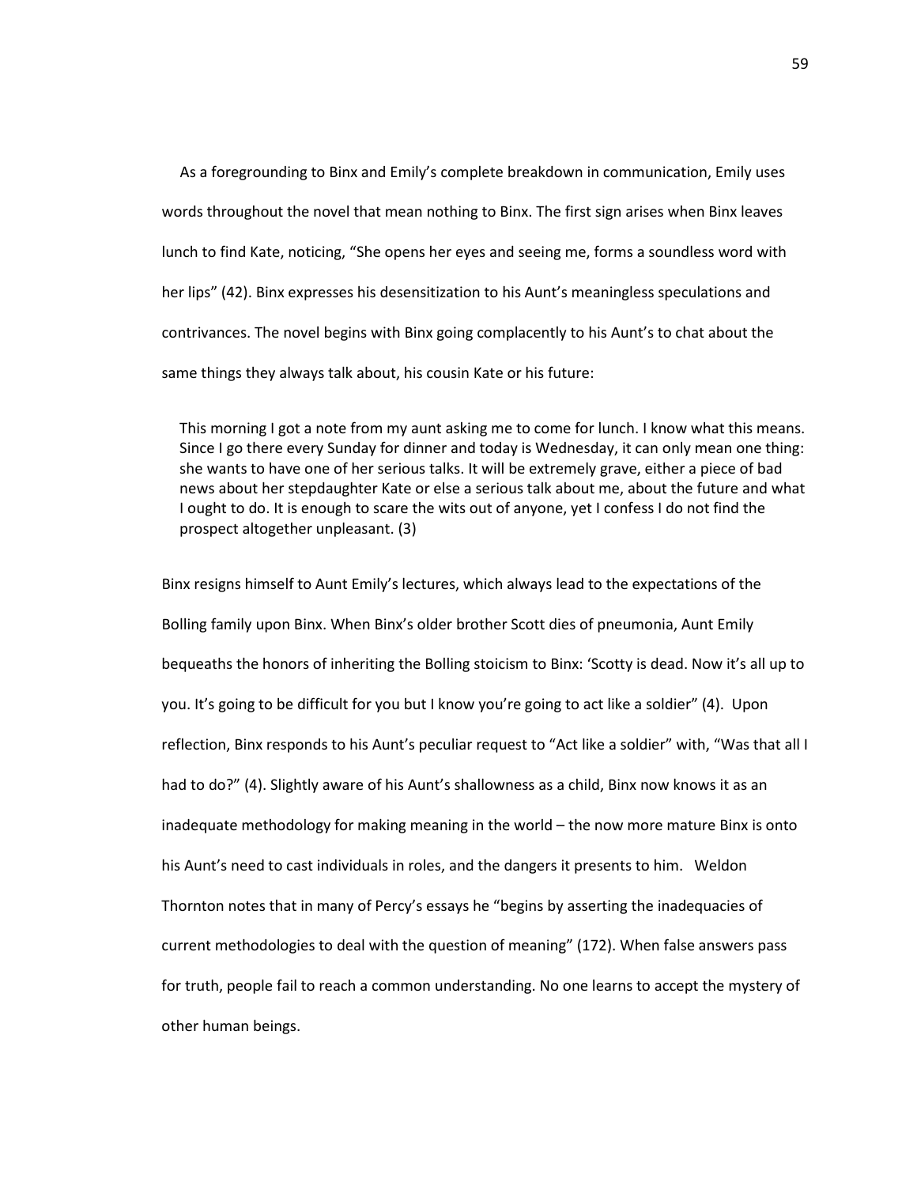As a foregrounding to Binx and Emily's complete breakdown in communication, Emily uses words throughout the novel that mean nothing to Binx. The first sign arises when Binx leaves lunch to find Kate, noticing, "She opens her eyes and seeing me, forms a soundless word with her lips" (42). Binx expresses his desensitization to his Aunt's meaningless speculations and contrivances. The novel begins with Binx going complacently to his Aunt's to chat about the same things they always talk about, his cousin Kate or his future:

> This morning I got a note from my aunt asking me to come for lunch. I know what this means. Since I go there every Sunday for dinner and today is Wednesday, it can only mean one thing: she wants to have one of her serious talks. It will be extremely grave, either a piece of bad news about her stepdaughter Kate or else a serious talk about me, about the future and what I ought to do. It is enough to scare the wits out of anyone, yet I confess I do not find the prospect altogether unpleasant. (3)

Binx resigns himself to Aunt Emily's lectures, which always lead to the expectations of the Bolling family upon Binx. When Binx's older brother Scott dies of pneumonia, Aunt Emily bequeaths the honors of inheriting the Bolling stoicism to Binx: 'Scotty is dead. Now it's all up to you. It's going to be difficult for you but I know you're going to act like a soldier" (4). Upon reflection, Binx responds to his Aunt's peculiar request to "Act like a soldier" with, "Was that all I had to do?" (4). Slightly aware of his Aunt's shallowness as a child, Binx now knows it as an inadequate methodology for making meaning in the world – the now more mature Binx is onto his Aunt's need to cast individuals in roles, and the dangers it presents to him. Weldon Thornton notes that in many of Percy's essays he "begins by asserting the inadequacies of current methodologies to deal with the question of meaning" (172). When false answers pass for truth, people fail to reach a common understanding. No one learns to accept the mystery of other human beings.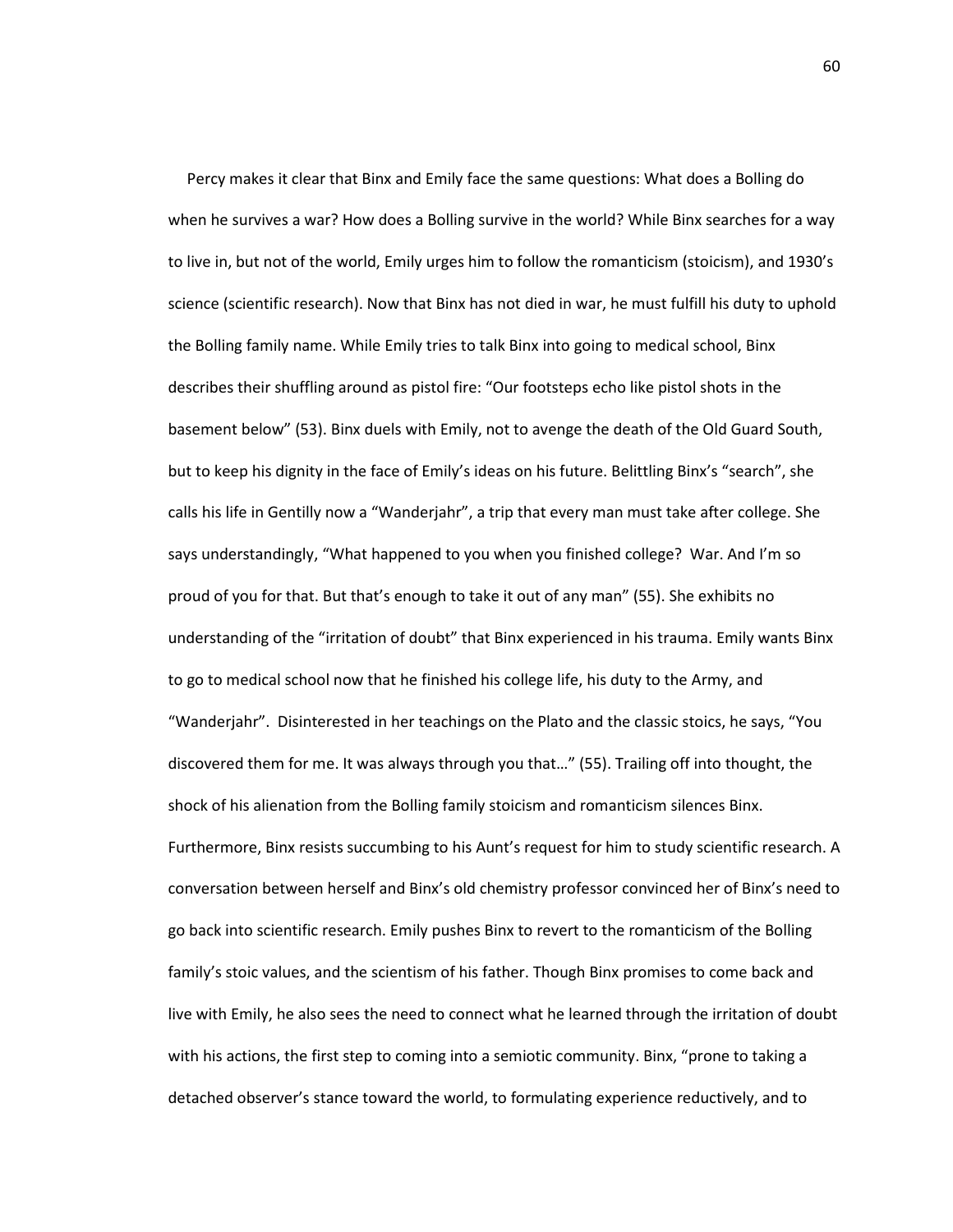Percy makes it clear that Binx and Emily face the same questions: What does a Bolling do when he survives a war? How does a Bolling survive in the world? While Binx searches for a way to live in, but not of the world, Emily urges him to follow the romanticism (stoicism), and 1930's science (scientific research). Now that Binx has not died in war, he must fulfill his duty to uphold the Bolling family name. While Emily tries to talk Binx into going to medical school, Binx describes their shuffling around as pistol fire: "Our footsteps echo like pistol shots in the basement below" (53). Binx duels with Emily, not to avenge the death of the Old Guard South, but to keep his dignity in the face of Emily's ideas on his future. Belittling Binx's "search", she calls his life in Gentilly now a "Wanderjahr", a trip that every man must take after college. She says understandingly, "What happened to you when you finished college? War. And I'm so proud of you for that. But that's enough to take it out of any man" (55). She exhibits no understanding of the "irritation of doubt" that Binx experienced in his trauma. Emily wants Binx to go to medical school now that he finished his college life, his duty to the Army, and "Wanderjahr". Disinterested in her teachings on the Plato and the classic stoics, he says, "You discovered them for me. It was always through you that…" (55). Trailing off into thought, the shock of his alienation from the Bolling family stoicism and romanticism silences Binx. Furthermore, Binx resists succumbing to his Aunt's request for him to study scientific research. A conversation between herself and Binx's old chemistry professor convinced her of Binx's need to go back into scientific research. Emily pushes Binx to revert to the romanticism of the Bolling family's stoic values, and the scientism of his father. Though Binx promises to come back and live with Emily, he also sees the need to connect what he learned through the irritation of doubt with his actions, the first step to coming into a semiotic community. Binx, "prone to taking a detached observer's stance toward the world, to formulating experience reductively, and to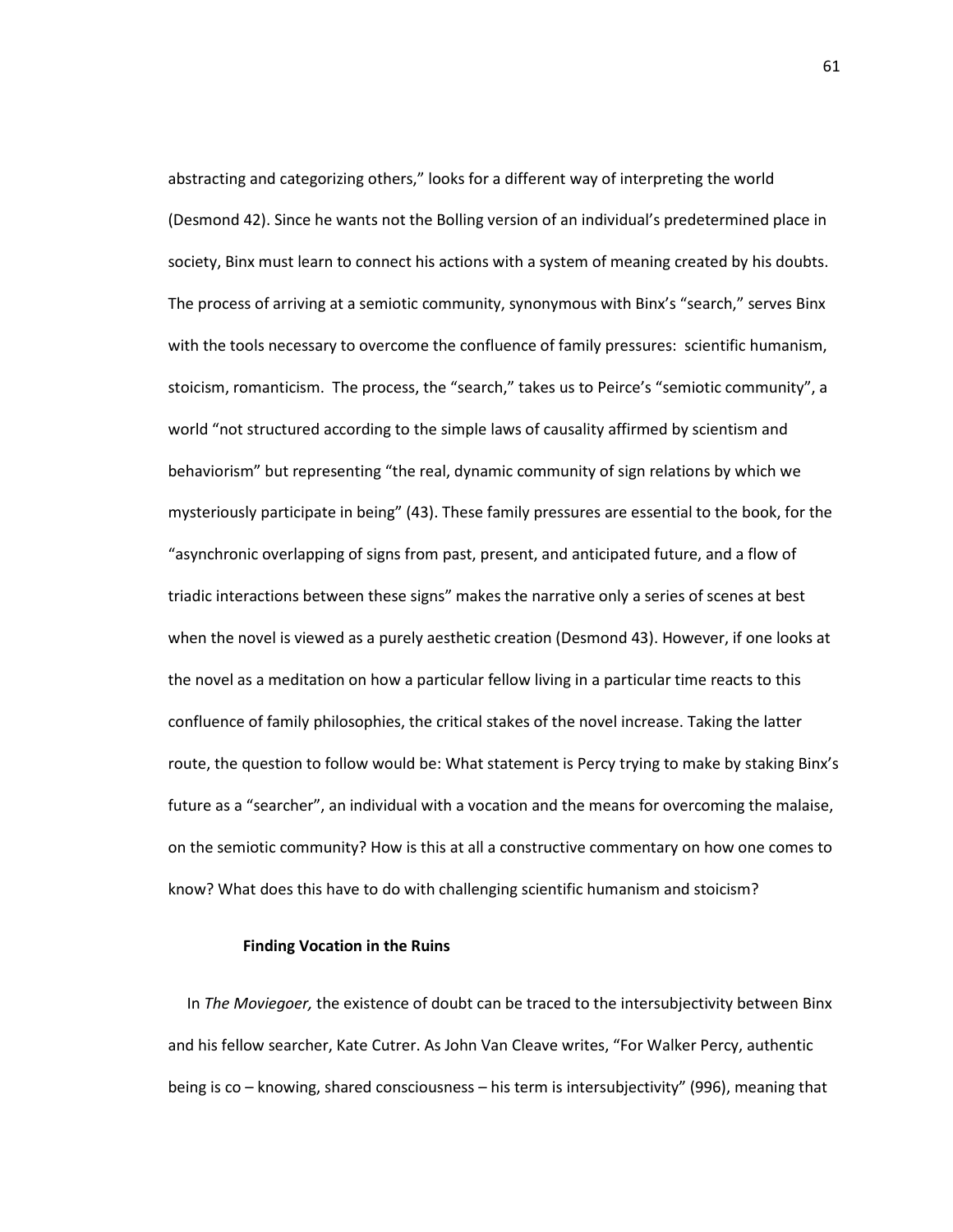abstracting and categorizing others," looks for a different way of interpreting the world (Desmond 42). Since he wants not the Bolling version of an individual's predetermined place in society, Binx must learn to connect his actions with a system of meaning created by his doubts. The process of arriving at a semiotic community, synonymous with Binx's "search," serves Binx with the tools necessary to overcome the confluence of family pressures: scientific humanism, stoicism, romanticism. The process, the "search," takes us to Peirce's "semiotic community", a world "not structured according to the simple laws of causality affirmed by scientism and behaviorism" but representing "the real, dynamic community of sign relations by which we mysteriously participate in being" (43). These family pressures are essential to the book, for the "asynchronic overlapping of signs from past, present, and anticipated future, and a flow of triadic interactions between these signs" makes the narrative only a series of scenes at best when the novel is viewed as a purely aesthetic creation (Desmond 43). However, if one looks at the novel as a meditation on how a particular fellow living in a particular time reacts to this confluence of family philosophies, the critical stakes of the novel increase. Taking the latter route, the question to follow would be: What statement is Percy trying to make by staking Binx's future as a "searcher", an individual with a vocation and the means for overcoming the malaise, on the semiotic community? How is this at all a constructive commentary on how one comes to know? What does this have to do with challenging scientific humanism and stoicism?

### Finding Vocation in the Ruins

In *The Moviegoer,* the existence of doubt can be traced to the intersubjectivity between Binx and his fellow searcher, Kate Cutrer. As John Van Cleave writes, "For Walker Percy, authentic being is co – knowing, shared consciousness – his term is intersubjectivity" (996), meaning that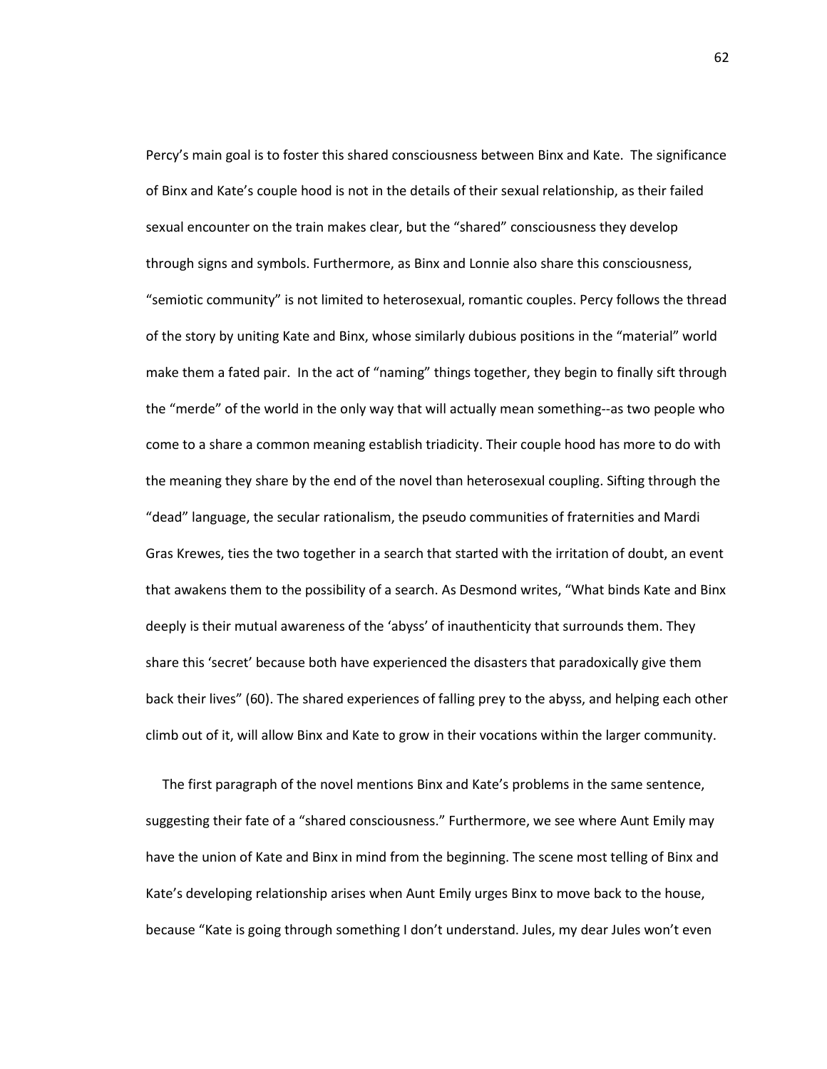Percy's main goal is to foster this shared consciousness between Binx and Kate. The significance of Binx and Kate's couple hood is not in the details of their sexual relationship, as their failed sexual encounter on the train makes clear, but the "shared" consciousness they develop through signs and symbols. Furthermore, as Binx and Lonnie also share this consciousness, "semiotic community" is not limited to heterosexual, romantic couples. Percy follows the thread of the story by uniting Kate and Binx, whose similarly dubious positions in the "material" world make them a fated pair. In the act of "naming" things together, they begin to finally sift through the "merde" of the world in the only way that will actually mean something--as two people who come to a share a common meaning establish triadicity. Their couple hood has more to do with the meaning they share by the end of the novel than heterosexual coupling. Sifting through the "dead" language, the secular rationalism, the pseudo communities of fraternities and Mardi Gras Krewes, ties the two together in a search that started with the irritation of doubt, an event that awakens them to the possibility of a search. As Desmond writes, "What binds Kate and Binx deeply is their mutual awareness of the 'abyss' of inauthenticity that surrounds them. They share this 'secret' because both have experienced the disasters that paradoxically give them back their lives" (60). The shared experiences of falling prey to the abyss, and helping each other climb out of it, will allow Binx and Kate to grow in their vocations within the larger community.

The first paragraph of the novel mentions Binx and Kate's problems in the same sentence, suggesting their fate of a "shared consciousness." Furthermore, we see where Aunt Emily may have the union of Kate and Binx in mind from the beginning. The scene most telling of Binx and Kate's developing relationship arises when Aunt Emily urges Binx to move back to the house, because "Kate is going through something I don't understand. Jules, my dear Jules won't even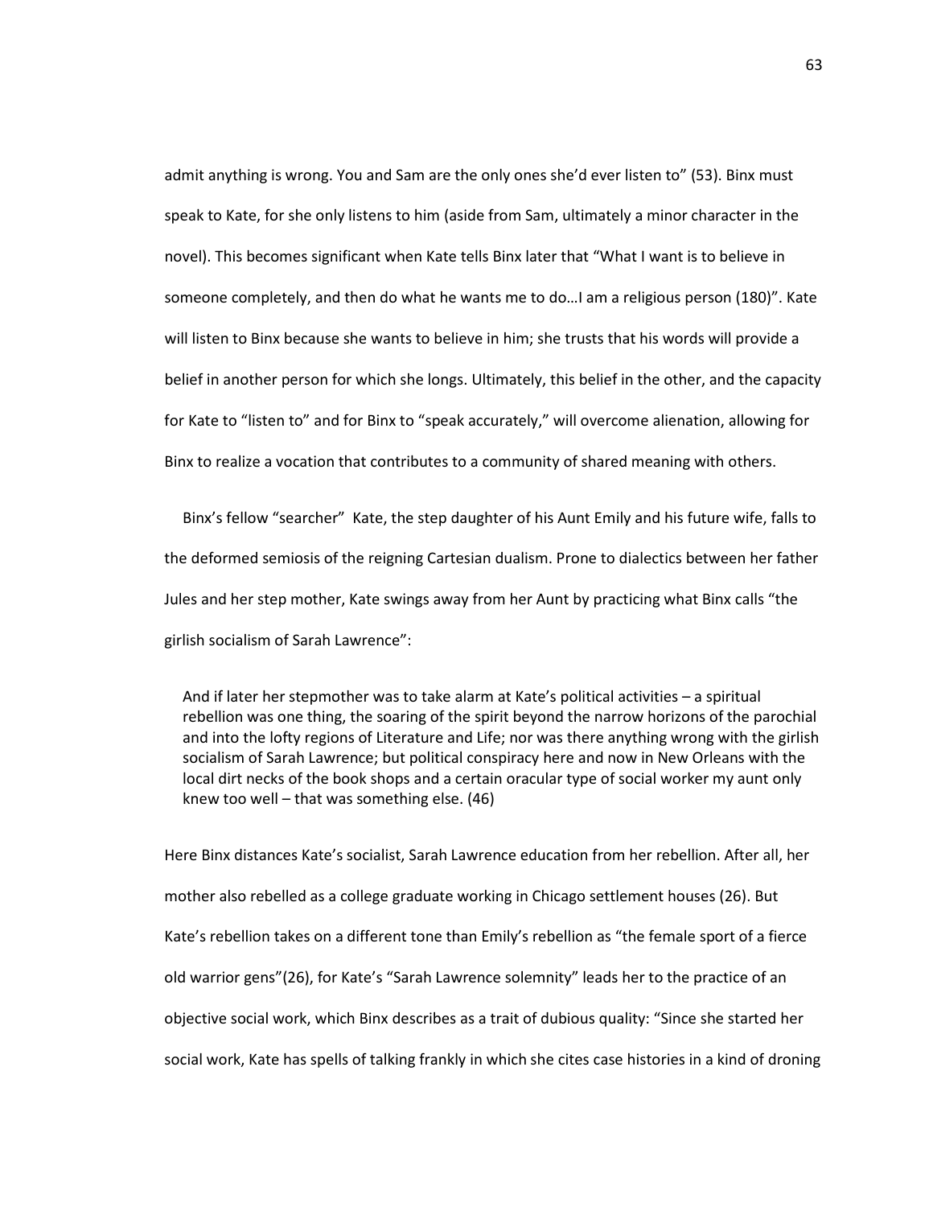admit anything is wrong. You and Sam are the only ones she'd ever listen to" (53). Binx must speak to Kate, for she only listens to him (aside from Sam, ultimately a minor character in the novel). This becomes significant when Kate tells Binx later that "What I want is to believe in someone completely, and then do what he wants me to do…I am a religious person (180)". Kate will listen to Binx because she wants to believe in him; she trusts that his words will provide a belief in another person for which she longs. Ultimately, this belief in the other, and the capacity for Kate to "listen to" and for Binx to "speak accurately," will overcome alienation, allowing for Binx to realize a vocation that contributes to a community of shared meaning with others.

Binx's fellow "searcher" Kate, the step daughter of his Aunt Emily and his future wife, falls to the deformed semiosis of the reigning Cartesian dualism. Prone to dialectics between her father Jules and her step mother, Kate swings away from her Aunt by practicing what Binx calls "the girlish socialism of Sarah Lawrence":

> And if later her stepmother was to take alarm at Kate's political activities – a spiritual rebellion was one thing, the soaring of the spirit beyond the narrow horizons of the parochial and into the lofty regions of Literature and Life; nor was there anything wrong with the girlish socialism of Sarah Lawrence; but political conspiracy here and now in New Orleans with the local dirt necks of the book shops and a certain oracular type of social worker my aunt only knew too well – that was something else. (46)

Here Binx distances Kate's socialist, Sarah Lawrence education from her rebellion. After all, her mother also rebelled as a college graduate working in Chicago settlement houses (26). But Kate's rebellion takes on a different tone than Emily's rebellion as "the female sport of a fierce old warrior gens"(26), for Kate's "Sarah Lawrence solemnity" leads her to the practice of an objective social work, which Binx describes as a trait of dubious quality: "Since she started her social work, Kate has spells of talking frankly in which she cites case histories in a kind of droning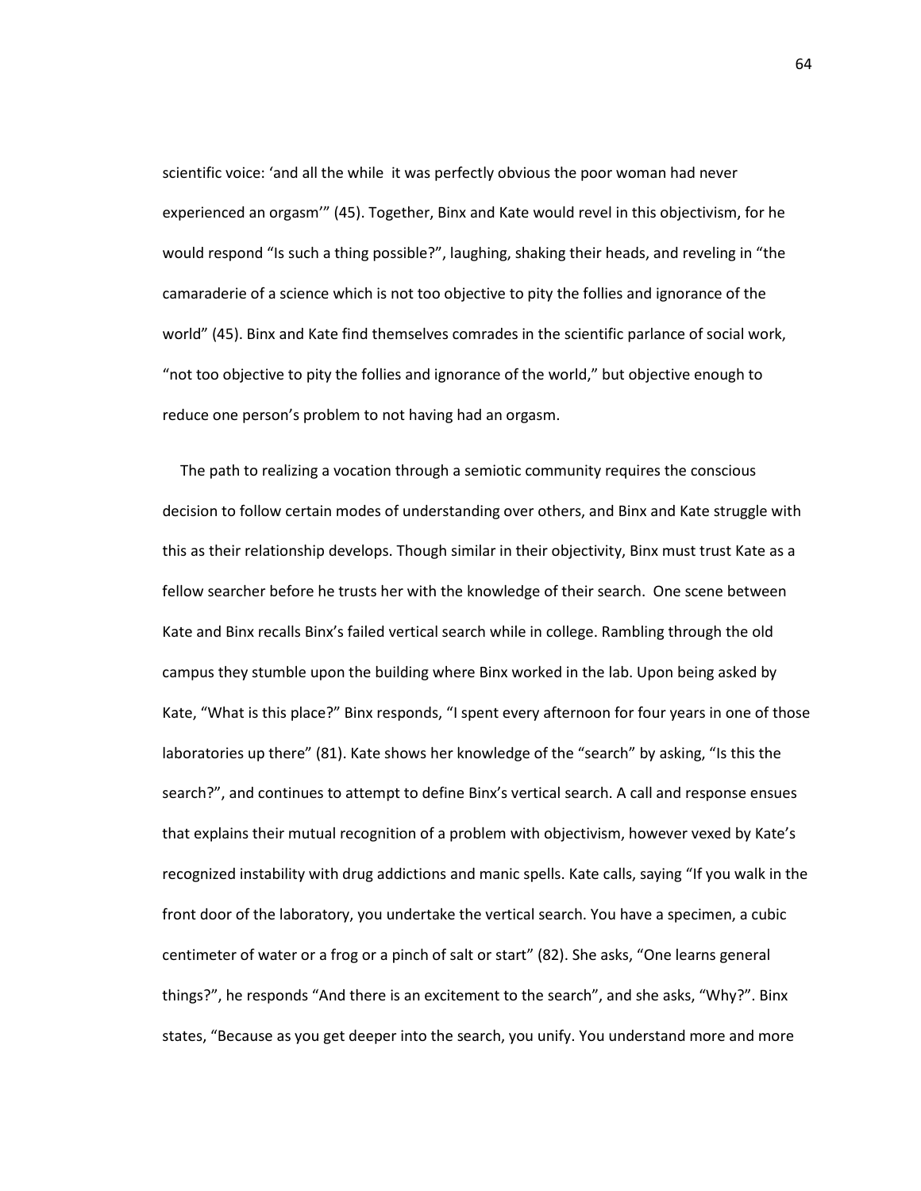scientific voice: 'and all the while it was perfectly obvious the poor woman had never experienced an orgasm'" (45). Together, Binx and Kate would revel in this objectivism, for he would respond "Is such a thing possible?", laughing, shaking their heads, and reveling in "the camaraderie of a science which is not too objective to pity the follies and ignorance of the world" (45). Binx and Kate find themselves comrades in the scientific parlance of social work, "not too objective to pity the follies and ignorance of the world," but objective enough to reduce one person's problem to not having had an orgasm.

The path to realizing a vocation through a semiotic community requires the conscious decision to follow certain modes of understanding over others, and Binx and Kate struggle with this as their relationship develops. Though similar in their objectivity, Binx must trust Kate as a fellow searcher before he trusts her with the knowledge of their search. One scene between Kate and Binx recalls Binx's failed vertical search while in college. Rambling through the old campus they stumble upon the building where Binx worked in the lab. Upon being asked by Kate, "What is this place?" Binx responds, "I spent every afternoon for four years in one of those laboratories up there" (81). Kate shows her knowledge of the "search" by asking, "Is this the search?", and continues to attempt to define Binx's vertical search. A call and response ensues that explains their mutual recognition of a problem with objectivism, however vexed by Kate's recognized instability with drug addictions and manic spells. Kate calls, saying "If you walk in the front door of the laboratory, you undertake the vertical search. You have a specimen, a cubic centimeter of water or a frog or a pinch of salt or start" (82). She asks, "One learns general things?", he responds "And there is an excitement to the search", and she asks, "Why?". Binx states, "Because as you get deeper into the search, you unify. You understand more and more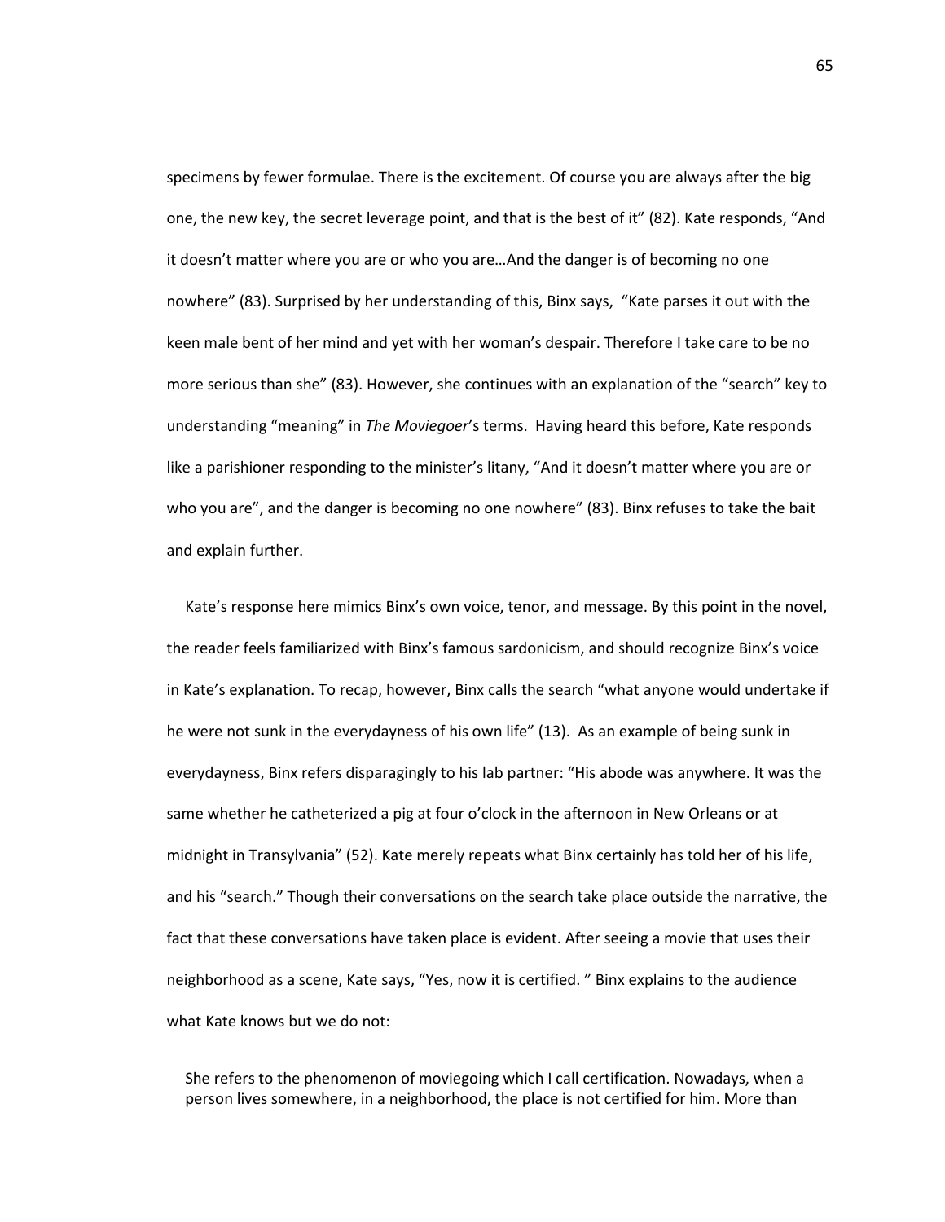specimens by fewer formulae. There is the excitement. Of course you are always after the big one, the new key, the secret leverage point, and that is the best of it" (82). Kate responds, "And it doesn't matter where you are or who you are…And the danger is of becoming no one nowhere" (83). Surprised by her understanding of this, Binx says, "Kate parses it out with the keen male bent of her mind and yet with her woman's despair. Therefore I take care to be no more serious than she" (83). However, she continues with an explanation of the "search" key to understanding "meaning" in *The Moviegoer*'s terms. Having heard this before, Kate responds like a parishioner responding to the minister's litany, "And it doesn't matter where you are or who you are", and the danger is becoming no one nowhere" (83). Binx refuses to take the bait and explain further.

Kate's response here mimics Binx's own voice, tenor, and message. By this point in the novel, the reader feels familiarized with Binx's famous sardonicism, and should recognize Binx's voice in Kate's explanation. To recap, however, Binx calls the search "what anyone would undertake if he were not sunk in the everydayness of his own life" (13). As an example of being sunk in everydayness, Binx refers disparagingly to his lab partner: "His abode was anywhere. It was the same whether he catheterized a pig at four o'clock in the afternoon in New Orleans or at midnight in Transylvania" (52). Kate merely repeats what Binx certainly has told her of his life, and his "search." Though their conversations on the search take place outside the narrative, the fact that these conversations have taken place is evident. After seeing a movie that uses their neighborhood as a scene, Kate says, "Yes, now it is certified. " Binx explains to the audience what Kate knows but we do not:

> She refers to the phenomenon of moviegoing which I call certification. Nowadays, when a person lives somewhere, in a neighborhood, the place is not certified for him. More than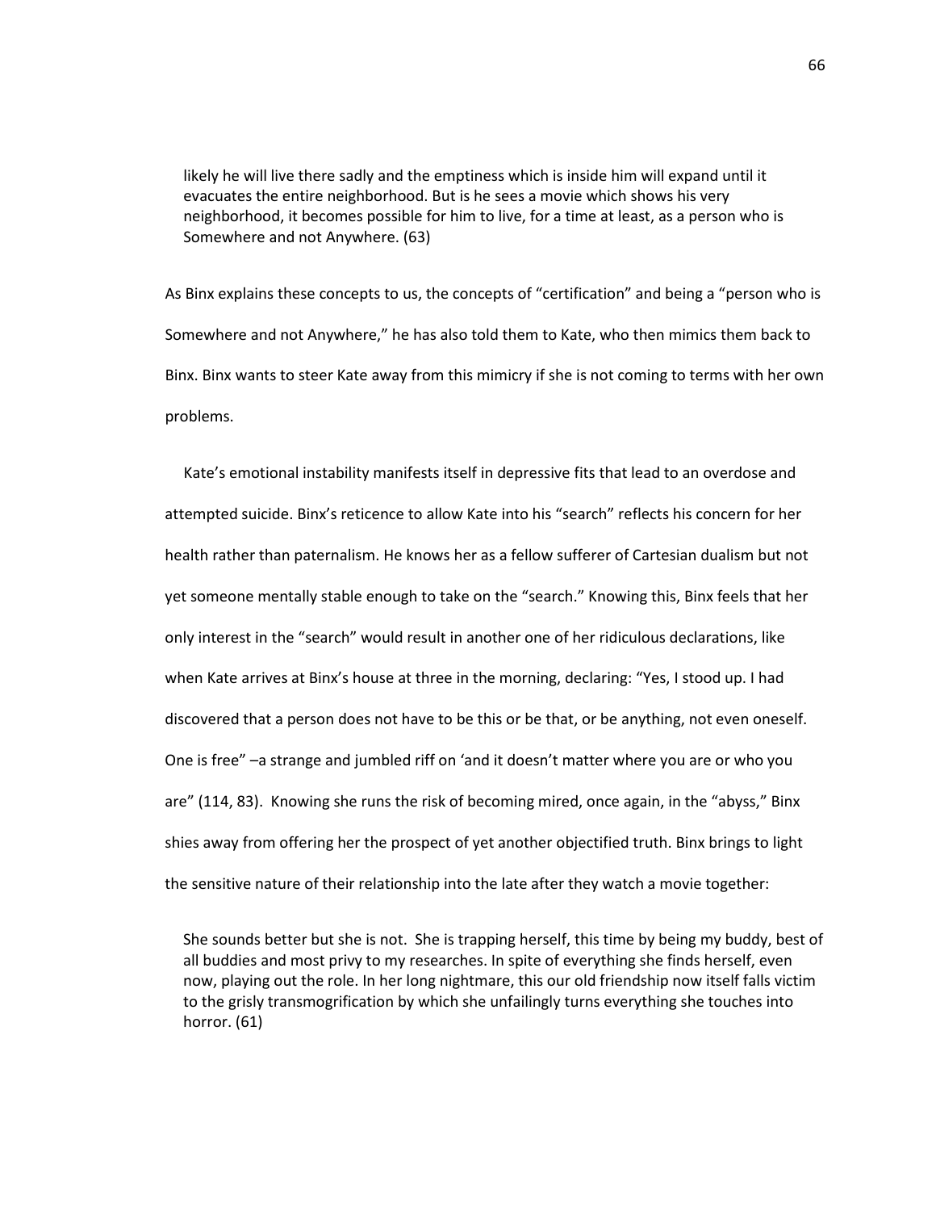> likely he will live there sadly and the emptiness which is inside him will expand until it evacuates the entire neighborhood. But is he sees a movie which shows his very neighborhood, it becomes possible for him to live, for a time at least, as a person who is Somewhere and not Anywhere. (63)

As Binx explains these concepts to us, the concepts of "certification" and being a "person who is Somewhere and not Anywhere," he has also told them to Kate, who then mimics them back to Binx. Binx wants to steer Kate away from this mimicry if she is not coming to terms with her own problems.

Kate's emotional instability manifests itself in depressive fits that lead to an overdose and attempted suicide. Binx's reticence to allow Kate into his "search" reflects his concern for her health rather than paternalism. He knows her as a fellow sufferer of Cartesian dualism but not yet someone mentally stable enough to take on the "search." Knowing this, Binx feels that her only interest in the "search" would result in another one of her ridiculous declarations, like when Kate arrives at Binx's house at three in the morning, declaring: "Yes, I stood up. I had discovered that a person does not have to be this or be that, or be anything, not even oneself. One is free" –a strange and jumbled riff on 'and it doesn't matter where you are or who you are" (114, 83). Knowing she runs the risk of becoming mired, once again, in the "abyss," Binx shies away from offering her the prospect of yet another objectified truth. Binx brings to light the sensitive nature of their relationship into the late after they watch a movie together:

> She sounds better but she is not. She is trapping herself, this time by being my buddy, best of all buddies and most privy to my researches. In spite of everything she finds herself, even now, playing out the role. In her long nightmare, this our old friendship now itself falls victim to the grisly transmogrification by which she unfailingly turns everything she touches into horror. (61)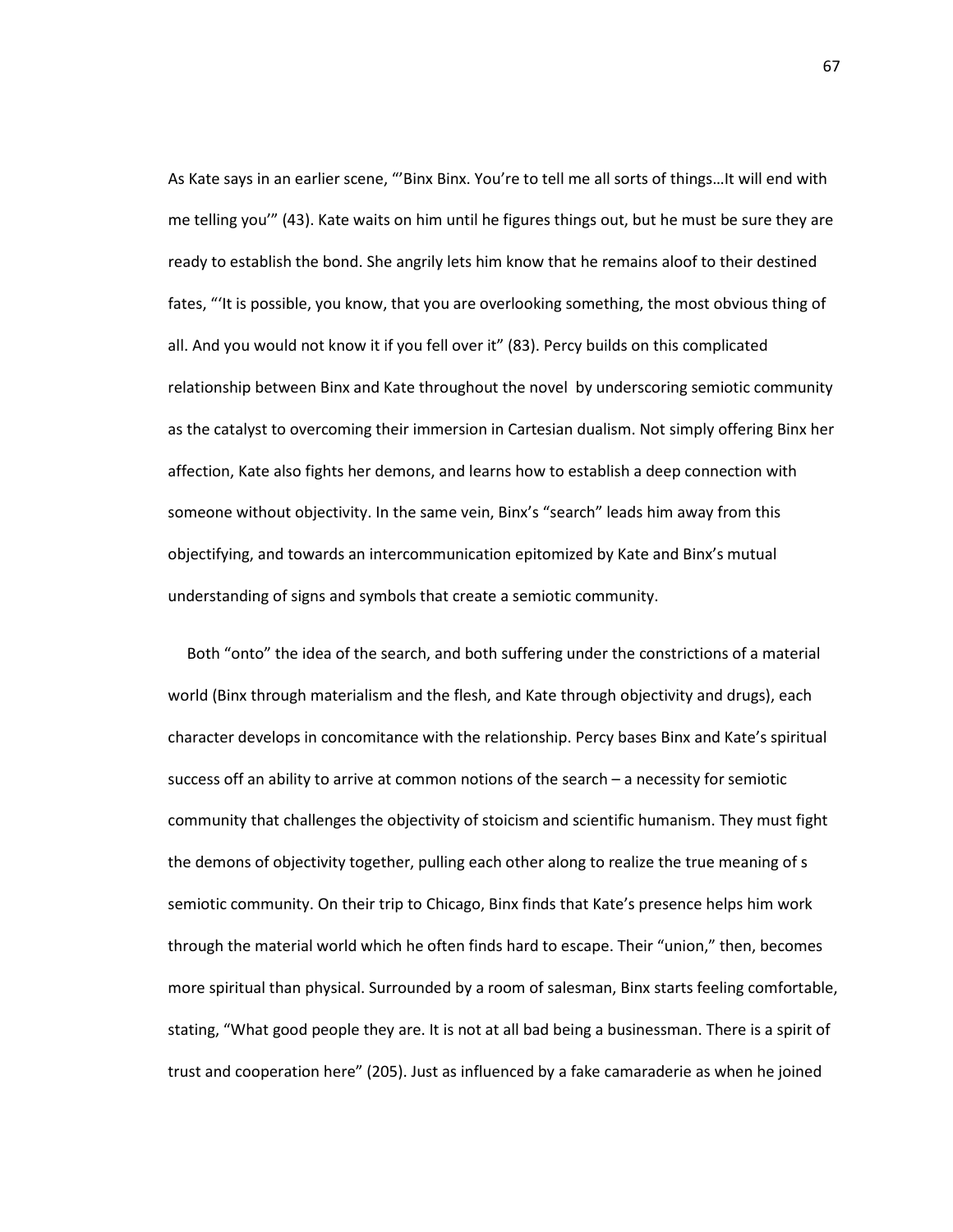As Kate says in an earlier scene, "'Binx Binx. You're to tell me all sorts of things…It will end with me telling you'" (43). Kate waits on him until he figures things out, but he must be sure they are ready to establish the bond. She angrily lets him know that he remains aloof to their destined fates, "'It is possible, you know, that you are overlooking something, the most obvious thing of all. And you would not know it if you fell over it" (83). Percy builds on this complicated relationship between Binx and Kate throughout the novel by underscoring semiotic community as the catalyst to overcoming their immersion in Cartesian dualism. Not simply offering Binx her affection, Kate also fights her demons, and learns how to establish a deep connection with someone without objectivity. In the same vein, Binx's "search" leads him away from this objectifying, and towards an intercommunication epitomized by Kate and Binx's mutual understanding of signs and symbols that create a semiotic community.

Both "onto" the idea of the search, and both suffering under the constrictions of a material world (Binx through materialism and the flesh, and Kate through objectivity and drugs), each character develops in concomitance with the relationship. Percy bases Binx and Kate's spiritual success off an ability to arrive at common notions of the search – a necessity for semiotic community that challenges the objectivity of stoicism and scientific humanism. They must fight the demons of objectivity together, pulling each other along to realize the true meaning of s semiotic community. On their trip to Chicago, Binx finds that Kate's presence helps him work through the material world which he often finds hard to escape. Their "union," then, becomes more spiritual than physical. Surrounded by a room of salesman, Binx starts feeling comfortable, stating, "What good people they are. It is not at all bad being a businessman. There is a spirit of trust and cooperation here" (205). Just as influenced by a fake camaraderie as when he joined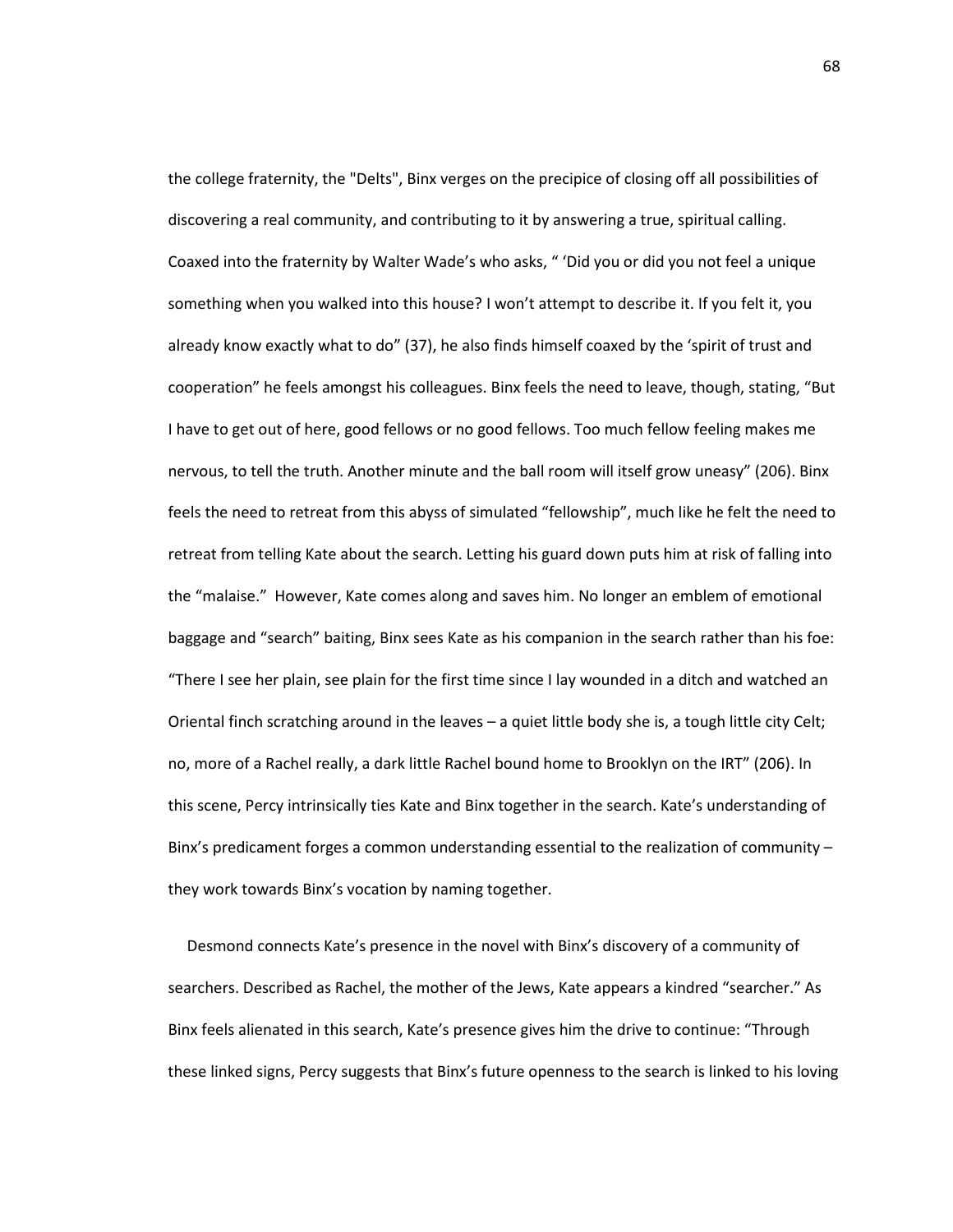the college fraternity, the "Delts", Binx verges on the precipice of closing off all possibilities of discovering a real community, and contributing to it by answering a true, spiritual calling. Coaxed into the fraternity by Walter Wade's who asks, " 'Did you or did you not feel a unique something when you walked into this house? I won't attempt to describe it. If you felt it, you already know exactly what to do" (37), he also finds himself coaxed by the 'spirit of trust and cooperation" he feels amongst his colleagues. Binx feels the need to leave, though, stating, "But I have to get out of here, good fellows or no good fellows. Too much fellow feeling makes me nervous, to tell the truth. Another minute and the ball room will itself grow uneasy" (206). Binx feels the need to retreat from this abyss of simulated "fellowship", much like he felt the need to retreat from telling Kate about the search. Letting his guard down puts him at risk of falling into the "malaise." However, Kate comes along and saves him. No longer an emblem of emotional baggage and "search" baiting, Binx sees Kate as his companion in the search rather than his foe: "There I see her plain, see plain for the first time since I lay wounded in a ditch and watched an Oriental finch scratching around in the leaves – a quiet little body she is, a tough little city Celt; no, more of a Rachel really, a dark little Rachel bound home to Brooklyn on the IRT" (206). In this scene, Percy intrinsically ties Kate and Binx together in the search. Kate's understanding of Binx's predicament forges a common understanding essential to the realization of community – they work towards Binx's vocation by naming together.

Desmond connects Kate's presence in the novel with Binx's discovery of a community of searchers. Described as Rachel, the mother of the Jews, Kate appears a kindred "searcher." As Binx feels alienated in this search, Kate's presence gives him the drive to continue: "Through these linked signs, Percy suggests that Binx's future openness to the search is linked to his loving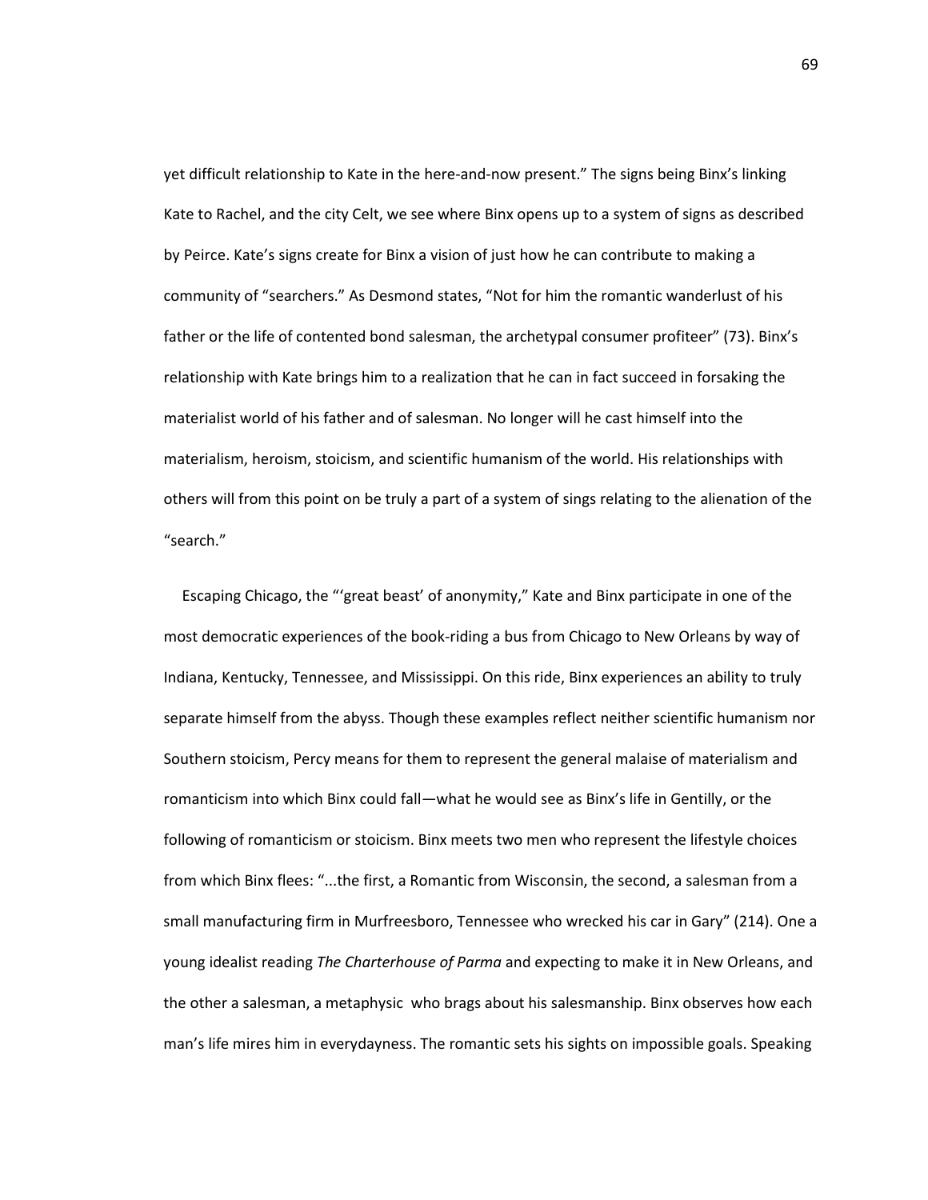yet difficult relationship to Kate in the here-and-now present." The signs being Binx's linking Kate to Rachel, and the city Celt, we see where Binx opens up to a system of signs as described by Peirce. Kate's signs create for Binx a vision of just how he can contribute to making a community of "searchers." As Desmond states, "Not for him the romantic wanderlust of his father or the life of contented bond salesman, the archetypal consumer profiteer" (73). Binx's relationship with Kate brings him to a realization that he can in fact succeed in forsaking the materialist world of his father and of salesman. No longer will he cast himself into the materialism, heroism, stoicism, and scientific humanism of the world. His relationships with others will from this point on be truly a part of a system of sings relating to the alienation of the "search."

Escaping Chicago, the "'great beast' of anonymity," Kate and Binx participate in one of the most democratic experiences of the book-riding a bus from Chicago to New Orleans by way of Indiana, Kentucky, Tennessee, and Mississippi. On this ride, Binx experiences an ability to truly separate himself from the abyss. Though these examples reflect neither scientific humanism nor Southern stoicism, Percy means for them to represent the general malaise of materialism and romanticism into which Binx could fall—what he would see as Binx's life in Gentilly, or the following of romanticism or stoicism. Binx meets two men who represent the lifestyle choices from which Binx flees: "...the first, a Romantic from Wisconsin, the second, a salesman from a small manufacturing firm in Murfreesboro, Tennessee who wrecked his car in Gary" (214). One a young idealist reading *The Charterhouse of Parma* and expecting to make it in New Orleans, and the other a salesman, a metaphysic who brags about his salesmanship. Binx observes how each man's life mires him in everydayness. The romantic sets his sights on impossible goals. Speaking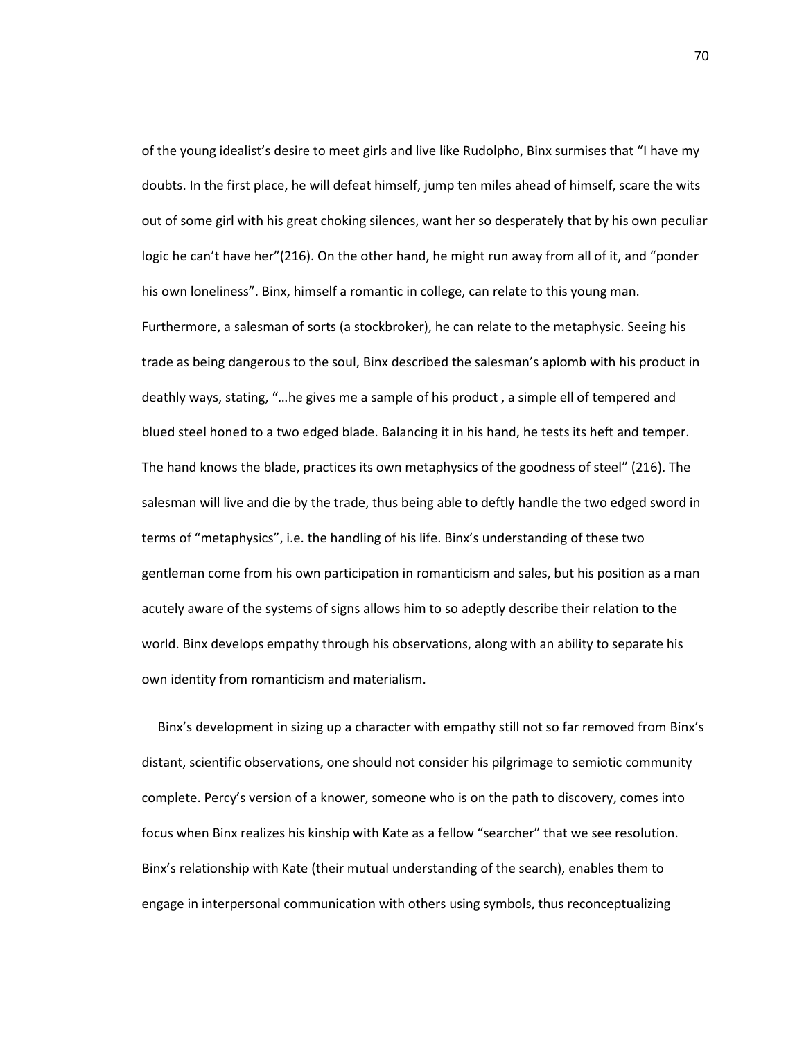of the young idealist's desire to meet girls and live like Rudolpho, Binx surmises that "I have my doubts. In the first place, he will defeat himself, jump ten miles ahead of himself, scare the wits out of some girl with his great choking silences, want her so desperately that by his own peculiar logic he can't have her"(216). On the other hand, he might run away from all of it, and "ponder his own loneliness". Binx, himself a romantic in college, can relate to this young man. Furthermore, a salesman of sorts (a stockbroker), he can relate to the metaphysic. Seeing his trade as being dangerous to the soul, Binx described the salesman's aplomb with his product in deathly ways, stating, "…he gives me a sample of his product , a simple ell of tempered and blued steel honed to a two edged blade. Balancing it in his hand, he tests its heft and temper. The hand knows the blade, practices its own metaphysics of the goodness of steel" (216). The salesman will live and die by the trade, thus being able to deftly handle the two edged sword in terms of "metaphysics", i.e. the handling of his life. Binx's understanding of these two gentleman come from his own participation in romanticism and sales, but his position as a man acutely aware of the systems of signs allows him to so adeptly describe their relation to the world. Binx develops empathy through his observations, along with an ability to separate his own identity from romanticism and materialism.

Binx's development in sizing up a character with empathy still not so far removed from Binx's distant, scientific observations, one should not consider his pilgrimage to semiotic community complete. Percy's version of a knower, someone who is on the path to discovery, comes into focus when Binx realizes his kinship with Kate as a fellow "searcher" that we see resolution. Binx's relationship with Kate (their mutual understanding of the search), enables them to engage in interpersonal communication with others using symbols, thus reconceptualizing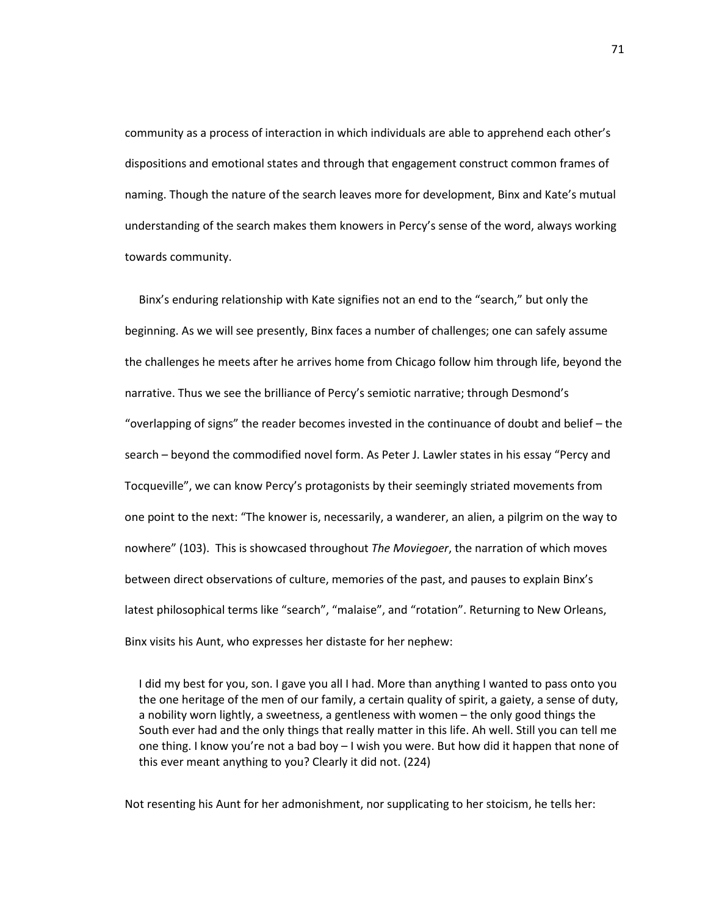community as a process of interaction in which individuals are able to apprehend each other's dispositions and emotional states and through that engagement construct common frames of naming. Though the nature of the search leaves more for development, Binx and Kate's mutual understanding of the search makes them knowers in Percy's sense of the word, always working towards community.

Binx's enduring relationship with Kate signifies not an end to the "search," but only the beginning. As we will see presently, Binx faces a number of challenges; one can safely assume the challenges he meets after he arrives home from Chicago follow him through life, beyond the narrative. Thus we see the brilliance of Percy's semiotic narrative; through Desmond's "overlapping of signs" the reader becomes invested in the continuance of doubt and belief – the search – beyond the commodified novel form. As Peter J. Lawler states in his essay "Percy and Tocqueville", we can know Percy's protagonists by their seemingly striated movements from one point to the next: "The knower is, necessarily, a wanderer, an alien, a pilgrim on the way to nowhere" (103). This is showcased throughout *The Moviegoer*, the narration of which moves between direct observations of culture, memories of the past, and pauses to explain Binx's latest philosophical terms like "search", "malaise", and "rotation". Returning to New Orleans, Binx visits his Aunt, who expresses her distaste for her nephew:

> I did my best for you, son. I gave you all I had. More than anything I wanted to pass onto you the one heritage of the men of our family, a certain quality of spirit, a gaiety, a sense of duty, a nobility worn lightly, a sweetness, a gentleness with women – the only good things the South ever had and the only things that really matter in this life. Ah well. Still you can tell me one thing. I know you're not a bad boy – I wish you were. But how did it happen that none of this ever meant anything to you? Clearly it did not. (224)

Not resenting his Aunt for her admonishment, nor supplicating to her stoicism, he tells her: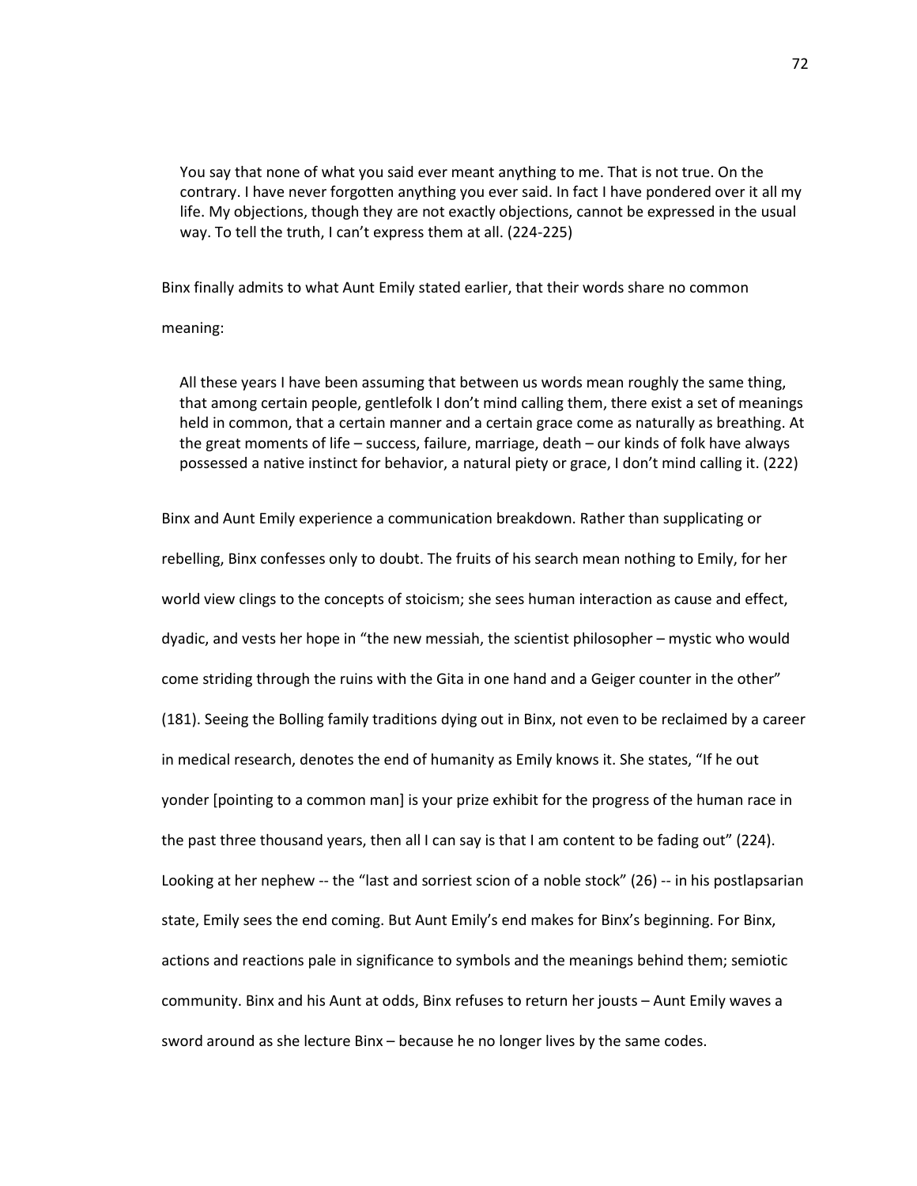> You say that none of what you said ever meant anything to me. That is not true. On the contrary. I have never forgotten anything you ever said. In fact I have pondered over it all my life. My objections, though they are not exactly objections, cannot be expressed in the usual way. To tell the truth, I can't express them at all. (224-225)

Binx finally admits to what Aunt Emily stated earlier, that their words share no common meaning:

> All these years I have been assuming that between us words mean roughly the same thing, that among certain people, gentlefolk I don't mind calling them, there exist a set of meanings held in common, that a certain manner and a certain grace come as naturally as breathing. At the great moments of life – success, failure, marriage, death – our kinds of folk have always possessed a native instinct for behavior, a natural piety or grace, I don't mind calling it. (222)

Binx and Aunt Emily experience a communication breakdown. Rather than supplicating or rebelling, Binx confesses only to doubt. The fruits of his search mean nothing to Emily, for her world view clings to the concepts of stoicism; she sees human interaction as cause and effect, dyadic, and vests her hope in "the new messiah, the scientist philosopher – mystic who would come striding through the ruins with the Gita in one hand and a Geiger counter in the other" (181). Seeing the Bolling family traditions dying out in Binx, not even to be reclaimed by a career in medical research, denotes the end of humanity as Emily knows it. She states, "If he out yonder [pointing to a common man] is your prize exhibit for the progress of the human race in the past three thousand years, then all I can say is that I am content to be fading out" (224). Looking at her nephew -- the "last and sorriest scion of a noble stock" (26) -- in his postlapsarian state, Emily sees the end coming. But Aunt Emily's end makes for Binx's beginning. For Binx, actions and reactions pale in significance to symbols and the meanings behind them; semiotic community. Binx and his Aunt at odds, Binx refuses to return her jousts – Aunt Emily waves a sword around as she lecture Binx – because he no longer lives by the same codes.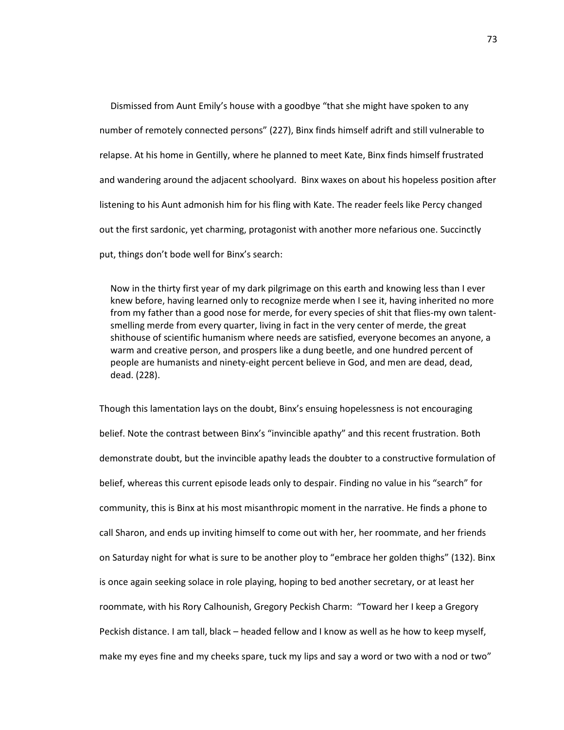Dismissed from Aunt Emily's house with a goodbye "that she might have spoken to any number of remotely connected persons" (227), Binx finds himself adrift and still vulnerable to relapse. At his home in Gentilly, where he planned to meet Kate, Binx finds himself frustrated and wandering around the adjacent schoolyard. Binx waxes on about his hopeless position after listening to his Aunt admonish him for his fling with Kate. The reader feels like Percy changed out the first sardonic, yet charming, protagonist with another more nefarious one. Succinctly put, things don't bode well for Binx's search:

> Now in the thirty first year of my dark pilgrimage on this earth and knowing less than I ever knew before, having learned only to recognize merde when I see it, having inherited no more from my father than a good nose for merde, for every species of shit that flies-my own talent-smelling merde from every quarter, living in fact in the very center of merde, the great shithouse of scientific humanism where needs are satisfied, everyone becomes an anyone, a warm and creative person, and prospers like a dung beetle, and one hundred percent of people are humanists and ninety-eight percent believe in God, and men are dead, dead, dead. (228).

Though this lamentation lays on the doubt, Binx's ensuing hopelessness is not encouraging belief. Note the contrast between Binx's "invincible apathy" and this recent frustration. Both demonstrate doubt, but the invincible apathy leads the doubter to a constructive formulation of belief, whereas this current episode leads only to despair. Finding no value in his "search" for community, this is Binx at his most misanthropic moment in the narrative. He finds a phone to call Sharon, and ends up inviting himself to come out with her, her roommate, and her friends on Saturday night for what is sure to be another ploy to "embrace her golden thighs" (132). Binx is once again seeking solace in role playing, hoping to bed another secretary, or at least her roommate, with his Rory Calhounish, Gregory Peckish Charm: "Toward her I keep a Gregory Peckish distance. I am tall, black – headed fellow and I know as well as he how to keep myself, make my eyes fine and my cheeks spare, tuck my lips and say a word or two with a nod or two"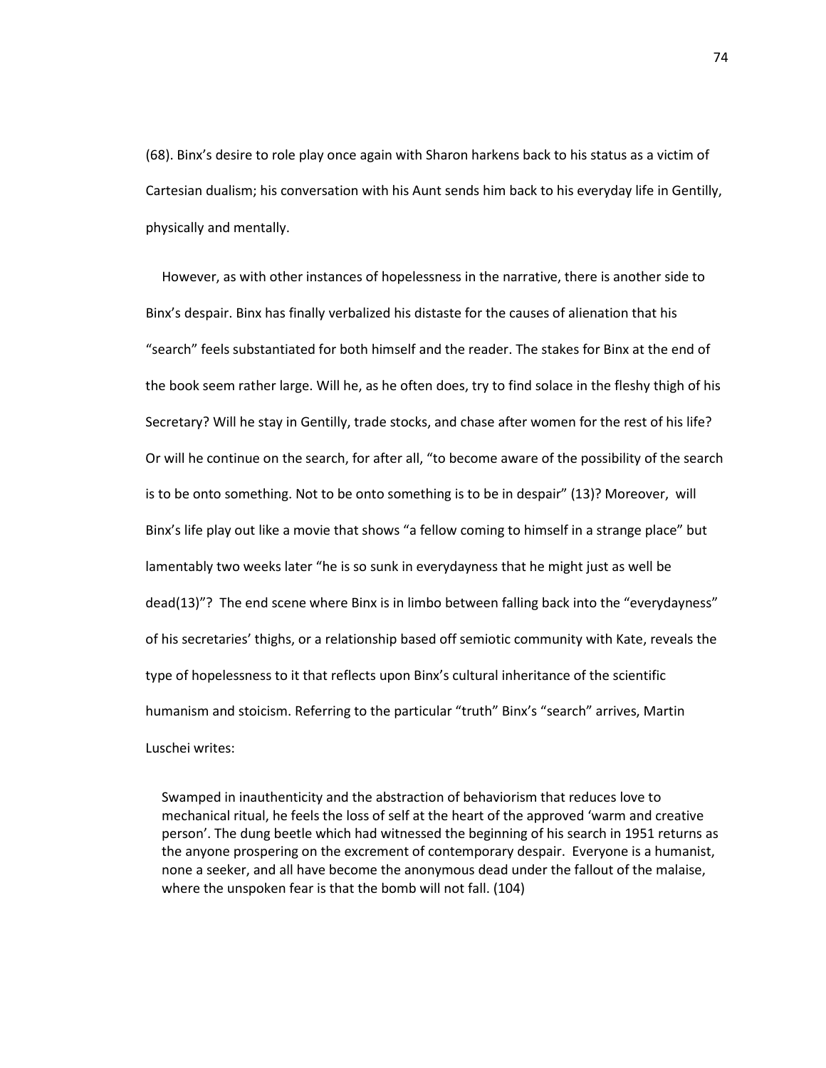(68). Binx's desire to role play once again with Sharon harkens back to his status as a victim of Cartesian dualism; his conversation with his Aunt sends him back to his everyday life in Gentilly, physically and mentally.

However, as with other instances of hopelessness in the narrative, there is another side to Binx's despair. Binx has finally verbalized his distaste for the causes of alienation that his "search" feels substantiated for both himself and the reader. The stakes for Binx at the end of the book seem rather large. Will he, as he often does, try to find solace in the fleshy thigh of his Secretary? Will he stay in Gentilly, trade stocks, and chase after women for the rest of his life? Or will he continue on the search, for after all, "to become aware of the possibility of the search is to be onto something. Not to be onto something is to be in despair" (13)? Moreover, will Binx's life play out like a movie that shows "a fellow coming to himself in a strange place" but lamentably two weeks later "he is so sunk in everydayness that he might just as well be dead(13)"? The end scene where Binx is in limbo between falling back into the "everydayness" of his secretaries' thighs, or a relationship based off semiotic community with Kate, reveals the type of hopelessness to it that reflects upon Binx's cultural inheritance of the scientific humanism and stoicism. Referring to the particular "truth" Binx's "search" arrives, Martin Luschei writes:

> Swamped in inauthenticity and the abstraction of behaviorism that reduces love to mechanical ritual, he feels the loss of self at the heart of the approved 'warm and creative person'. The dung beetle which had witnessed the beginning of his search in 1951 returns as the anyone prospering on the excrement of contemporary despair. Everyone is a humanist, none a seeker, and all have become the anonymous dead under the fallout of the malaise, where the unspoken fear is that the bomb will not fall. (104)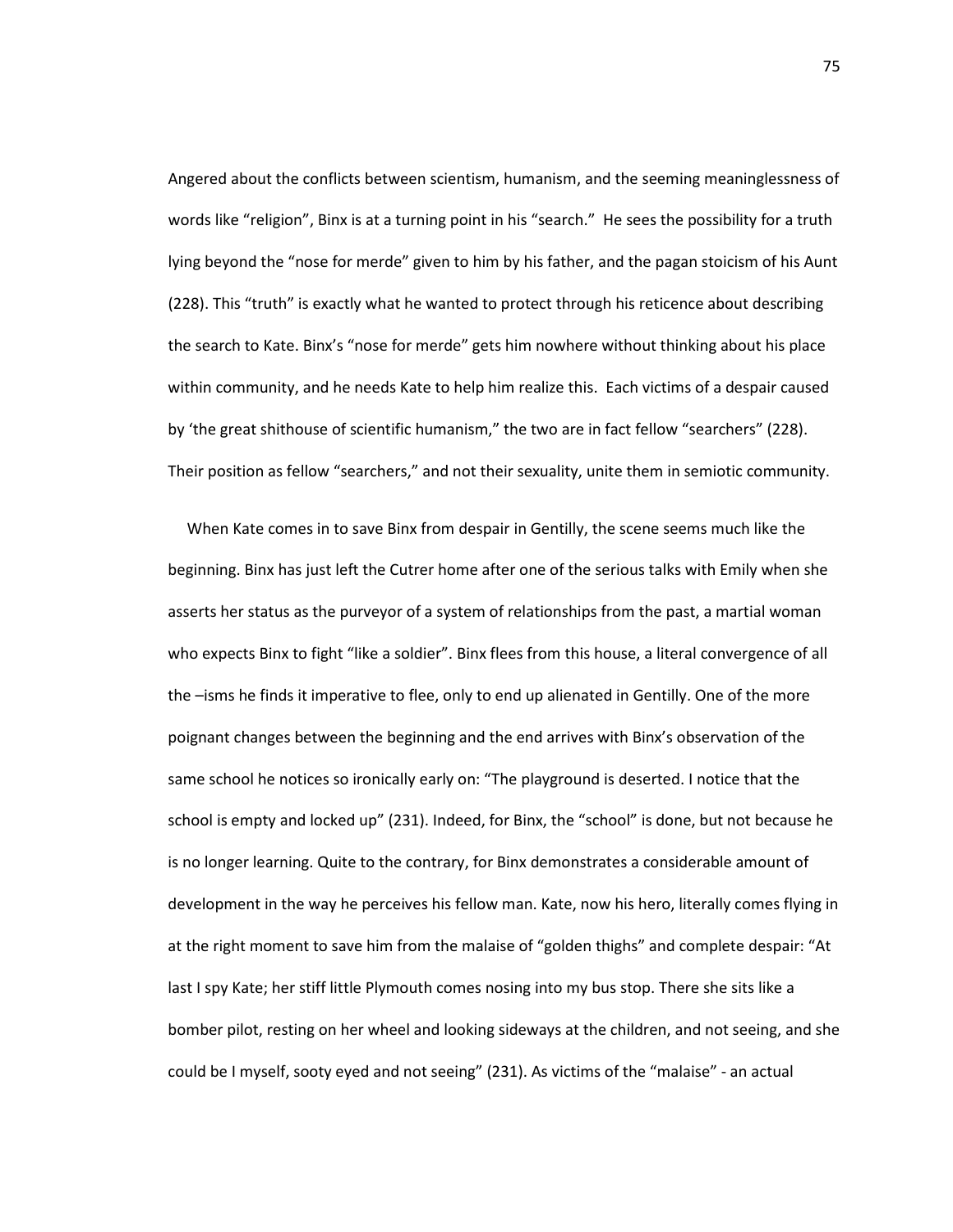Angered about the conflicts between scientism, humanism, and the seeming meaninglessness of words like "religion", Binx is at a turning point in his "search." He sees the possibility for a truth lying beyond the "nose for merde" given to him by his father, and the pagan stoicism of his Aunt (228). This "truth" is exactly what he wanted to protect through his reticence about describing the search to Kate. Binx's "nose for merde" gets him nowhere without thinking about his place within community, and he needs Kate to help him realize this. Each victims of a despair caused by 'the great shithouse of scientific humanism," the two are in fact fellow "searchers" (228). Their position as fellow "searchers," and not their sexuality, unite them in semiotic community.

When Kate comes in to save Binx from despair in Gentilly, the scene seems much like the beginning. Binx has just left the Cutrer home after one of the serious talks with Emily when she asserts her status as the purveyor of a system of relationships from the past, a martial woman who expects Binx to fight "like a soldier". Binx flees from this house, a literal convergence of all the –isms he finds it imperative to flee, only to end up alienated in Gentilly. One of the more poignant changes between the beginning and the end arrives with Binx's observation of the same school he notices so ironically early on: "The playground is deserted. I notice that the school is empty and locked up" (231). Indeed, for Binx, the "school" is done, but not because he is no longer learning. Quite to the contrary, for Binx demonstrates a considerable amount of development in the way he perceives his fellow man. Kate, now his hero, literally comes flying in at the right moment to save him from the malaise of "golden thighs" and complete despair: "At last I spy Kate; her stiff little Plymouth comes nosing into my bus stop. There she sits like a bomber pilot, resting on her wheel and looking sideways at the children, and not seeing, and she could be I myself, sooty eyed and not seeing" (231). As victims of the "malaise" - an actual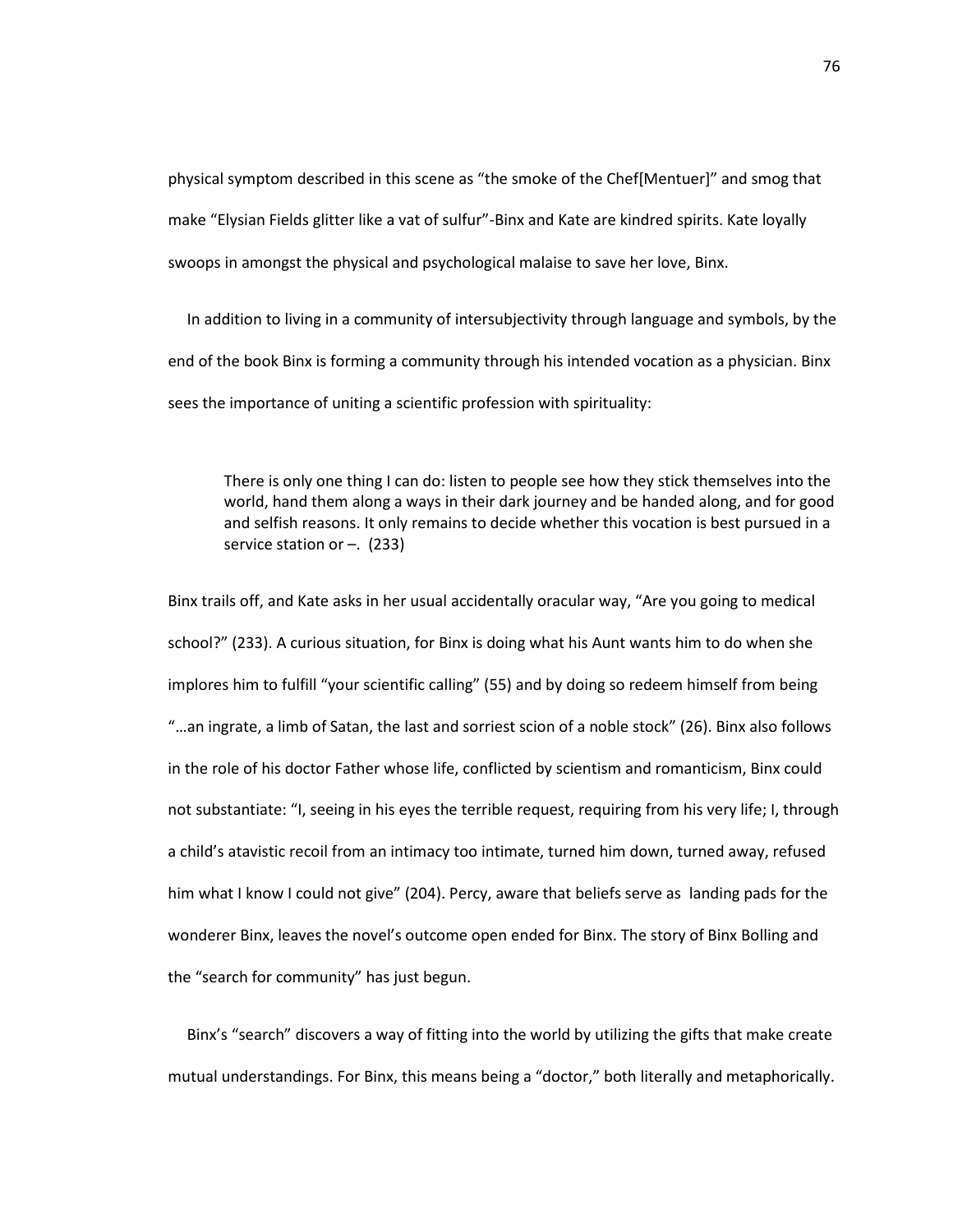physical symptom described in this scene as "the smoke of the Chef[Mentuer]" and smog that make "Elysian Fields glitter like a vat of sulfur"-Binx and Kate are kindred spirits. Kate loyally swoops in amongst the physical and psychological malaise to save her love, Binx.

In addition to living in a community of intersubjectivity through language and symbols, by the end of the book Binx is forming a community through his intended vocation as a physician. Binx sees the importance of uniting a scientific profession with spirituality:

> There is only one thing I can do: listen to people see how they stick themselves into the world, hand them along a ways in their dark journey and be handed along, and for good and selfish reasons. It only remains to decide whether this vocation is best pursued in a service station or –. (233)

Binx trails off, and Kate asks in her usual accidentally oracular way, "Are you going to medical school?" (233). A curious situation, for Binx is doing what his Aunt wants him to do when she implores him to fulfill "your scientific calling" (55) and by doing so redeem himself from being "…an ingrate, a limb of Satan, the last and sorriest scion of a noble stock" (26). Binx also follows in the role of his doctor Father whose life, conflicted by scientism and romanticism, Binx could not substantiate: "I, seeing in his eyes the terrible request, requiring from his very life; I, through a child's atavistic recoil from an intimacy too intimate, turned him down, turned away, refused him what I know I could not give" (204). Percy, aware that beliefs serve as landing pads for the wonderer Binx, leaves the novel's outcome open ended for Binx. The story of Binx Bolling and the "search for community" has just begun.

Binx's "search" discovers a way of fitting into the world by utilizing the gifts that make create mutual understandings. For Binx, this means being a "doctor," both literally and metaphorically.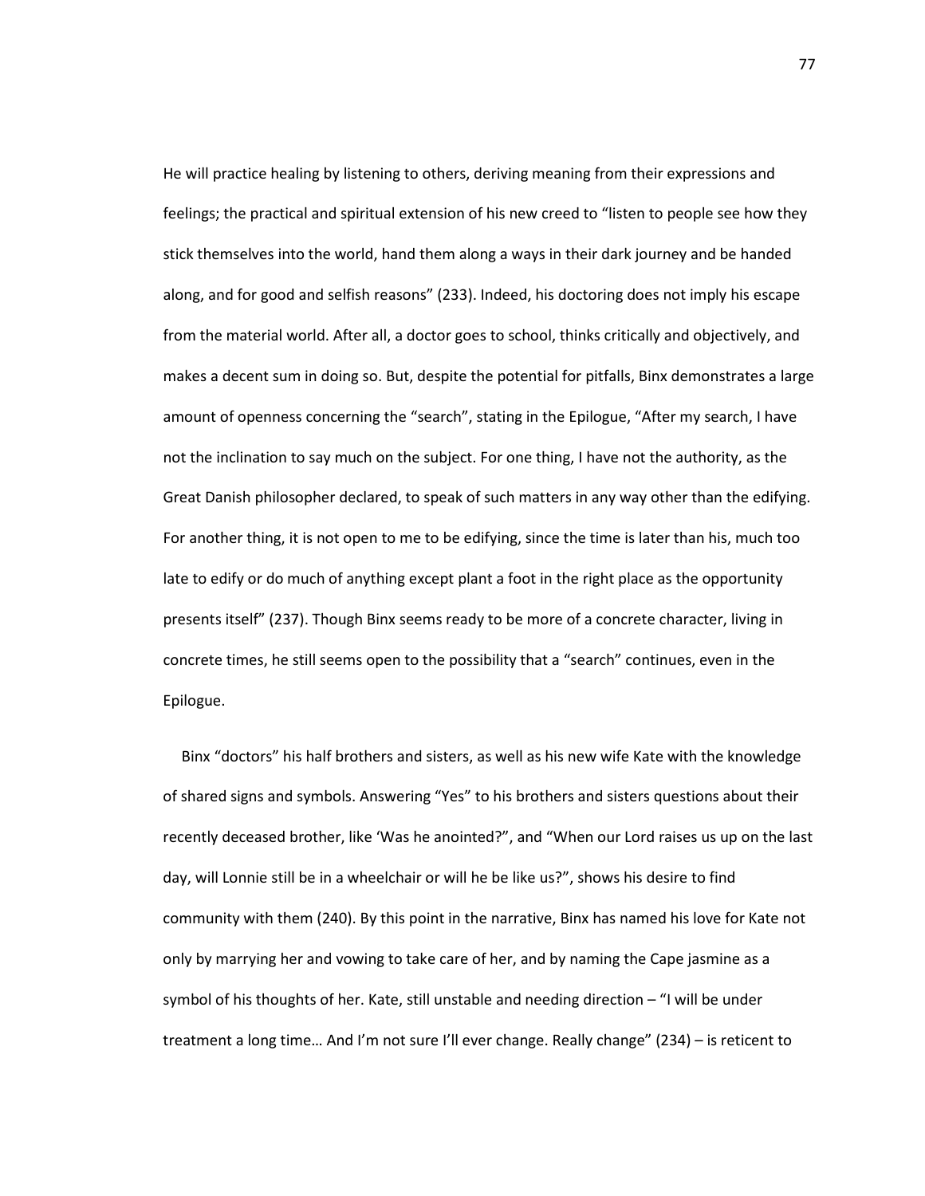He will practice healing by listening to others, deriving meaning from their expressions and feelings; the practical and spiritual extension of his new creed to "listen to people see how they stick themselves into the world, hand them along a ways in their dark journey and be handed along, and for good and selfish reasons" (233). Indeed, his doctoring does not imply his escape from the material world. After all, a doctor goes to school, thinks critically and objectively, and makes a decent sum in doing so. But, despite the potential for pitfalls, Binx demonstrates a large amount of openness concerning the "search", stating in the Epilogue, "After my search, I have not the inclination to say much on the subject. For one thing, I have not the authority, as the Great Danish philosopher declared, to speak of such matters in any way other than the edifying. For another thing, it is not open to me to be edifying, since the time is later than his, much too late to edify or do much of anything except plant a foot in the right place as the opportunity presents itself" (237). Though Binx seems ready to be more of a concrete character, living in concrete times, he still seems open to the possibility that a "search" continues, even in the Epilogue.

Binx "doctors" his half brothers and sisters, as well as his new wife Kate with the knowledge of shared signs and symbols. Answering "Yes" to his brothers and sisters questions about their recently deceased brother, like 'Was he anointed?", and "When our Lord raises us up on the last day, will Lonnie still be in a wheelchair or will he be like us?", shows his desire to find community with them (240). By this point in the narrative, Binx has named his love for Kate not only by marrying her and vowing to take care of her, and by naming the Cape jasmine as a symbol of his thoughts of her. Kate, still unstable and needing direction – "I will be under treatment a long time… And I'm not sure I'll ever change. Really change" (234) – is reticent to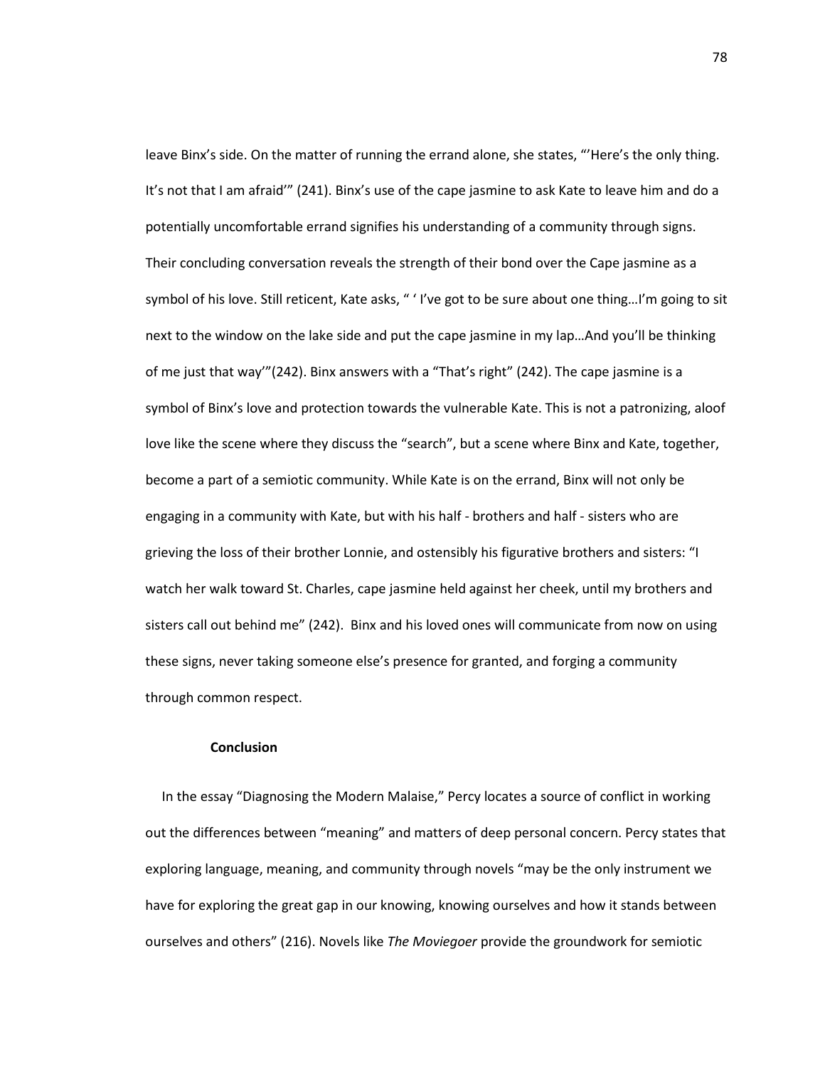leave Binx's side. On the matter of running the errand alone, she states, "'Here's the only thing. It's not that I am afraid'" (241). Binx's use of the cape jasmine to ask Kate to leave him and do a potentially uncomfortable errand signifies his understanding of a community through signs. Their concluding conversation reveals the strength of their bond over the Cape jasmine as a symbol of his love. Still reticent, Kate asks, " ' I've got to be sure about one thing…I'm going to sit next to the window on the lake side and put the cape jasmine in my lap…And you'll be thinking of me just that way'"(242). Binx answers with a "That's right" (242). The cape jasmine is a symbol of Binx's love and protection towards the vulnerable Kate. This is not a patronizing, aloof love like the scene where they discuss the "search", but a scene where Binx and Kate, together, become a part of a semiotic community. While Kate is on the errand, Binx will not only be engaging in a community with Kate, but with his half - brothers and half - sisters who are grieving the loss of their brother Lonnie, and ostensibly his figurative brothers and sisters: "I watch her walk toward St. Charles, cape jasmine held against her cheek, until my brothers and sisters call out behind me" (242). Binx and his loved ones will communicate from now on using these signs, never taking someone else's presence for granted, and forging a community through common respect.

**Conclusion**

In the essay "Diagnosing the Modern Malaise," Percy locates a source of conflict in working out the differences between "meaning" and matters of deep personal concern. Percy states that exploring language, meaning, and community through novels "may be the only instrument we have for exploring the great gap in our knowing, knowing ourselves and how it stands between ourselves and others" (216). Novels like *The Moviegoer* provide the groundwork for semiotic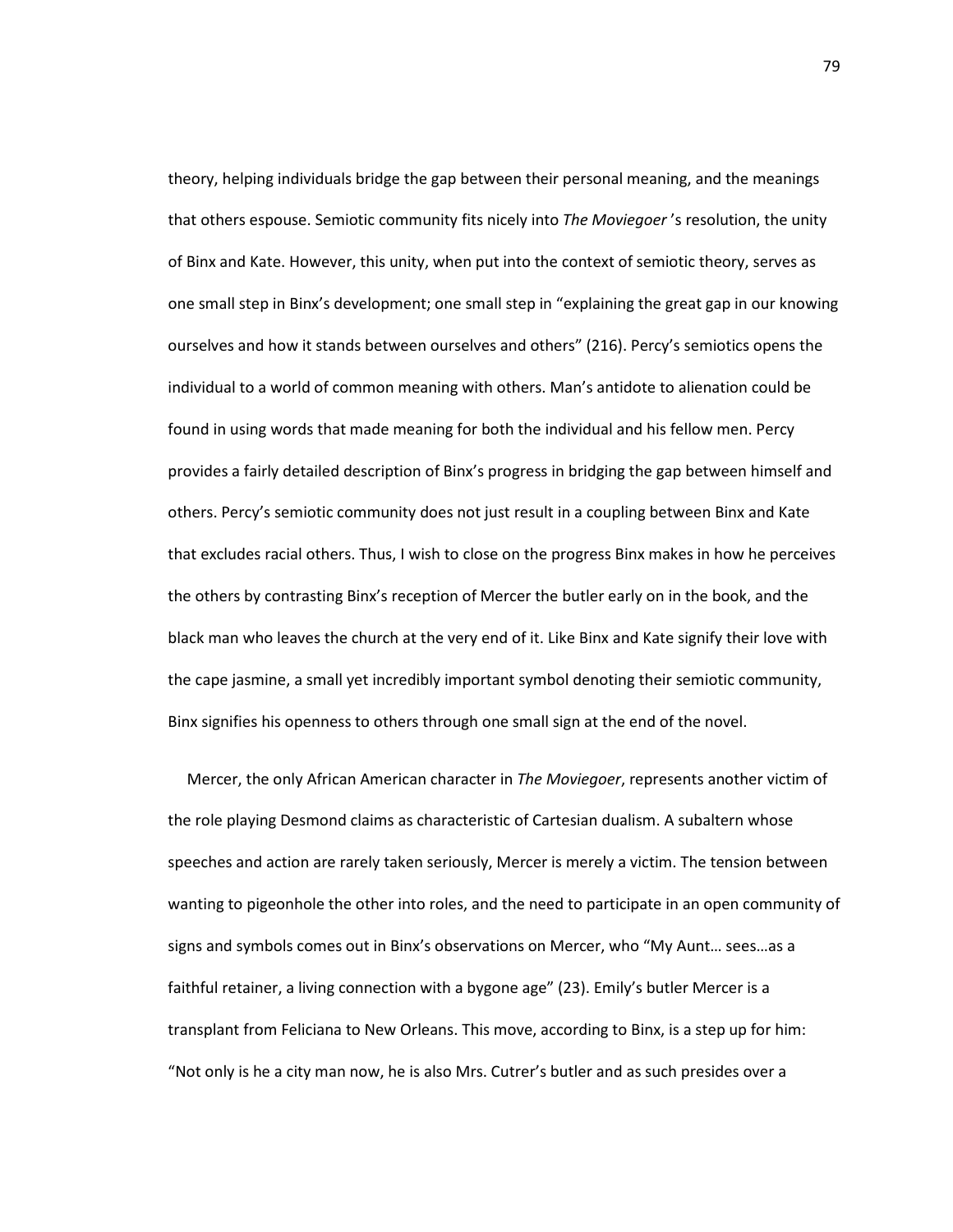theory, helping individuals bridge the gap between their personal meaning, and the meanings that others espouse. Semiotic community fits nicely into *The Moviegoer*'s resolution, the unity of Binx and Kate. However, this unity, when put into the context of semiotic theory, serves as one small step in Binx's development; one small step in "explaining the great gap in our knowing ourselves and how it stands between ourselves and others" (216). Percy's semiotics opens the individual to a world of common meaning with others. Man's antidote to alienation could be found in using words that made meaning for both the individual and his fellow men. Percy provides a fairly detailed description of Binx's progress in bridging the gap between himself and others. Percy's semiotic community does not just result in a coupling between Binx and Kate that excludes racial others. Thus, I wish to close on the progress Binx makes in how he perceives the others by contrasting Binx's reception of Mercer the butler early on in the book, and the black man who leaves the church at the very end of it. Like Binx and Kate signify their love with the cape jasmine, a small yet incredibly important symbol denoting their semiotic community, Binx signifies his openness to others through one small sign at the end of the novel.

Mercer, the only African American character in *The Moviegoer*, represents another victim of the role playing Desmond claims as characteristic of Cartesian dualism. A subaltern whose speeches and action are rarely taken seriously, Mercer is merely a victim. The tension between wanting to pigeonhole the other into roles, and the need to participate in an open community of signs and symbols comes out in Binx's observations on Mercer, who "My Aunt… sees…as a faithful retainer, a living connection with a bygone age" (23). Emily's butler Mercer is a transplant from Feliciana to New Orleans. This move, according to Binx, is a step up for him: "Not only is he a city man now, he is also Mrs. Cutrer's butler and as such presides over a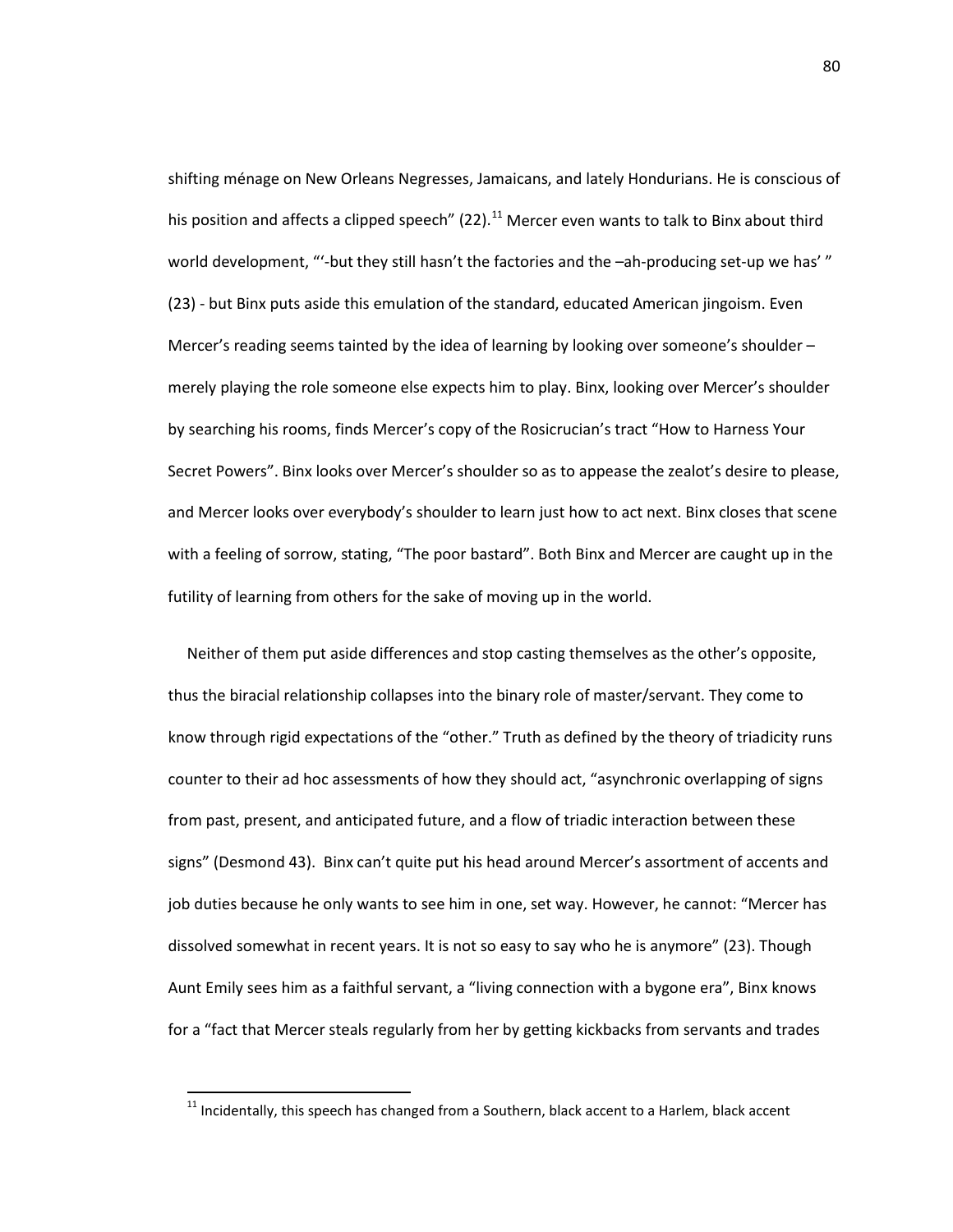shifting ménage on New Orleans Negresses, Jamaicans, and lately Hondurians. He is conscious of his position and affects a clipped speech" (22).[11] Mercer even wants to talk to Binx about third world development, "'-but they still hasn't the factories and the –ah-producing set-up we has' " (23) - but Binx puts aside this emulation of the standard, educated American jingoism. Even Mercer's reading seems tainted by the idea of learning by looking over someone's shoulder – merely playing the role someone else expects him to play. Binx, looking over Mercer's shoulder by searching his rooms, finds Mercer's copy of the Rosicrucian's tract "How to Harness Your Secret Powers". Binx looks over Mercer's shoulder so as to appease the zealot's desire to please, and Mercer looks over everybody's shoulder to learn just how to act next. Binx closes that scene with a feeling of sorrow, stating, "The poor bastard". Both Binx and Mercer are caught up in the futility of learning from others for the sake of moving up in the world.

Neither of them put aside differences and stop casting themselves as the other's opposite, thus the biracial relationship collapses into the binary role of master/servant. They come to know through rigid expectations of the "other." Truth as defined by the theory of triadicity runs counter to their ad hoc assessments of how they should act, "asynchronic overlapping of signs from past, present, and anticipated future, and a flow of triadic interaction between these signs" (Desmond 43). Binx can't quite put his head around Mercer's assortment of accents and job duties because he only wants to see him in one, set way. However, he cannot: "Mercer has dissolved somewhat in recent years. It is not so easy to say who he is anymore" (23). Though Aunt Emily sees him as a faithful servant, a "living connection with a bygone era", Binx knows for a "fact that Mercer steals regularly from her by getting kickbacks from servants and trades

[11] Incidentally, this speech has changed from a Southern, black accent to a Harlem, black accent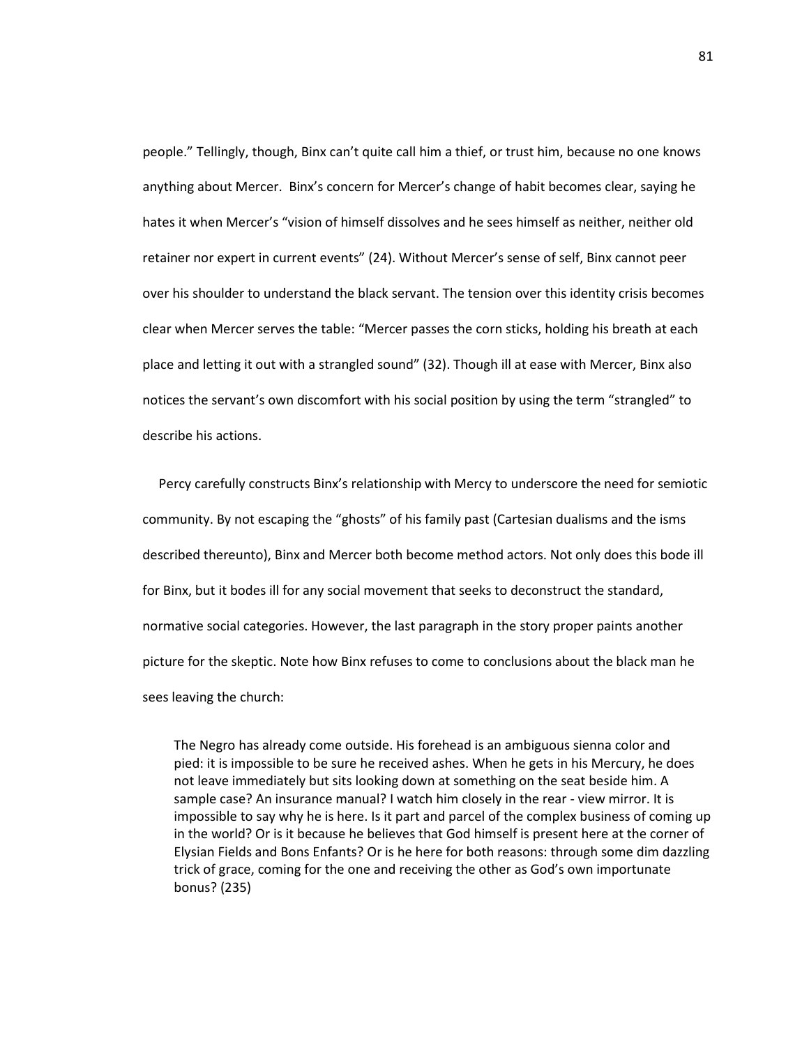people." Tellingly, though, Binx can't quite call him a thief, or trust him, because no one knows anything about Mercer. Binx's concern for Mercer's change of habit becomes clear, saying he hates it when Mercer's "vision of himself dissolves and he sees himself as neither, neither old retainer nor expert in current events" (24). Without Mercer's sense of self, Binx cannot peer over his shoulder to understand the black servant. The tension over this identity crisis becomes clear when Mercer serves the table: "Mercer passes the corn sticks, holding his breath at each place and letting it out with a strangled sound" (32). Though ill at ease with Mercer, Binx also notices the servant's own discomfort with his social position by using the term "strangled" to describe his actions.

Percy carefully constructs Binx's relationship with Mercy to underscore the need for semiotic community. By not escaping the "ghosts" of his family past (Cartesian dualisms and the isms described thereunto), Binx and Mercer both become method actors. Not only does this bode ill for Binx, but it bodes ill for any social movement that seeks to deconstruct the standard, normative social categories. However, the last paragraph in the story proper paints another picture for the skeptic. Note how Binx refuses to come to conclusions about the black man he sees leaving the church:

> The Negro has already come outside. His forehead is an ambiguous sienna color and pied: it is impossible to be sure he received ashes. When he gets in his Mercury, he does not leave immediately but sits looking down at something on the seat beside him. A sample case? An insurance manual? I watch him closely in the rear - view mirror. It is impossible to say why he is here. Is it part and parcel of the complex business of coming up in the world? Or is it because he believes that God himself is present here at the corner of Elysian Fields and Bons Enfants? Or is he here for both reasons: through some dim dazzling trick of grace, coming for the one and receiving the other as God's own importunate bonus? (235)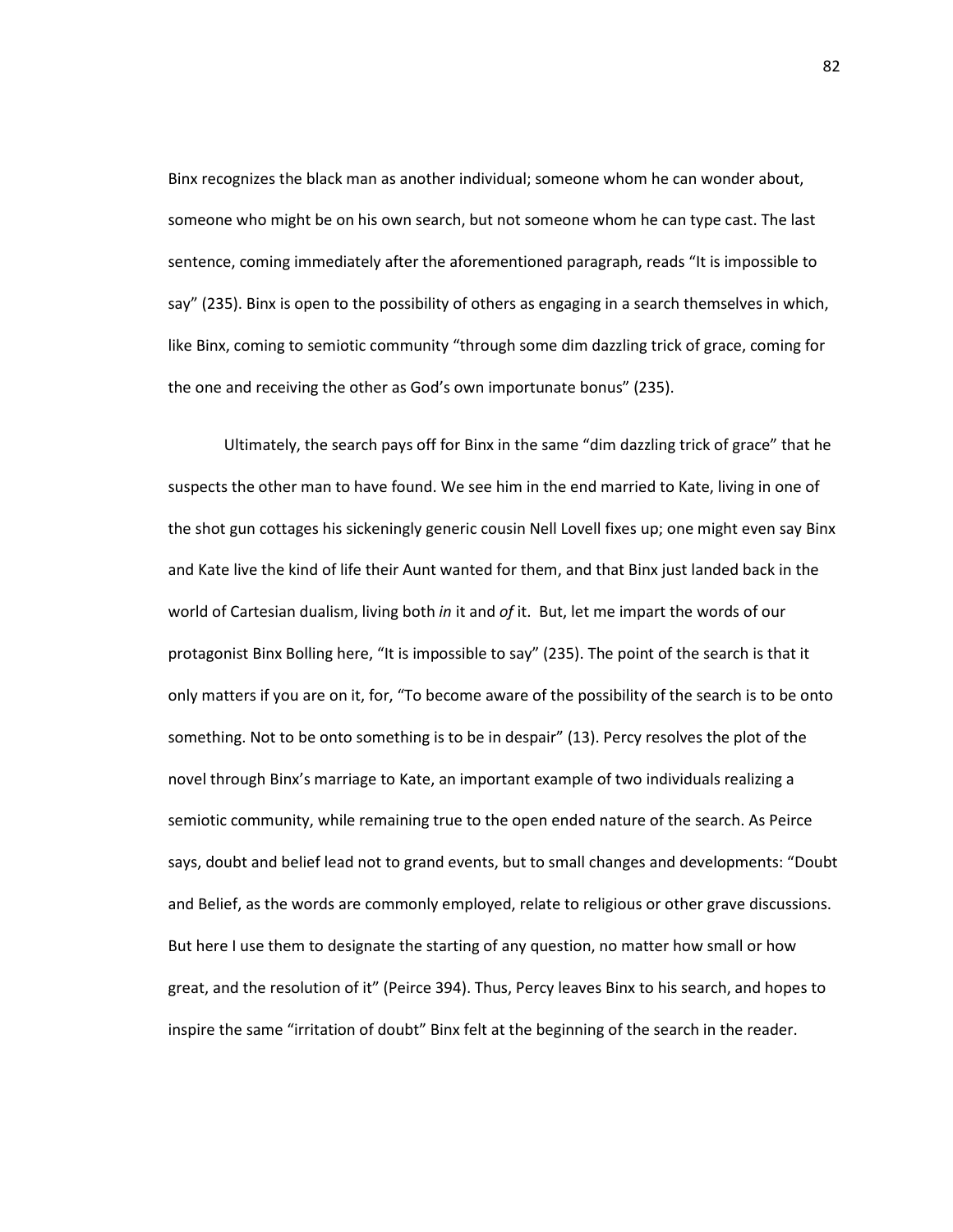Binx recognizes the black man as another individual; someone whom he can wonder about, someone who might be on his own search, but not someone whom he can type cast. The last sentence, coming immediately after the aforementioned paragraph, reads "It is impossible to say" (235). Binx is open to the possibility of others as engaging in a search themselves in which, like Binx, coming to semiotic community "through some dim dazzling trick of grace, coming for the one and receiving the other as God's own importunate bonus" (235).

Ultimately, the search pays off for Binx in the same "dim dazzling trick of grace" that he suspects the other man to have found. We see him in the end married to Kate, living in one of the shot gun cottages his sickeningly generic cousin Nell Lovell fixes up; one might even say Binx and Kate live the kind of life their Aunt wanted for them, and that Binx just landed back in the world of Cartesian dualism, living both *in* it and *of* it. But, let me impart the words of our protagonist Binx Bolling here, "It is impossible to say" (235). The point of the search is that it only matters if you are on it, for, "To become aware of the possibility of the search is to be onto something. Not to be onto something is to be in despair" (13). Percy resolves the plot of the novel through Binx's marriage to Kate, an important example of two individuals realizing a semiotic community, while remaining true to the open ended nature of the search. As Peirce says, doubt and belief lead not to grand events, but to small changes and developments: "Doubt and Belief, as the words are commonly employed, relate to religious or other grave discussions. But here I use them to designate the starting of any question, no matter how small or how great, and the resolution of it" (Peirce 394). Thus, Percy leaves Binx to his search, and hopes to inspire the same "irritation of doubt" Binx felt at the beginning of the search in the reader.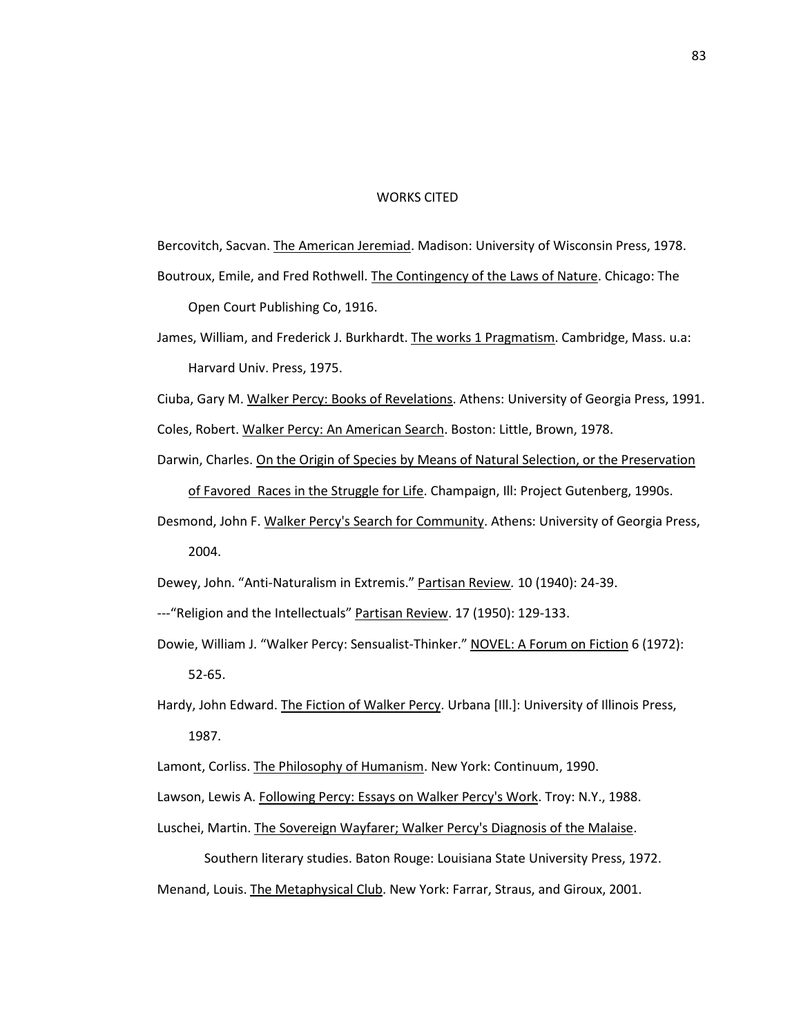# WORKS CITED

Bercovitch, Sacvan. The American Jeremiad. Madison: University of Wisconsin Press, 1978.

Boutroux, Emile, and Fred Rothwell. The Contingency of the Laws of Nature. Chicago: The Open Court Publishing Co, 1916.

James, William, and Frederick J. Burkhardt. The works 1 Pragmatism. Cambridge, Mass. u.a: Harvard Univ. Press, 1975.

Ciuba, Gary M. Walker Percy: Books of Revelations. Athens: University of Georgia Press, 1991.

Coles, Robert. Walker Percy: An American Search. Boston: Little, Brown, 1978.

Darwin, Charles. On the Origin of Species by Means of Natural Selection, or the Preservation of Favored Races in the Struggle for Life. Champaign, Ill: Project Gutenberg, 1990s.

Desmond, John F. Walker Percy's Search for Community. Athens: University of Georgia Press, 2004.

Dewey, John. "Anti-Naturalism in Extremis." Partisan Review. 10 (1940): 24-39.

---"Religion and the Intellectuals" Partisan Review. 17 (1950): 129-133.

Dowie, William J. "Walker Percy: Sensualist-Thinker." NOVEL: A Forum on Fiction 6 (1972): 52-65.

Hardy, John Edward. The Fiction of Walker Percy. Urbana [Ill.]: University of Illinois Press, 1987.

Lamont, Corliss. The Philosophy of Humanism. New York: Continuum, 1990.

Lawson, Lewis A. Following Percy: Essays on Walker Percy's Work. Troy: N.Y., 1988.

Luschei, Martin. The Sovereign Wayfarer; Walker Percy's Diagnosis of the Malaise. Southern literary studies. Baton Rouge: Louisiana State University Press, 1972.

Menand, Louis. The Metaphysical Club. New York: Farrar, Straus, and Giroux, 2001.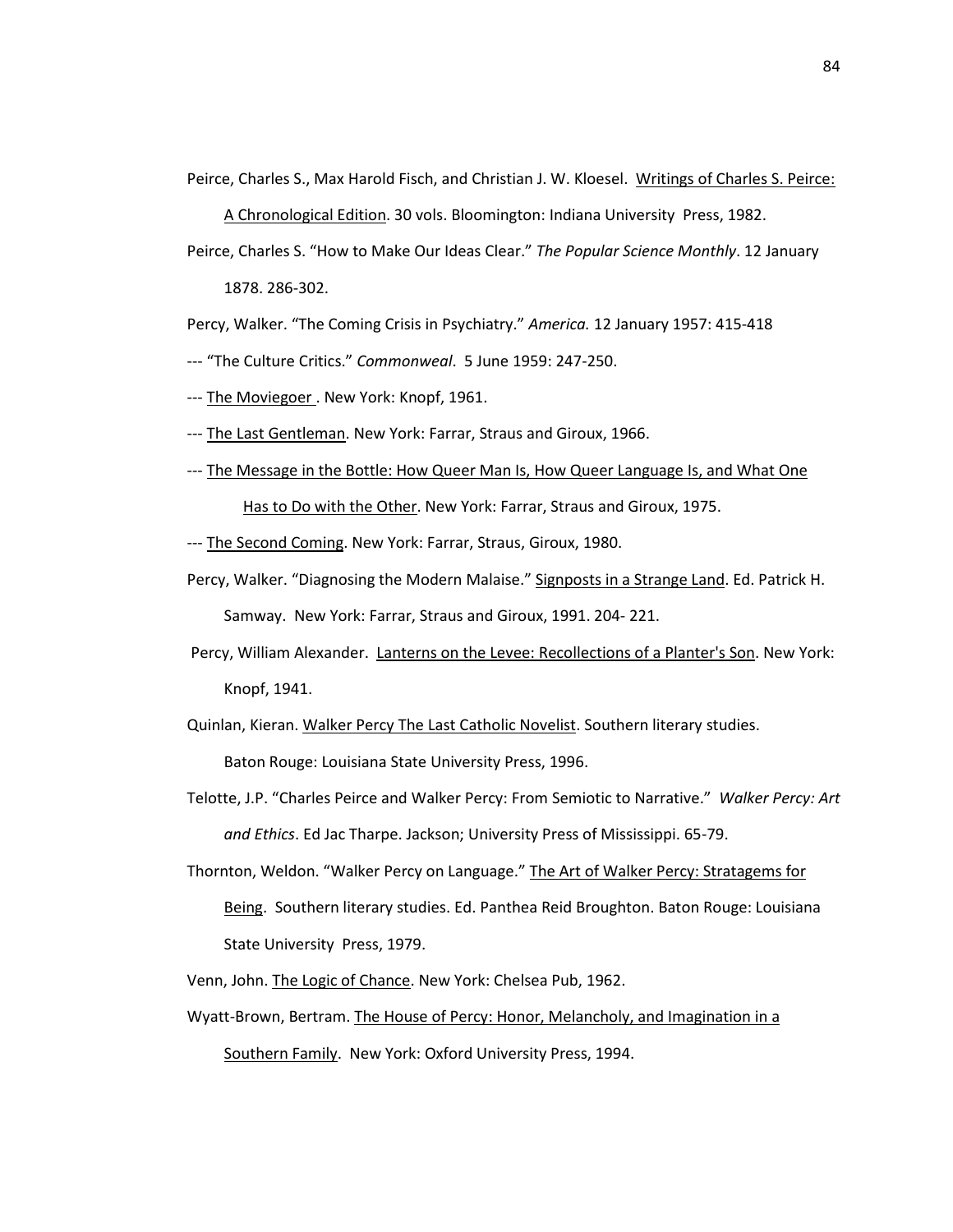Peirce, Charles S., Max Harold Fisch, and Christian J. W. Kloesel. Writings of Charles S. Peirce: A Chronological Edition. 30 vols. Bloomington: Indiana University Press, 1982.

Peirce, Charles S. "How to Make Our Ideas Clear." *The Popular Science Monthly*. 12 January 1878. 286-302.

Percy, Walker. "The Coming Crisis in Psychiatry." *America.* 12 January 1957: 415-418

--- "The Culture Critics." *Commonweal*. 5 June 1959: 247-250.

--- The Moviegoer . New York: Knopf, 1961.

--- The Last Gentleman. New York: Farrar, Straus and Giroux, 1966.

--- The Message in the Bottle: How Queer Man Is, How Queer Language Is, and What One Has to Do with the Other. New York: Farrar, Straus and Giroux, 1975.

--- The Second Coming. New York: Farrar, Straus, Giroux, 1980.

Percy, Walker. "Diagnosing the Modern Malaise." Signposts in a Strange Land. Ed. Patrick H. Samway. New York: Farrar, Straus and Giroux, 1991. 204- 221.

Percy, William Alexander. Lanterns on the Levee: Recollections of a Planter's Son. New York: Knopf, 1941.

Quinlan, Kieran. Walker Percy The Last Catholic Novelist. Southern literary studies. Baton Rouge: Louisiana State University Press, 1996.

Telotte, J.P. "Charles Peirce and Walker Percy: From Semiotic to Narrative." *Walker Percy: Art and Ethics*. Ed Jac Tharpe. Jackson; University Press of Mississippi. 65-79.

Thornton, Weldon. "Walker Percy on Language." The Art of Walker Percy: Stratagems for Being. Southern literary studies. Ed. Panthea Reid Broughton. Baton Rouge: Louisiana State University Press, 1979.

Venn, John. The Logic of Chance. New York: Chelsea Pub, 1962.

Wyatt-Brown, Bertram. The House of Percy: Honor, Melancholy, and Imagination in a Southern Family. New York: Oxford University Press, 1994.